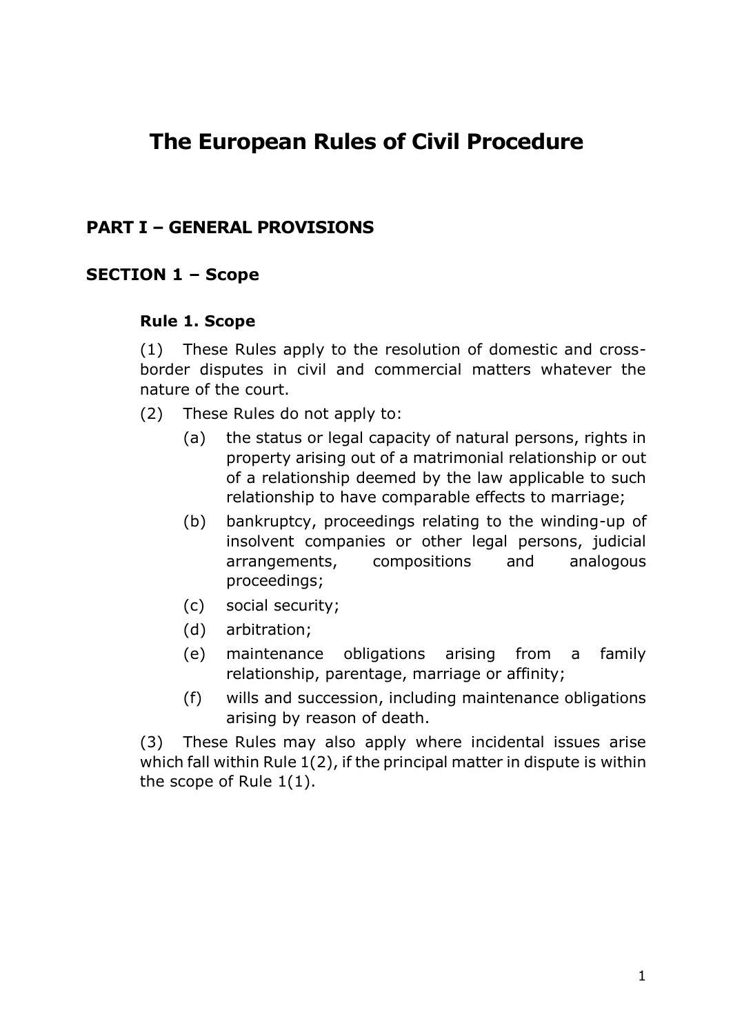# The European Rules of Civil Procedure

## PART I – GENERAL PROVISIONS

### SECTION 1 – Scope

#### Rule 1. Scope

(1) These Rules apply to the resolution of domestic and cross-border disputes in civil and commercial matters whatever the nature of the court.

(2) These Rules do not apply to:

- (a) the status or legal capacity of natural persons, rights in property arising out of a matrimonial relationship or out of a relationship deemed by the law applicable to such relationship to have comparable effects to marriage;
- (b) bankruptcy, proceedings relating to the winding-up of insolvent companies or other legal persons, judicial arrangements, compositions and analogous proceedings;
- (c) social security;
- (d) arbitration;
- (e) maintenance obligations arising from a family relationship, parentage, marriage or affinity;
- (f) wills and succession, including maintenance obligations arising by reason of death.

(3) These Rules may also apply where incidental issues arise which fall within Rule 1(2), if the principal matter in dispute is within the scope of Rule 1(1).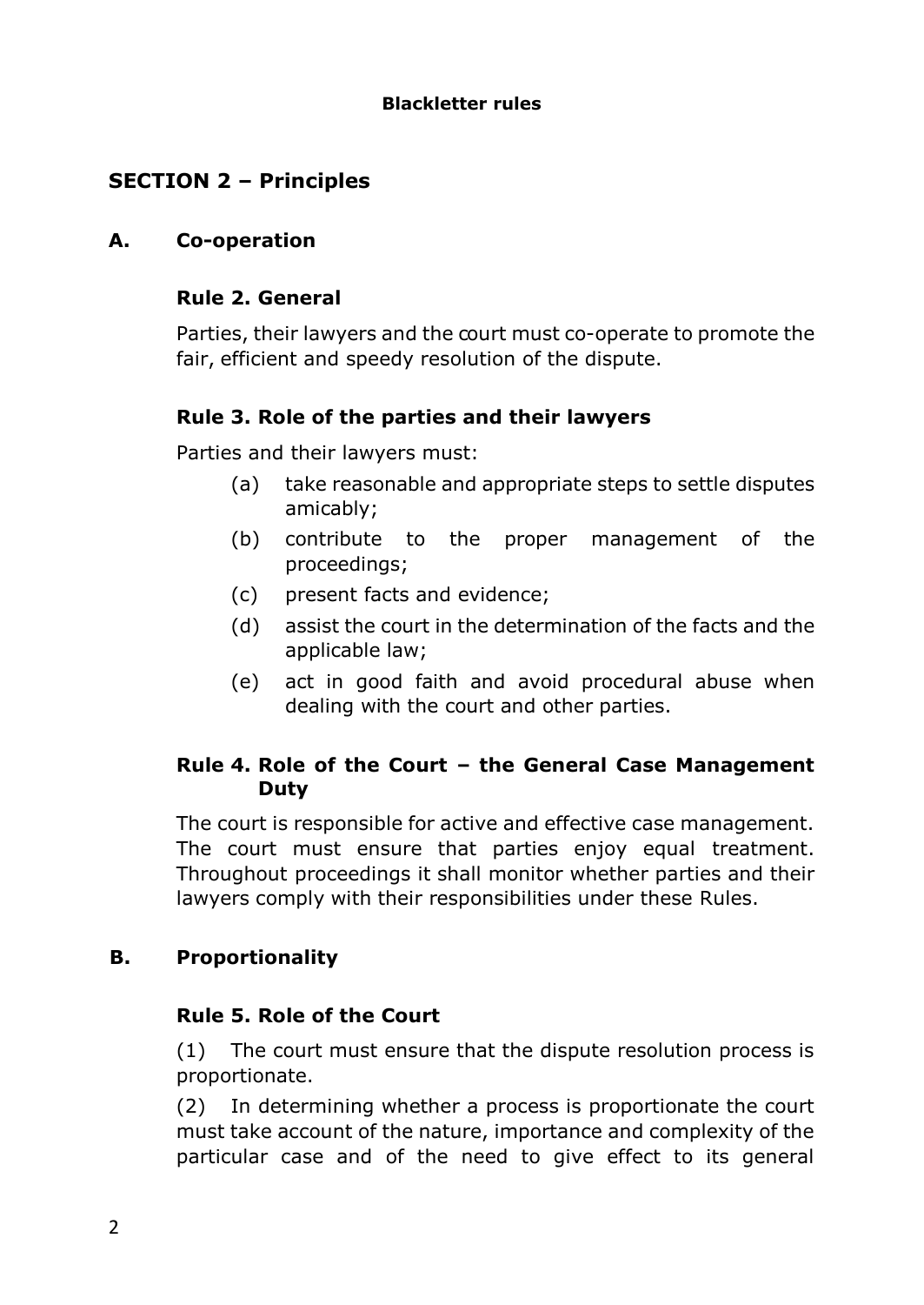**Blackletter rules**

## SECTION 2 – Principles

### A. Co-operation

#### Rule 2. General

Parties, their lawyers and the court must co-operate to promote the fair, efficient and speedy resolution of the dispute.

#### Rule 3. Role of the parties and their lawyers

Parties and their lawyers must:

(a) take reasonable and appropriate steps to settle disputes amicably;

(b) contribute to the proper management of the proceedings;

(c) present facts and evidence;

(d) assist the court in the determination of the facts and the applicable law;

(e) act in good faith and avoid procedural abuse when dealing with the court and other parties.

#### Rule 4. Role of the Court – the General Case Management Duty

The court is responsible for active and effective case management. The court must ensure that parties enjoy equal treatment. Throughout proceedings it shall monitor whether parties and their lawyers comply with their responsibilities under these Rules.

### B. Proportionality

#### Rule 5. Role of the Court

(1) The court must ensure that the dispute resolution process is proportionate.

(2) In determining whether a process is proportionate the court must take account of the nature, importance and complexity of the particular case and of the need to give effect to its general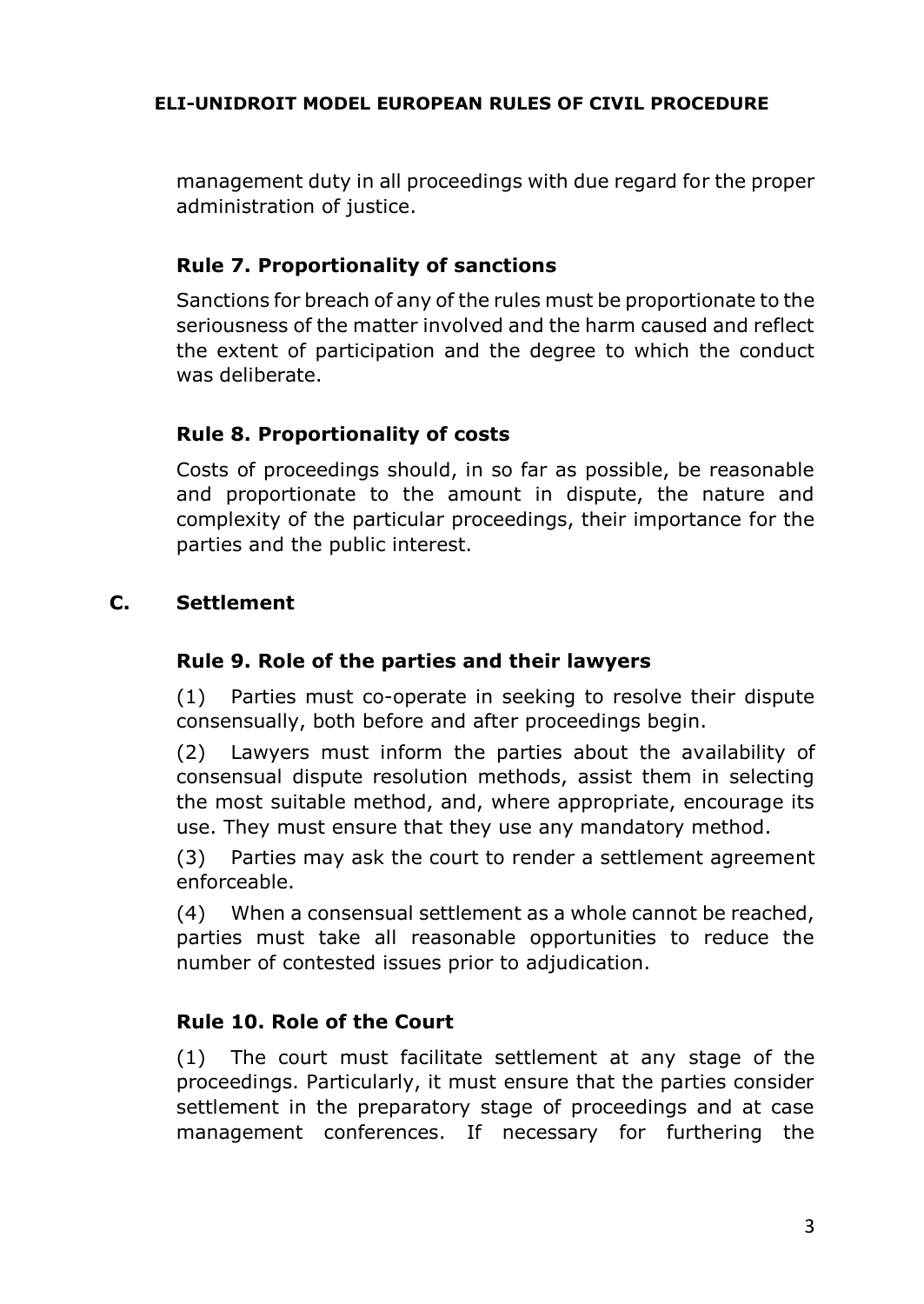management duty in all proceedings with due regard for the proper administration of justice.

### Rule 7. Proportionality of sanctions

Sanctions for breach of any of the rules must be proportionate to the seriousness of the matter involved and the harm caused and reflect the extent of participation and the degree to which the conduct was deliberate.

### Rule 8. Proportionality of costs

Costs of proceedings should, in so far as possible, be reasonable and proportionate to the amount in dispute, the nature and complexity of the particular proceedings, their importance for the parties and the public interest.

## C. Settlement

### Rule 9. Role of the parties and their lawyers

(1) Parties must co-operate in seeking to resolve their dispute consensually, both before and after proceedings begin.

(2) Lawyers must inform the parties about the availability of consensual dispute resolution methods, assist them in selecting the most suitable method, and, where appropriate, encourage its use. They must ensure that they use any mandatory method.

(3) Parties may ask the court to render a settlement agreement enforceable.

(4) When a consensual settlement as a whole cannot be reached, parties must take all reasonable opportunities to reduce the number of contested issues prior to adjudication.

### Rule 10. Role of the Court

(1) The court must facilitate settlement at any stage of the proceedings. Particularly, it must ensure that the parties consider settlement in the preparatory stage of proceedings and at case management conferences. If necessary for furthering the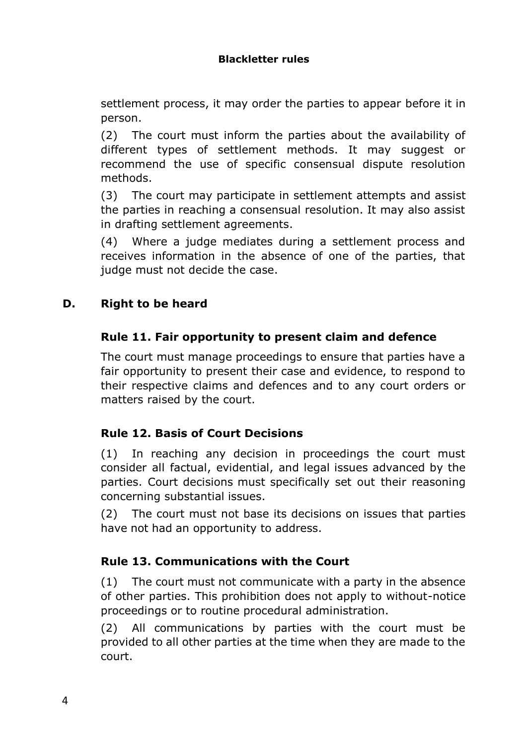settlement process, it may order the parties to appear before it in person.

(2) The court must inform the parties about the availability of different types of settlement methods. It may suggest or recommend the use of specific consensual dispute resolution methods.

(3) The court may participate in settlement attempts and assist the parties in reaching a consensual resolution. It may also assist in drafting settlement agreements.

(4) Where a judge mediates during a settlement process and receives information in the absence of one of the parties, that judge must not decide the case.

## D. Right to be heard

### Rule 11. Fair opportunity to present claim and defence

The court must manage proceedings to ensure that parties have a fair opportunity to present their case and evidence, to respond to their respective claims and defences and to any court orders or matters raised by the court.

### Rule 12. Basis of Court Decisions

(1) In reaching any decision in proceedings the court must consider all factual, evidential, and legal issues advanced by the parties. Court decisions must specifically set out their reasoning concerning substantial issues.

(2) The court must not base its decisions on issues that parties have not had an opportunity to address.

### Rule 13. Communications with the Court

(1) The court must not communicate with a party in the absence of other parties. This prohibition does not apply to without-notice proceedings or to routine procedural administration.

(2) All communications by parties with the court must be provided to all other parties at the time when they are made to the court.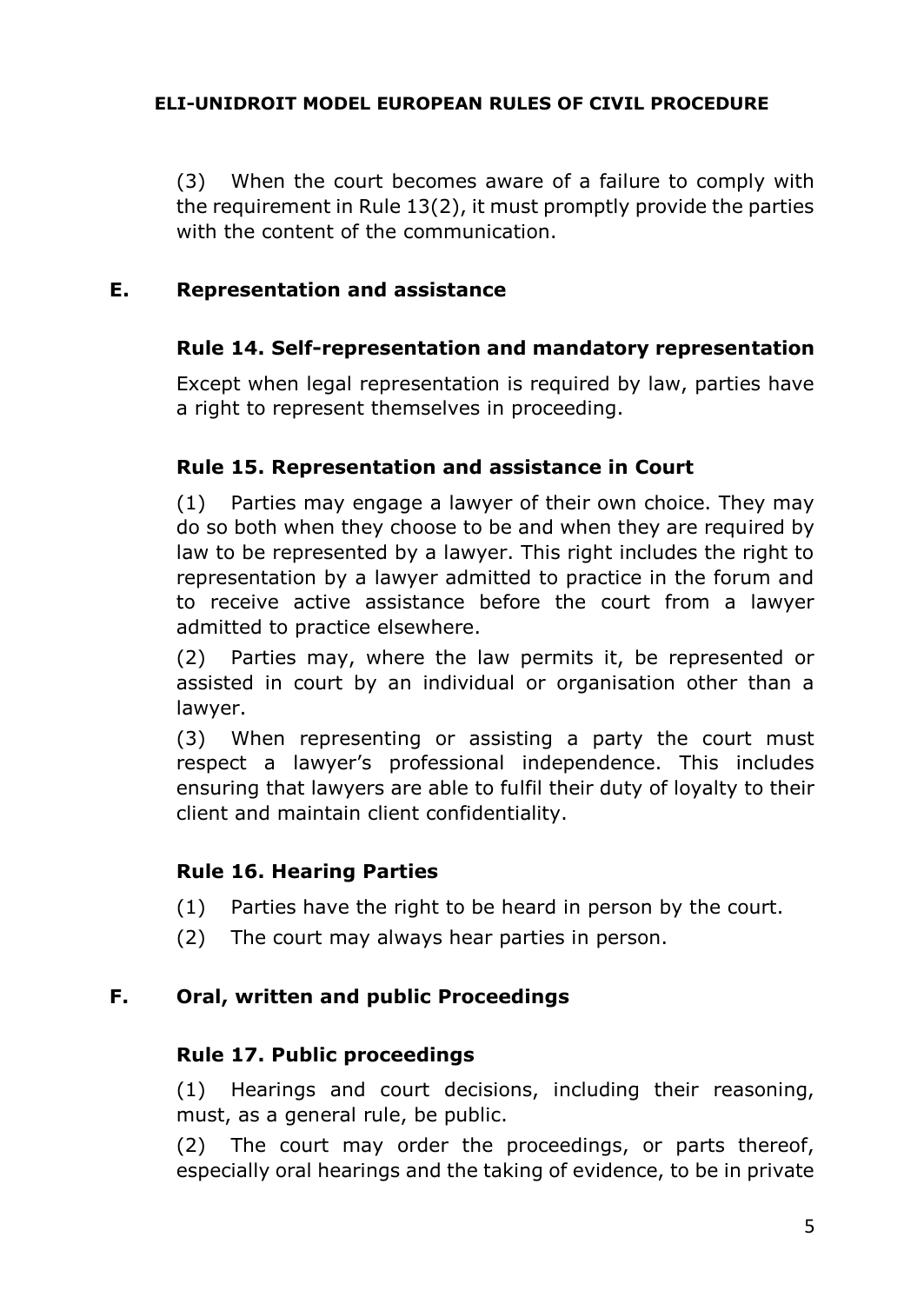(3) When the court becomes aware of a failure to comply with the requirement in Rule 13(2), it must promptly provide the parties with the content of the communication.

## E. Representation and assistance

### Rule 14. Self-representation and mandatory representation

Except when legal representation is required by law, parties have a right to represent themselves in proceeding.

### Rule 15. Representation and assistance in Court

(1) Parties may engage a lawyer of their own choice. They may do so both when they choose to be and when they are required by law to be represented by a lawyer. This right includes the right to representation by a lawyer admitted to practice in the forum and to receive active assistance before the court from a lawyer admitted to practice elsewhere.

(2) Parties may, where the law permits it, be represented or assisted in court by an individual or organisation other than a lawyer.

(3) When representing or assisting a party the court must respect a lawyer's professional independence. This includes ensuring that lawyers are able to fulfil their duty of loyalty to their client and maintain client confidentiality.

### Rule 16. Hearing Parties

(1) Parties have the right to be heard in person by the court.

(2) The court may always hear parties in person.

## F. Oral, written and public Proceedings

### Rule 17. Public proceedings

(1) Hearings and court decisions, including their reasoning, must, as a general rule, be public.

(2) The court may order the proceedings, or parts thereof, especially oral hearings and the taking of evidence, to be in private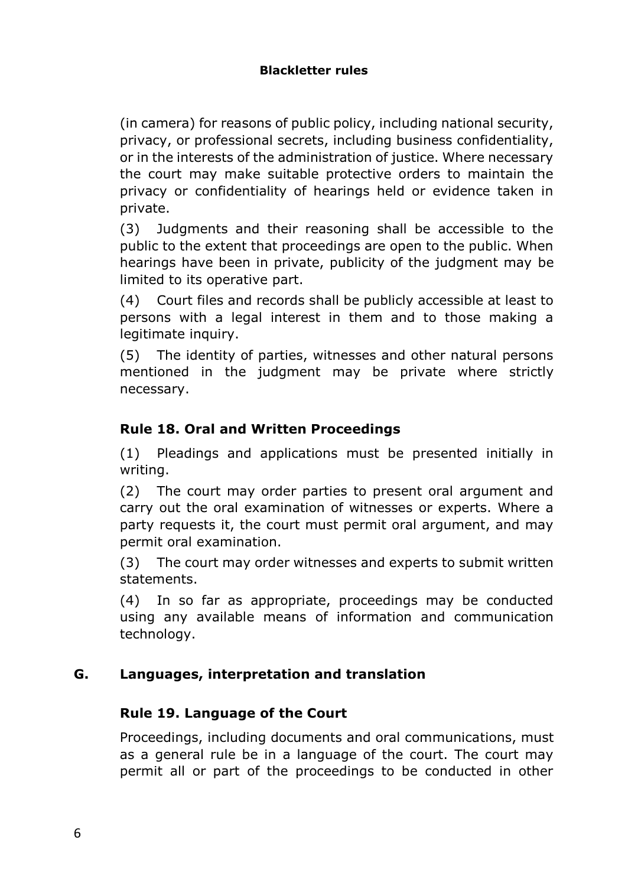(in camera) for reasons of public policy, including national security, privacy, or professional secrets, including business confidentiality, or in the interests of the administration of justice. Where necessary the court may make suitable protective orders to maintain the privacy or confidentiality of hearings held or evidence taken in private.

(3) Judgments and their reasoning shall be accessible to the public to the extent that proceedings are open to the public. When hearings have been in private, publicity of the judgment may be limited to its operative part.

(4) Court files and records shall be publicly accessible at least to persons with a legal interest in them and to those making a legitimate inquiry.

(5) The identity of parties, witnesses and other natural persons mentioned in the judgment may be private where strictly necessary.

### Rule 18. Oral and Written Proceedings

(1) Pleadings and applications must be presented initially in writing.

(2) The court may order parties to present oral argument and carry out the oral examination of witnesses or experts. Where a party requests it, the court must permit oral argument, and may permit oral examination.

(3) The court may order witnesses and experts to submit written statements.

(4) In so far as appropriate, proceedings may be conducted using any available means of information and communication technology.

## G. Languages, interpretation and translation

### Rule 19. Language of the Court

Proceedings, including documents and oral communications, must as a general rule be in a language of the court. The court may permit all or part of the proceedings to be conducted in other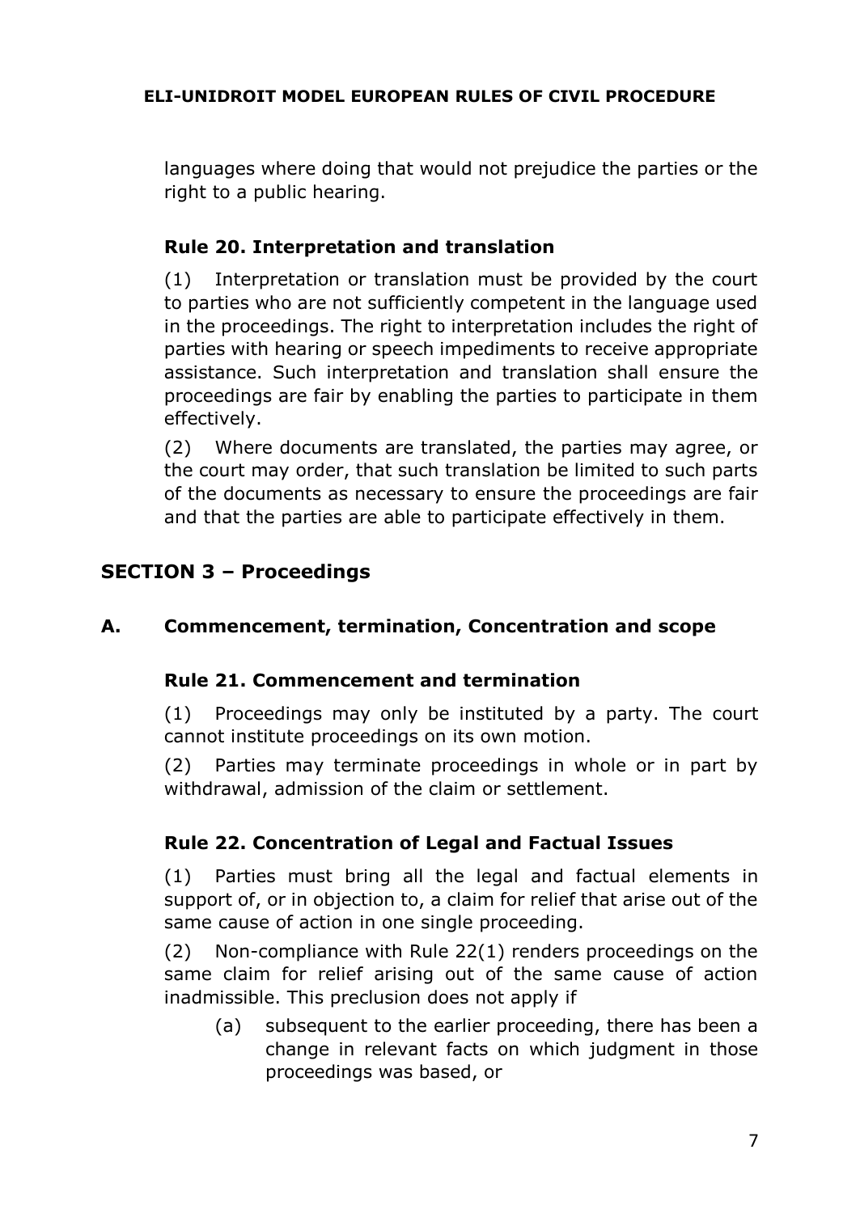languages where doing that would not prejudice the parties or the right to a public hearing.

### Rule 20. Interpretation and translation

(1) Interpretation or translation must be provided by the court to parties who are not sufficiently competent in the language used in the proceedings. The right to interpretation includes the right of parties with hearing or speech impediments to receive appropriate assistance. Such interpretation and translation shall ensure the proceedings are fair by enabling the parties to participate in them effectively.

(2) Where documents are translated, the parties may agree, or the court may order, that such translation be limited to such parts of the documents as necessary to ensure the proceedings are fair and that the parties are able to participate effectively in them.

## SECTION 3 – Proceedings

## A. Commencement, termination, Concentration and scope

### Rule 21. Commencement and termination

(1) Proceedings may only be instituted by a party. The court cannot institute proceedings on its own motion.

(2) Parties may terminate proceedings in whole or in part by withdrawal, admission of the claim or settlement.

### Rule 22. Concentration of Legal and Factual Issues

(1) Parties must bring all the legal and factual elements in support of, or in objection to, a claim for relief that arise out of the same cause of action in one single proceeding.

(2) Non-compliance with Rule 22(1) renders proceedings on the same claim for relief arising out of the same cause of action inadmissible. This preclusion does not apply if

- (a) subsequent to the earlier proceeding, there has been a change in relevant facts on which judgment in those proceedings was based, or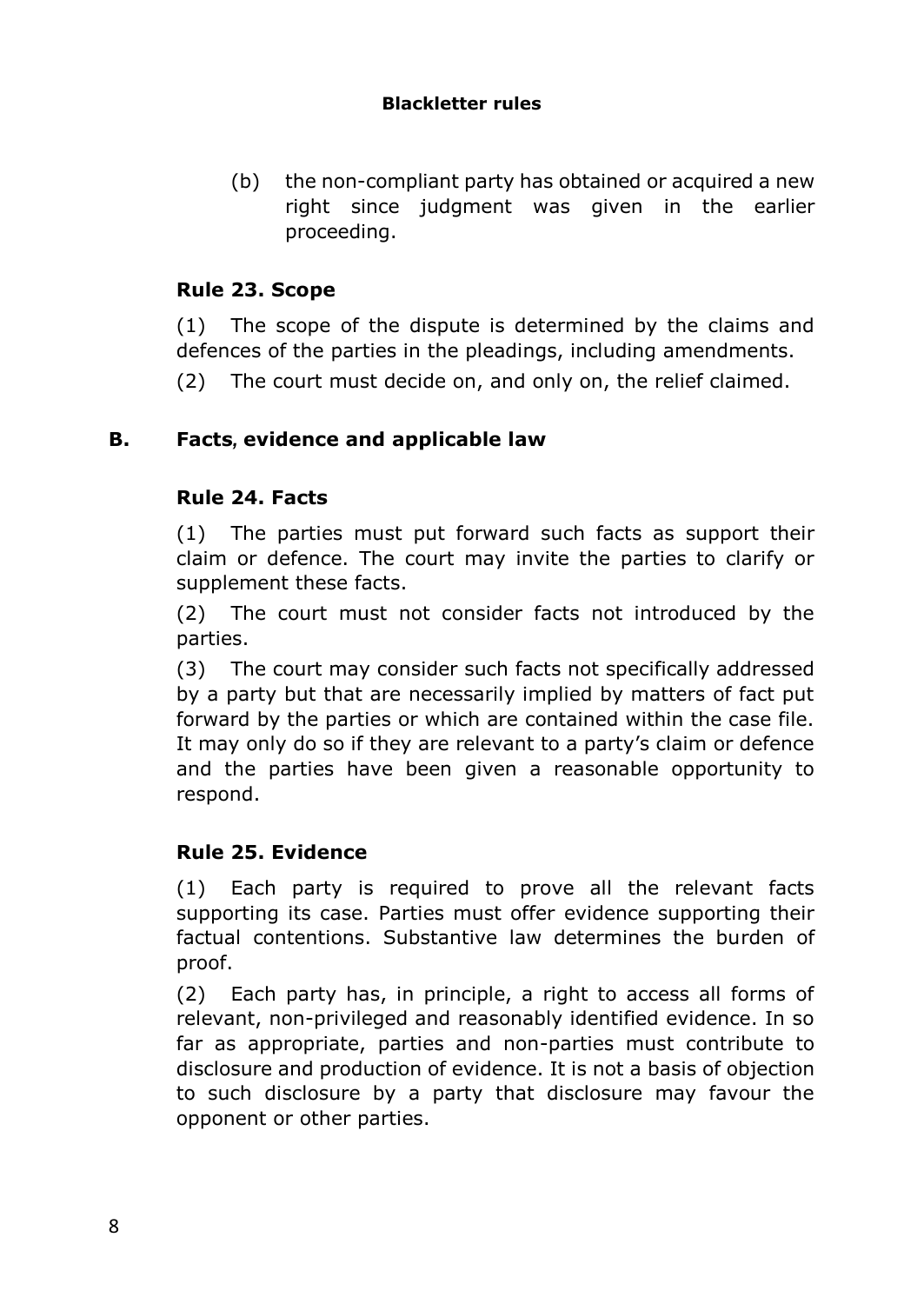(b) the non-compliant party has obtained or acquired a new right since judgment was given in the earlier proceeding.

### Rule 23. Scope

(1) The scope of the dispute is determined by the claims and defences of the parties in the pleadings, including amendments.

(2) The court must decide on, and only on, the relief claimed.

## B. Facts, evidence and applicable law

### Rule 24. Facts

(1) The parties must put forward such facts as support their claim or defence. The court may invite the parties to clarify or supplement these facts.

(2) The court must not consider facts not introduced by the parties.

(3) The court may consider such facts not specifically addressed by a party but that are necessarily implied by matters of fact put forward by the parties or which are contained within the case file. It may only do so if they are relevant to a party's claim or defence and the parties have been given a reasonable opportunity to respond.

### Rule 25. Evidence

(1) Each party is required to prove all the relevant facts supporting its case. Parties must offer evidence supporting their factual contentions. Substantive law determines the burden of proof.

(2) Each party has, in principle, a right to access all forms of relevant, non-privileged and reasonably identified evidence. In so far as appropriate, parties and non-parties must contribute to disclosure and production of evidence. It is not a basis of objection to such disclosure by a party that disclosure may favour the opponent or other parties.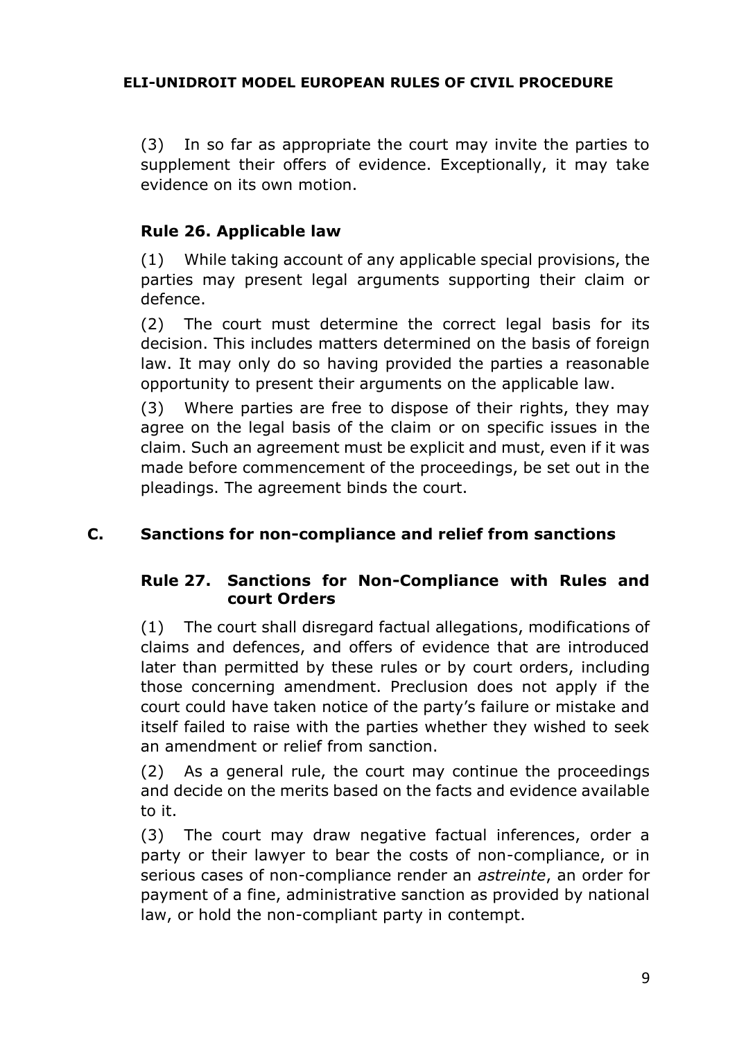(3) In so far as appropriate the court may invite the parties to supplement their offers of evidence. Exceptionally, it may take evidence on its own motion.

### Rule 26. Applicable law

(1) While taking account of any applicable special provisions, the parties may present legal arguments supporting their claim or defence.

(2) The court must determine the correct legal basis for its decision. This includes matters determined on the basis of foreign law. It may only do so having provided the parties a reasonable opportunity to present their arguments on the applicable law.

(3) Where parties are free to dispose of their rights, they may agree on the legal basis of the claim or on specific issues in the claim. Such an agreement must be explicit and must, even if it was made before commencement of the proceedings, be set out in the pleadings. The agreement binds the court.

## C. Sanctions for non-compliance and relief from sanctions

### Rule 27. Sanctions for Non-Compliance with Rules and court Orders

(1) The court shall disregard factual allegations, modifications of claims and defences, and offers of evidence that are introduced later than permitted by these rules or by court orders, including those concerning amendment. Preclusion does not apply if the court could have taken notice of the party's failure or mistake and itself failed to raise with the parties whether they wished to seek an amendment or relief from sanction.

(2) As a general rule, the court may continue the proceedings and decide on the merits based on the facts and evidence available to it.

(3) The court may draw negative factual inferences, order a party or their lawyer to bear the costs of non-compliance, or in serious cases of non-compliance render an *astreinte*, an order for payment of a fine, administrative sanction as provided by national law, or hold the non-compliant party in contempt.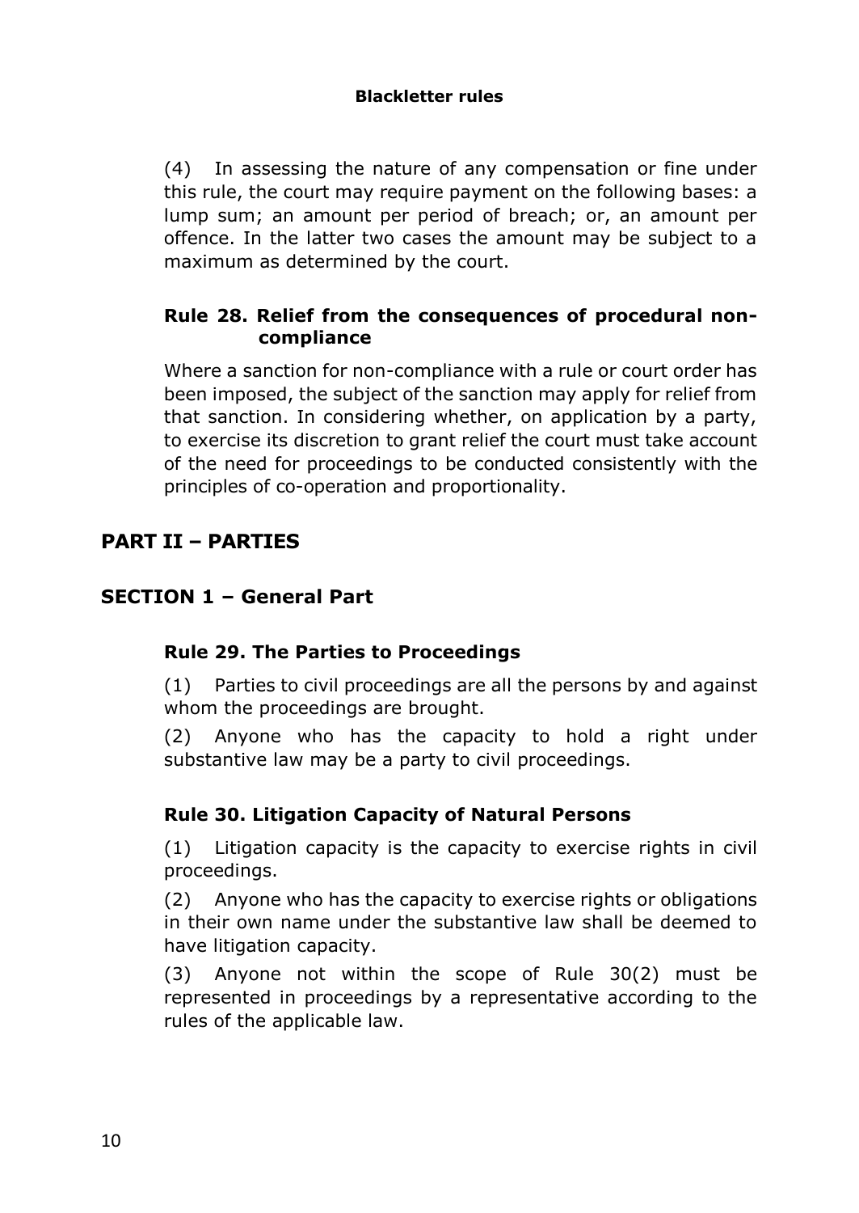(4) In assessing the nature of any compensation or fine under this rule, the court may require payment on the following bases: a lump sum; an amount per period of breach; or, an amount per offence. In the latter two cases the amount may be subject to a maximum as determined by the court.

### Rule 28. Relief from the consequences of procedural non-compliance

Where a sanction for non-compliance with a rule or court order has been imposed, the subject of the sanction may apply for relief from that sanction. In considering whether, on application by a party, to exercise its discretion to grant relief the court must take account of the need for proceedings to be conducted consistently with the principles of co-operation and proportionality.

# PART II – PARTIES

## SECTION 1 – General Part

### Rule 29. The Parties to Proceedings

(1) Parties to civil proceedings are all the persons by and against whom the proceedings are brought.

(2) Anyone who has the capacity to hold a right under substantive law may be a party to civil proceedings.

### Rule 30. Litigation Capacity of Natural Persons

(1) Litigation capacity is the capacity to exercise rights in civil proceedings.

(2) Anyone who has the capacity to exercise rights or obligations in their own name under the substantive law shall be deemed to have litigation capacity.

(3) Anyone not within the scope of Rule 30(2) must be represented in proceedings by a representative according to the rules of the applicable law.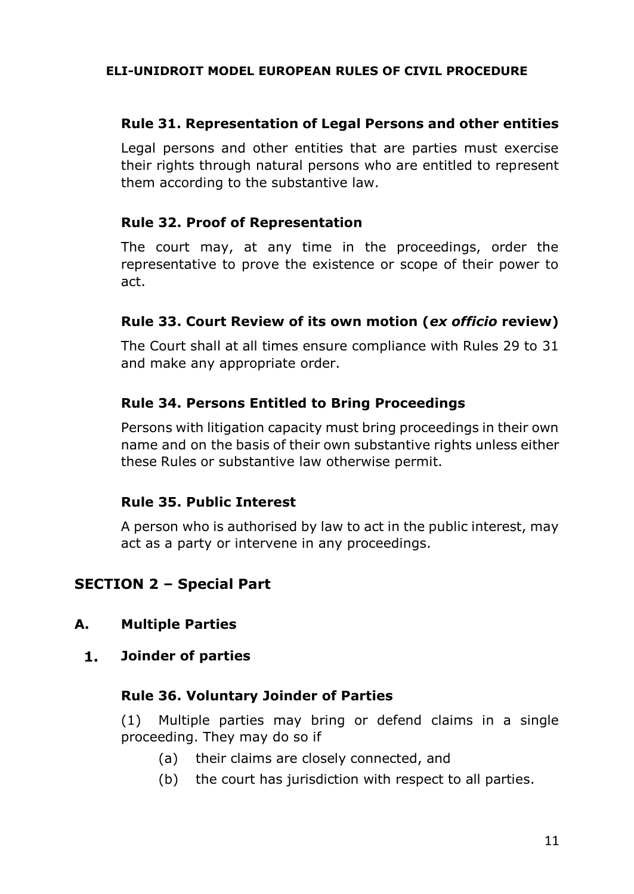### Rule 31. Representation of Legal Persons and other entities

Legal persons and other entities that are parties must exercise their rights through natural persons who are entitled to represent them according to the substantive law.

### Rule 32. Proof of Representation

The court may, at any time in the proceedings, order the representative to prove the existence or scope of their power to act.

### Rule 33. Court Review of its own motion (*ex officio* review)

The Court shall at all times ensure compliance with Rules 29 to 31 and make any appropriate order.

### Rule 34. Persons Entitled to Bring Proceedings

Persons with litigation capacity must bring proceedings in their own name and on the basis of their own substantive rights unless either these Rules or substantive law otherwise permit.

### Rule 35. Public Interest

A person who is authorised by law to act in the public interest, may act as a party or intervene in any proceedings.

## SECTION 2 – Special Part

## A. Multiple Parties

## 1. Joinder of parties

### Rule 36. Voluntary Joinder of Parties

(1) Multiple parties may bring or defend claims in a single proceeding. They may do so if

(a) their claims are closely connected, and

(b) the court has jurisdiction with respect to all parties.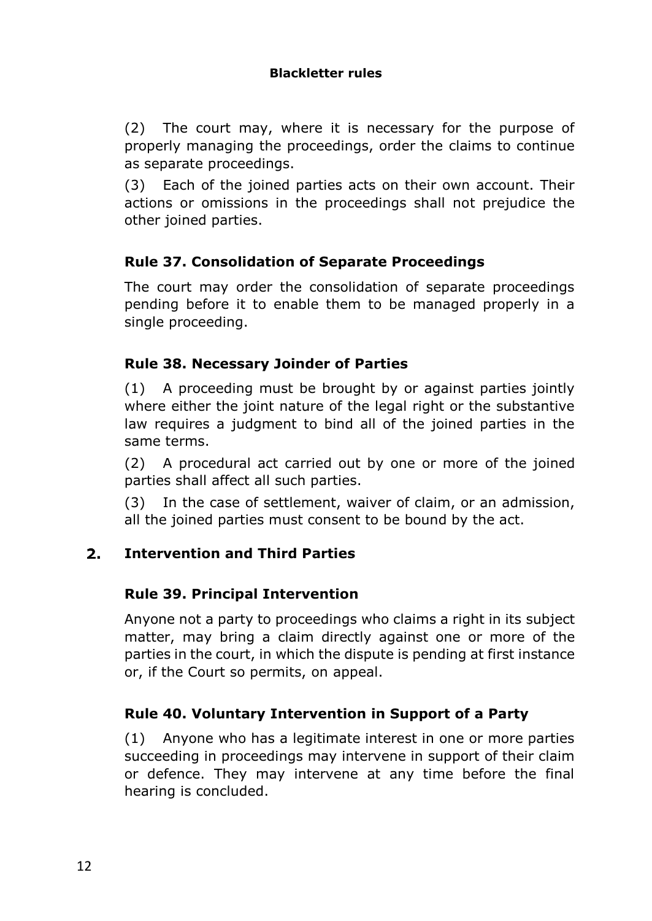(2) The court may, where it is necessary for the purpose of properly managing the proceedings, order the claims to continue as separate proceedings.

(3) Each of the joined parties acts on their own account. Their actions or omissions in the proceedings shall not prejudice the other joined parties.

### Rule 37. Consolidation of Separate Proceedings

The court may order the consolidation of separate proceedings pending before it to enable them to be managed properly in a single proceeding.

### Rule 38. Necessary Joinder of Parties

(1) A proceeding must be brought by or against parties jointly where either the joint nature of the legal right or the substantive law requires a judgment to bind all of the joined parties in the same terms.

(2) A procedural act carried out by one or more of the joined parties shall affect all such parties.

(3) In the case of settlement, waiver of claim, or an admission, all the joined parties must consent to be bound by the act.

## 2. Intervention and Third Parties

### Rule 39. Principal Intervention

Anyone not a party to proceedings who claims a right in its subject matter, may bring a claim directly against one or more of the parties in the court, in which the dispute is pending at first instance or, if the Court so permits, on appeal.

### Rule 40. Voluntary Intervention in Support of a Party

(1) Anyone who has a legitimate interest in one or more parties succeeding in proceedings may intervene in support of their claim or defence. They may intervene at any time before the final hearing is concluded.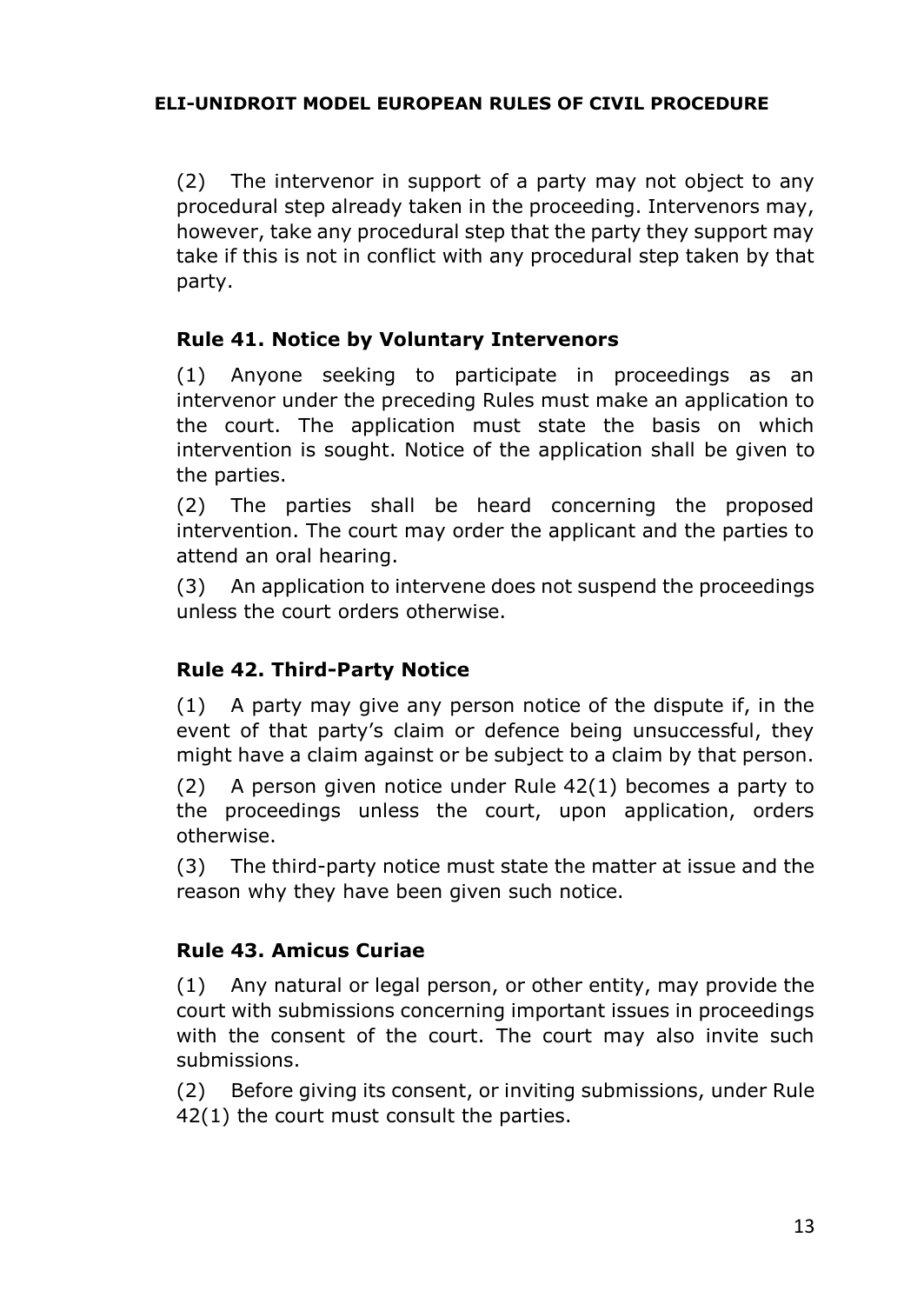(2) The intervenor in support of a party may not object to any procedural step already taken in the proceeding. Intervenors may, however, take any procedural step that the party they support may take if this is not in conflict with any procedural step taken by that party.

### Rule 41. Notice by Voluntary Intervenors

(1) Anyone seeking to participate in proceedings as an intervenor under the preceding Rules must make an application to the court. The application must state the basis on which intervention is sought. Notice of the application shall be given to the parties.

(2) The parties shall be heard concerning the proposed intervention. The court may order the applicant and the parties to attend an oral hearing.

(3) An application to intervene does not suspend the proceedings unless the court orders otherwise.

### Rule 42. Third-Party Notice

(1) A party may give any person notice of the dispute if, in the event of that party's claim or defence being unsuccessful, they might have a claim against or be subject to a claim by that person.

(2) A person given notice under Rule 42(1) becomes a party to the proceedings unless the court, upon application, orders otherwise.

(3) The third-party notice must state the matter at issue and the reason why they have been given such notice.

### Rule 43. Amicus Curiae

(1) Any natural or legal person, or other entity, may provide the court with submissions concerning important issues in proceedings with the consent of the court. The court may also invite such submissions.

(2) Before giving its consent, or inviting submissions, under Rule 42(1) the court must consult the parties.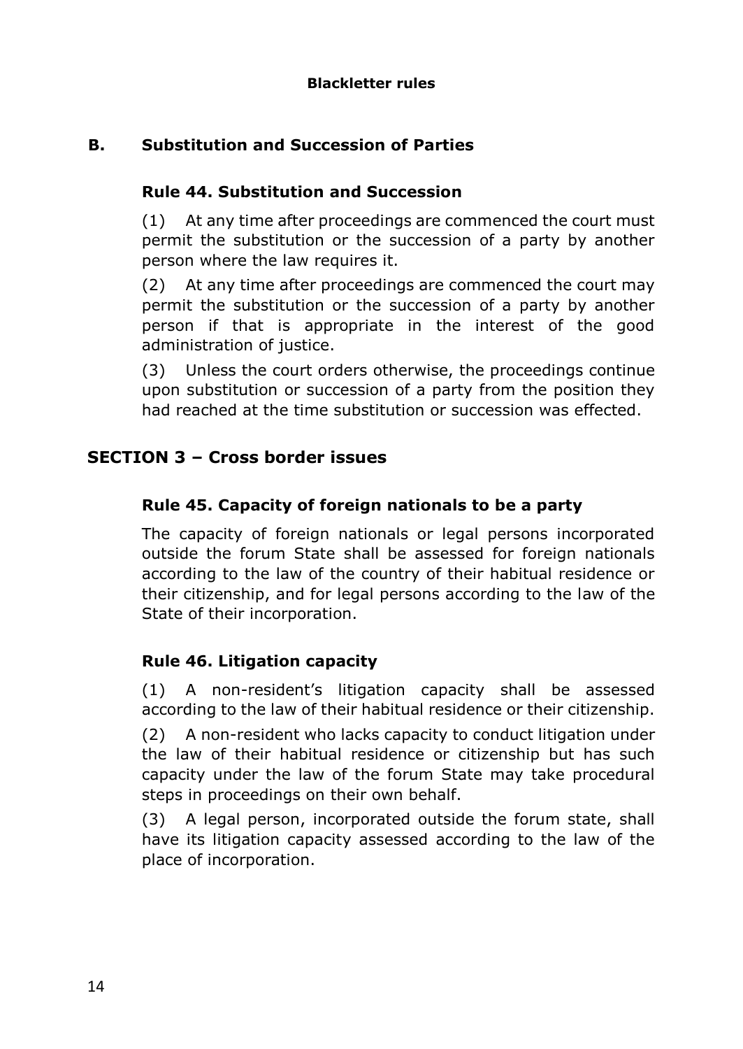**Blackletter rules**

## B. Substitution and Succession of Parties

### Rule 44. Substitution and Succession

(1) At any time after proceedings are commenced the court must permit the substitution or the succession of a party by another person where the law requires it.

(2) At any time after proceedings are commenced the court may permit the substitution or the succession of a party by another person if that is appropriate in the interest of the good administration of justice.

(3) Unless the court orders otherwise, the proceedings continue upon substitution or succession of a party from the position they had reached at the time substitution or succession was effected.

## SECTION 3 – Cross border issues

### Rule 45. Capacity of foreign nationals to be a party

The capacity of foreign nationals or legal persons incorporated outside the forum State shall be assessed for foreign nationals according to the law of the country of their habitual residence or their citizenship, and for legal persons according to the law of the State of their incorporation.

### Rule 46. Litigation capacity

(1) A non-resident's litigation capacity shall be assessed according to the law of their habitual residence or their citizenship.

(2) A non-resident who lacks capacity to conduct litigation under the law of their habitual residence or citizenship but has such capacity under the law of the forum State may take procedural steps in proceedings on their own behalf.

(3) A legal person, incorporated outside the forum state, shall have its litigation capacity assessed according to the law of the place of incorporation.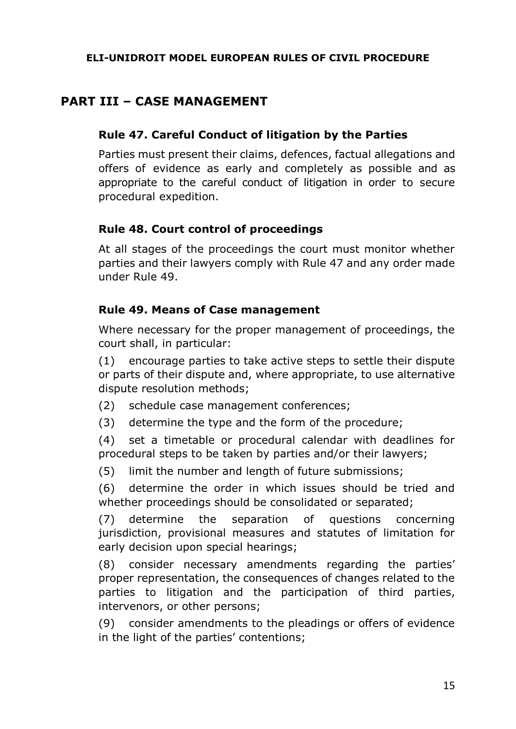## PART III – CASE MANAGEMENT

### Rule 47. Careful Conduct of litigation by the Parties

Parties must present their claims, defences, factual allegations and offers of evidence as early and completely as possible and as appropriate to the careful conduct of litigation in order to secure procedural expedition.

### Rule 48. Court control of proceedings

At all stages of the proceedings the court must monitor whether parties and their lawyers comply with Rule 47 and any order made under Rule 49.

### Rule 49. Means of Case management

Where necessary for the proper management of proceedings, the court shall, in particular:

(1) encourage parties to take active steps to settle their dispute or parts of their dispute and, where appropriate, to use alternative dispute resolution methods;

(2) schedule case management conferences;

(3) determine the type and the form of the procedure;

(4) set a timetable or procedural calendar with deadlines for procedural steps to be taken by parties and/or their lawyers;

(5) limit the number and length of future submissions;

(6) determine the order in which issues should be tried and whether proceedings should be consolidated or separated;

(7) determine the separation of questions concerning jurisdiction, provisional measures and statutes of limitation for early decision upon special hearings;

(8) consider necessary amendments regarding the parties' proper representation, the consequences of changes related to the parties to litigation and the participation of third parties, intervenors, or other persons;

(9) consider amendments to the pleadings or offers of evidence in the light of the parties' contentions;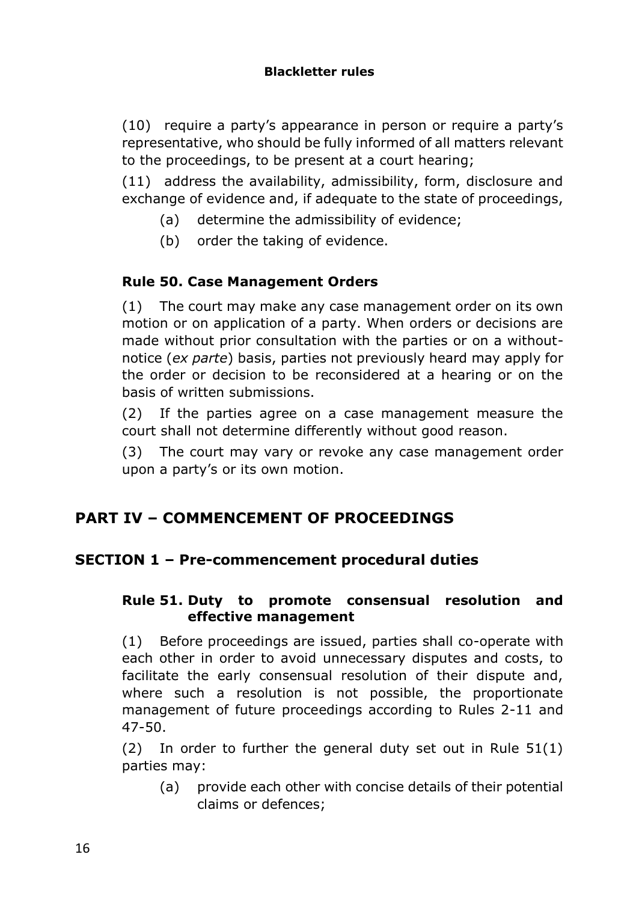(10) require a party's appearance in person or require a party's representative, who should be fully informed of all matters relevant to the proceedings, to be present at a court hearing;

(11) address the availability, admissibility, form, disclosure and exchange of evidence and, if adequate to the state of proceedings,

- (a) determine the admissibility of evidence;
- (b) order the taking of evidence.

### Rule 50. Case Management Orders

(1) The court may make any case management order on its own motion or on application of a party. When orders or decisions are made without prior consultation with the parties or on a without-notice (*ex parte*) basis, parties not previously heard may apply for the order or decision to be reconsidered at a hearing or on the basis of written submissions.

(2) If the parties agree on a case management measure the court shall not determine differently without good reason.

(3) The court may vary or revoke any case management order upon a party's or its own motion.

# PART IV – COMMENCEMENT OF PROCEEDINGS

## SECTION 1 – Pre-commencement procedural duties

### Rule 51. Duty to promote consensual resolution and effective management

(1) Before proceedings are issued, parties shall co-operate with each other in order to avoid unnecessary disputes and costs, to facilitate the early consensual resolution of their dispute and, where such a resolution is not possible, the proportionate management of future proceedings according to Rules 2-11 and 47-50.

(2) In order to further the general duty set out in Rule 51(1) parties may:

- (a) provide each other with concise details of their potential claims or defences;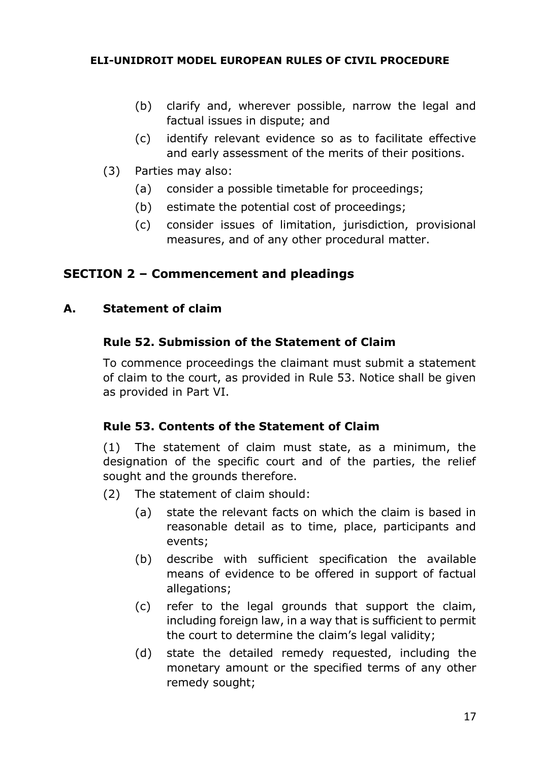(b) clarify and, wherever possible, narrow the legal and factual issues in dispute; and

(c) identify relevant evidence so as to facilitate effective and early assessment of the merits of their positions.

(3) Parties may also:

(a) consider a possible timetable for proceedings;

(b) estimate the potential cost of proceedings;

(c) consider issues of limitation, jurisdiction, provisional measures, and of any other procedural matter.

## SECTION 2 – Commencement and pleadings

### A. Statement of claim

#### Rule 52. Submission of the Statement of Claim

To commence proceedings the claimant must submit a statement of claim to the court, as provided in Rule 53. Notice shall be given as provided in Part VI.

#### Rule 53. Contents of the Statement of Claim

(1) The statement of claim must state, as a minimum, the designation of the specific court and of the parties, the relief sought and the grounds therefore.

(2) The statement of claim should:

(a) state the relevant facts on which the claim is based in reasonable detail as to time, place, participants and events;

(b) describe with sufficient specification the available means of evidence to be offered in support of factual allegations;

(c) refer to the legal grounds that support the claim, including foreign law, in a way that is sufficient to permit the court to determine the claim's legal validity;

(d) state the detailed remedy requested, including the monetary amount or the specified terms of any other remedy sought;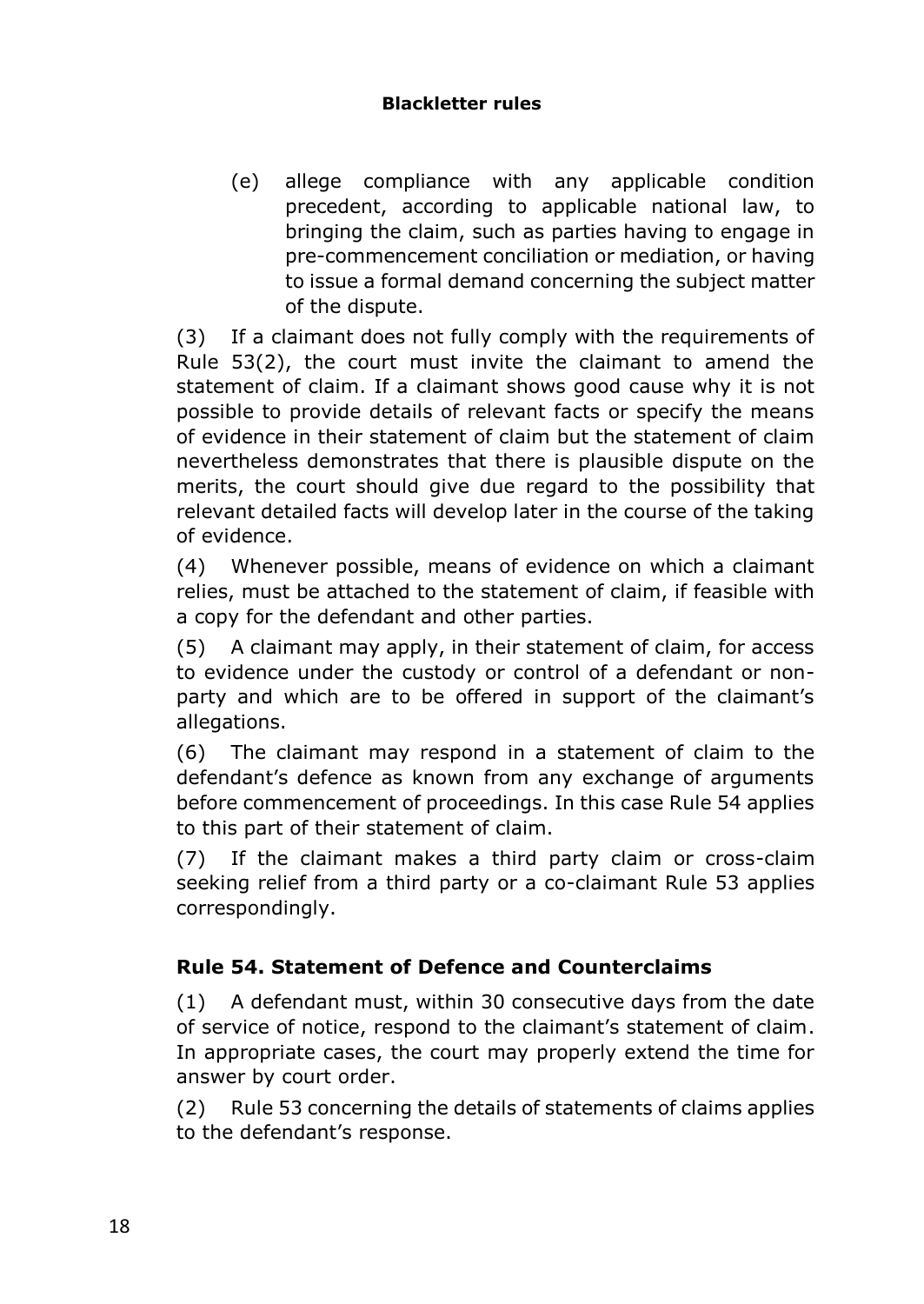**Blackletter rules**

(e) allege compliance with any applicable condition precedent, according to applicable national law, to bringing the claim, such as parties having to engage in pre-commencement conciliation or mediation, or having to issue a formal demand concerning the subject matter of the dispute.

(3) If a claimant does not fully comply with the requirements of Rule 53(2), the court must invite the claimant to amend the statement of claim. If a claimant shows good cause why it is not possible to provide details of relevant facts or specify the means of evidence in their statement of claim but the statement of claim nevertheless demonstrates that there is plausible dispute on the merits, the court should give due regard to the possibility that relevant detailed facts will develop later in the course of the taking of evidence.

(4) Whenever possible, means of evidence on which a claimant relies, must be attached to the statement of claim, if feasible with a copy for the defendant and other parties.

(5) A claimant may apply, in their statement of claim, for access to evidence under the custody or control of a defendant or non-party and which are to be offered in support of the claimant's allegations.

(6) The claimant may respond in a statement of claim to the defendant's defence as known from any exchange of arguments before commencement of proceedings. In this case Rule 54 applies to this part of their statement of claim.

(7) If the claimant makes a third party claim or cross-claim seeking relief from a third party or a co-claimant Rule 53 applies correspondingly.

## Rule 54. Statement of Defence and Counterclaims

(1) A defendant must, within 30 consecutive days from the date of service of notice, respond to the claimant's statement of claim. In appropriate cases, the court may properly extend the time for answer by court order.

(2) Rule 53 concerning the details of statements of claims applies to the defendant's response.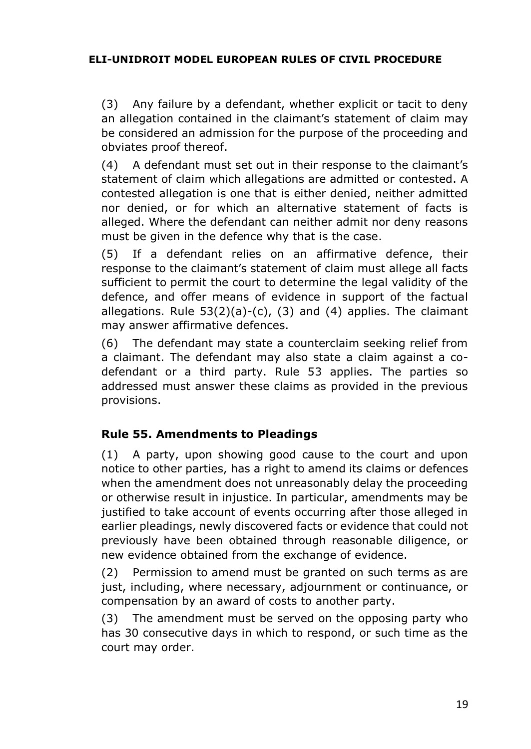(3) Any failure by a defendant, whether explicit or tacit to deny an allegation contained in the claimant's statement of claim may be considered an admission for the purpose of the proceeding and obviates proof thereof.

(4) A defendant must set out in their response to the claimant's statement of claim which allegations are admitted or contested. A contested allegation is one that is either denied, neither admitted nor denied, or for which an alternative statement of facts is alleged. Where the defendant can neither admit nor deny reasons must be given in the defence why that is the case.

(5) If a defendant relies on an affirmative defence, their response to the claimant's statement of claim must allege all facts sufficient to permit the court to determine the legal validity of the defence, and offer means of evidence in support of the factual allegations. Rule 53(2)(a)-(c), (3) and (4) applies. The claimant may answer affirmative defences.

(6) The defendant may state a counterclaim seeking relief from a claimant. The defendant may also state a claim against a co-defendant or a third party. Rule 53 applies. The parties so addressed must answer these claims as provided in the previous provisions.

### Rule 55. Amendments to Pleadings

(1) A party, upon showing good cause to the court and upon notice to other parties, has a right to amend its claims or defences when the amendment does not unreasonably delay the proceeding or otherwise result in injustice. In particular, amendments may be justified to take account of events occurring after those alleged in earlier pleadings, newly discovered facts or evidence that could not previously have been obtained through reasonable diligence, or new evidence obtained from the exchange of evidence.

(2) Permission to amend must be granted on such terms as are just, including, where necessary, adjournment or continuance, or compensation by an award of costs to another party.

(3) The amendment must be served on the opposing party who has 30 consecutive days in which to respond, or such time as the court may order.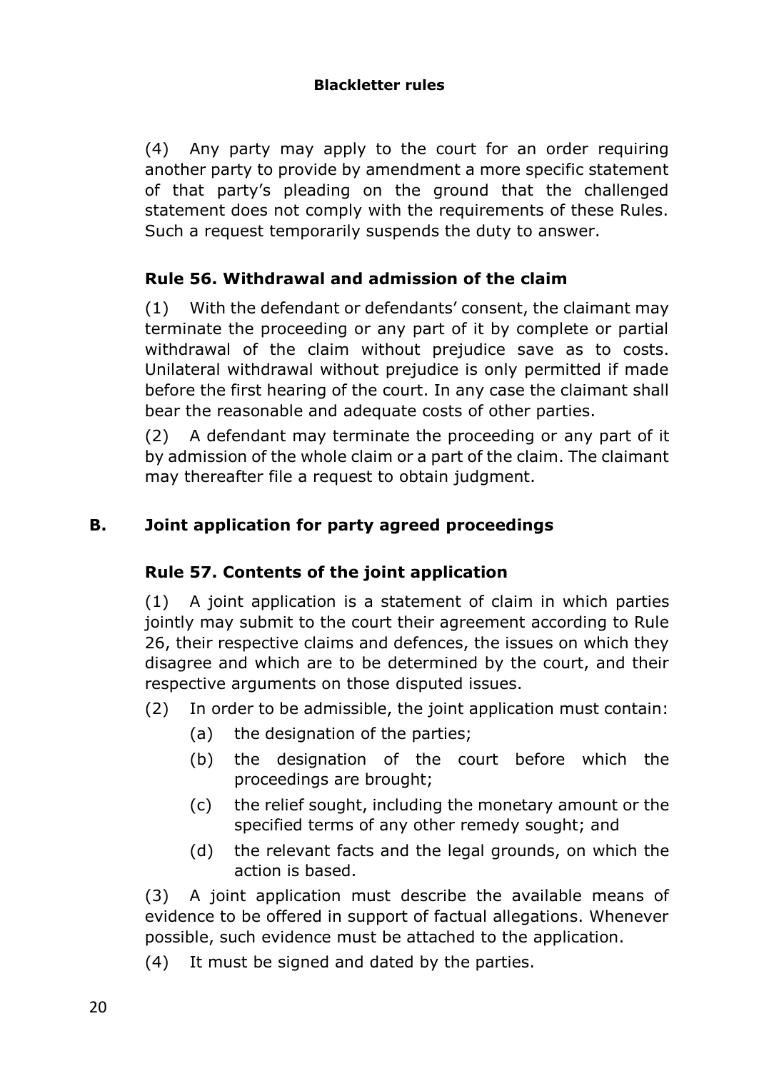(4) Any party may apply to the court for an order requiring another party to provide by amendment a more specific statement of that party's pleading on the ground that the challenged statement does not comply with the requirements of these Rules. Such a request temporarily suspends the duty to answer.

### Rule 56. Withdrawal and admission of the claim

(1) With the defendant or defendants' consent, the claimant may terminate the proceeding or any part of it by complete or partial withdrawal of the claim without prejudice save as to costs. Unilateral withdrawal without prejudice is only permitted if made before the first hearing of the court. In any case the claimant shall bear the reasonable and adequate costs of other parties.

(2) A defendant may terminate the proceeding or any part of it by admission of the whole claim or a part of the claim. The claimant may thereafter file a request to obtain judgment.

## B. Joint application for party agreed proceedings

### Rule 57. Contents of the joint application

(1) A joint application is a statement of claim in which parties jointly may submit to the court their agreement according to Rule 26, their respective claims and defences, the issues on which they disagree and which are to be determined by the court, and their respective arguments on those disputed issues.

(2) In order to be admissible, the joint application must contain:

- (a) the designation of the parties;
- (b) the designation of the court before which the proceedings are brought;
- (c) the relief sought, including the monetary amount or the specified terms of any other remedy sought; and
- (d) the relevant facts and the legal grounds, on which the action is based.

(3) A joint application must describe the available means of evidence to be offered in support of factual allegations. Whenever possible, such evidence must be attached to the application.

(4) It must be signed and dated by the parties.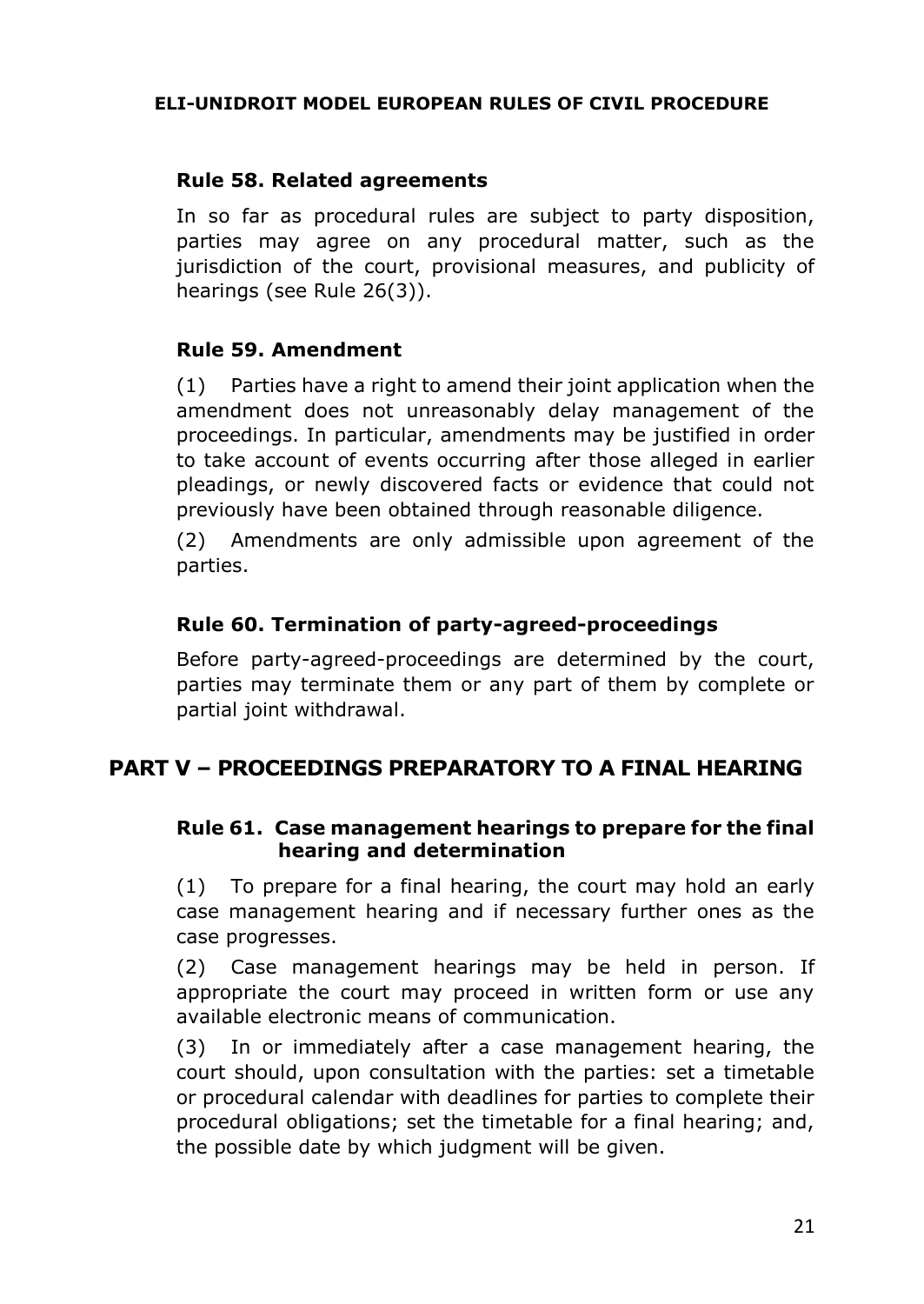### Rule 58. Related agreements

In so far as procedural rules are subject to party disposition, parties may agree on any procedural matter, such as the jurisdiction of the court, provisional measures, and publicity of hearings (see Rule 26(3)).

### Rule 59. Amendment

(1) Parties have a right to amend their joint application when the amendment does not unreasonably delay management of the proceedings. In particular, amendments may be justified in order to take account of events occurring after those alleged in earlier pleadings, or newly discovered facts or evidence that could not previously have been obtained through reasonable diligence.

(2) Amendments are only admissible upon agreement of the parties.

### Rule 60. Termination of party-agreed-proceedings

Before party-agreed-proceedings are determined by the court, parties may terminate them or any part of them by complete or partial joint withdrawal.

## PART V – PROCEEDINGS PREPARATORY TO A FINAL HEARING

### Rule 61. Case management hearings to prepare for the final hearing and determination

(1) To prepare for a final hearing, the court may hold an early case management hearing and if necessary further ones as the case progresses.

(2) Case management hearings may be held in person. If appropriate the court may proceed in written form or use any available electronic means of communication.

(3) In or immediately after a case management hearing, the court should, upon consultation with the parties: set a timetable or procedural calendar with deadlines for parties to complete their procedural obligations; set the timetable for a final hearing; and, the possible date by which judgment will be given.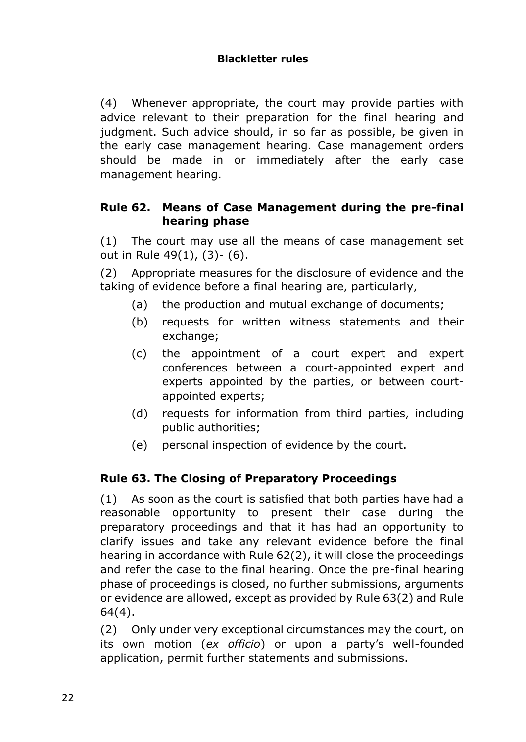(4) Whenever appropriate, the court may provide parties with advice relevant to their preparation for the final hearing and judgment. Such advice should, in so far as possible, be given in the early case management hearing. Case management orders should be made in or immediately after the early case management hearing.

### Rule 62. Means of Case Management during the pre-final hearing phase

(1) The court may use all the means of case management set out in Rule 49(1), (3)- (6).

(2) Appropriate measures for the disclosure of evidence and the taking of evidence before a final hearing are, particularly,

- (a) the production and mutual exchange of documents;
- (b) requests for written witness statements and their exchange;
- (c) the appointment of a court expert and expert conferences between a court-appointed expert and experts appointed by the parties, or between court-appointed experts;
- (d) requests for information from third parties, including public authorities;
- (e) personal inspection of evidence by the court.

### Rule 63. The Closing of Preparatory Proceedings

(1) As soon as the court is satisfied that both parties have had a reasonable opportunity to present their case during the preparatory proceedings and that it has had an opportunity to clarify issues and take any relevant evidence before the final hearing in accordance with Rule 62(2), it will close the proceedings and refer the case to the final hearing. Once the pre-final hearing phase of proceedings is closed, no further submissions, arguments or evidence are allowed, except as provided by Rule 63(2) and Rule 64(4).

(2) Only under very exceptional circumstances may the court, on its own motion (*ex officio*) or upon a party's well-founded application, permit further statements and submissions.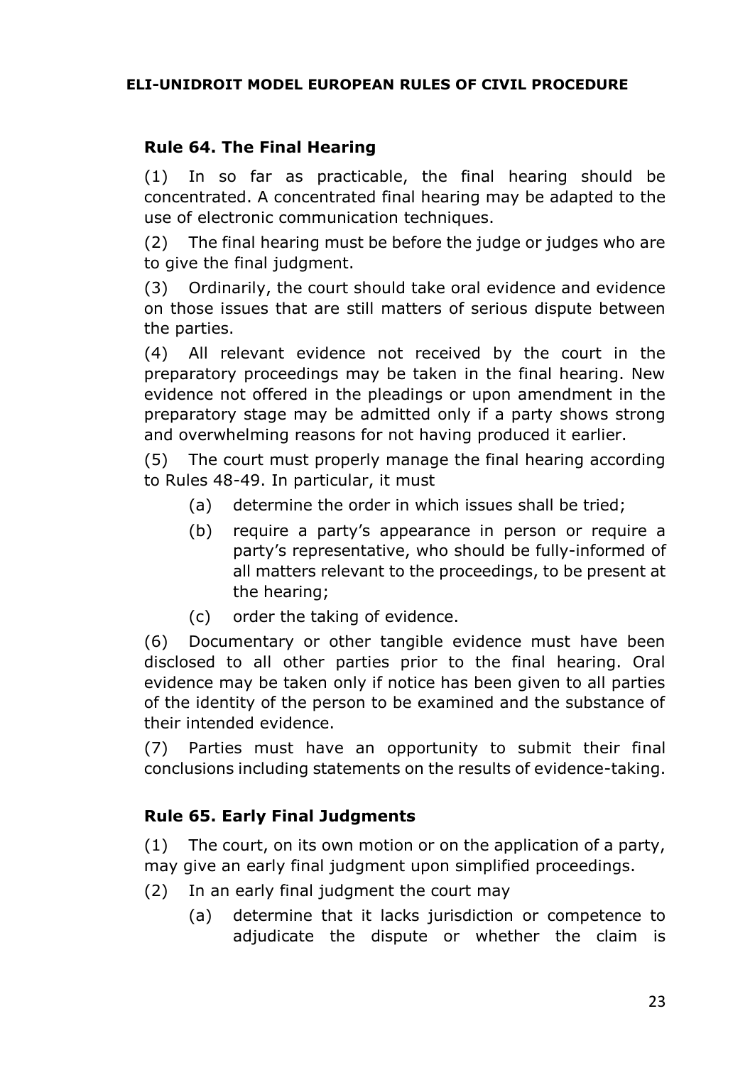## Rule 64. The Final Hearing

(1) In so far as practicable, the final hearing should be concentrated. A concentrated final hearing may be adapted to the use of electronic communication techniques.

(2) The final hearing must be before the judge or judges who are to give the final judgment.

(3) Ordinarily, the court should take oral evidence and evidence on those issues that are still matters of serious dispute between the parties.

(4) All relevant evidence not received by the court in the preparatory proceedings may be taken in the final hearing. New evidence not offered in the pleadings or upon amendment in the preparatory stage may be admitted only if a party shows strong and overwhelming reasons for not having produced it earlier.

(5) The court must properly manage the final hearing according to Rules 48-49. In particular, it must

- (a) determine the order in which issues shall be tried;
- (b) require a party's appearance in person or require a party's representative, who should be fully-informed of all matters relevant to the proceedings, to be present at the hearing;
- (c) order the taking of evidence.

(6) Documentary or other tangible evidence must have been disclosed to all other parties prior to the final hearing. Oral evidence may be taken only if notice has been given to all parties of the identity of the person to be examined and the substance of their intended evidence.

(7) Parties must have an opportunity to submit their final conclusions including statements on the results of evidence-taking.

## Rule 65. Early Final Judgments

(1) The court, on its own motion or on the application of a party, may give an early final judgment upon simplified proceedings.

(2) In an early final judgment the court may

- (a) determine that it lacks jurisdiction or competence to adjudicate the dispute or whether the claim is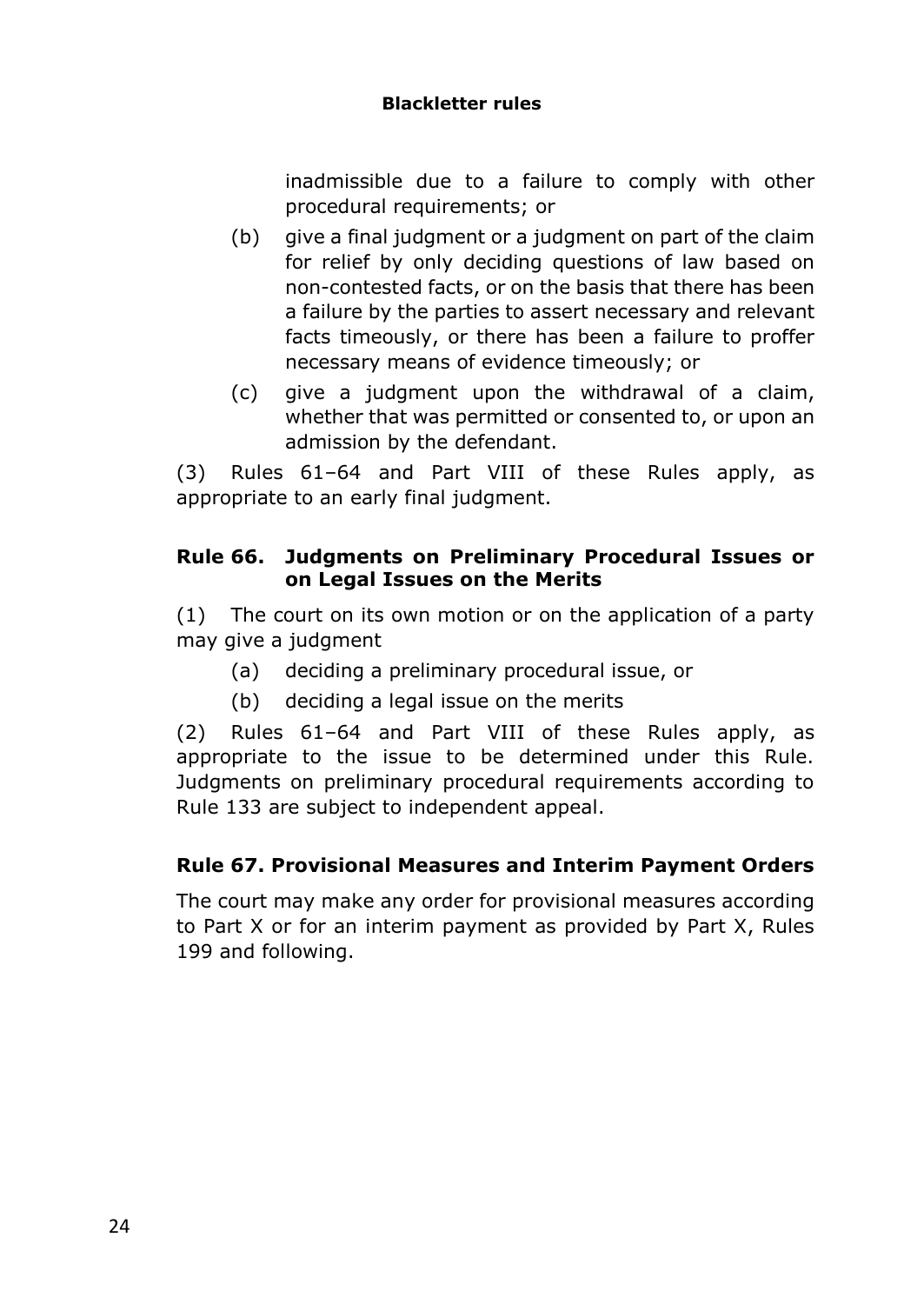inadmissible due to a failure to comply with other procedural requirements; or

(b) give a final judgment or a judgment on part of the claim for relief by only deciding questions of law based on non-contested facts, or on the basis that there has been a failure by the parties to assert necessary and relevant facts timeously, or there has been a failure to proffer necessary means of evidence timeously; or

(c) give a judgment upon the withdrawal of a claim, whether that was permitted or consented to, or upon an admission by the defendant.

(3) Rules 61–64 and Part VIII of these Rules apply, as appropriate to an early final judgment.

### Rule 66. Judgments on Preliminary Procedural Issues or on Legal Issues on the Merits

(1) The court on its own motion or on the application of a party may give a judgment

(a) deciding a preliminary procedural issue, or

(b) deciding a legal issue on the merits

(2) Rules 61–64 and Part VIII of these Rules apply, as appropriate to the issue to be determined under this Rule. Judgments on preliminary procedural requirements according to Rule 133 are subject to independent appeal.

### Rule 67. Provisional Measures and Interim Payment Orders

The court may make any order for provisional measures according to Part X or for an interim payment as provided by Part X, Rules 199 and following.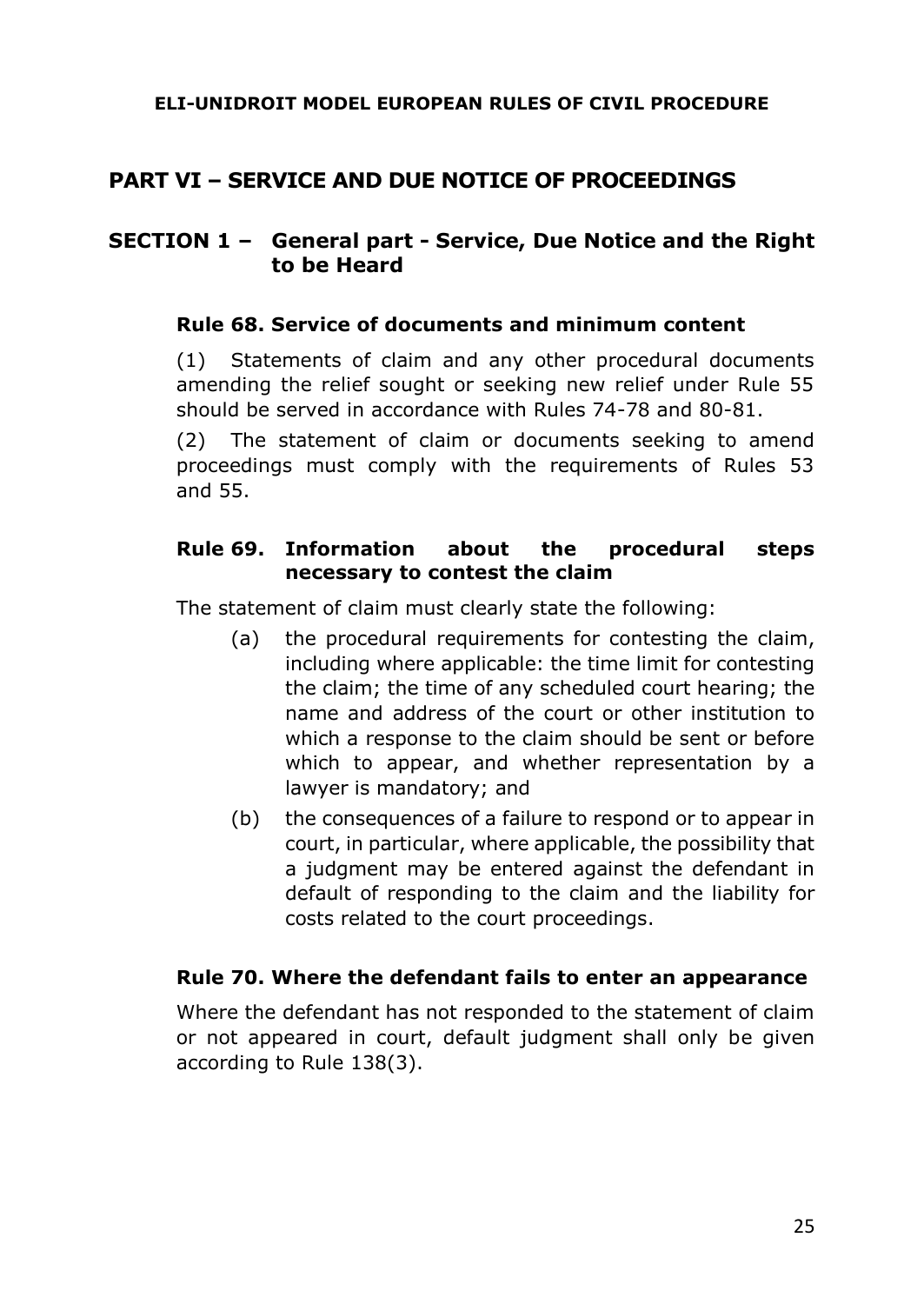# PART VI – SERVICE AND DUE NOTICE OF PROCEEDINGS

## SECTION 1 – General part - Service, Due Notice and the Right to be Heard

### Rule 68. Service of documents and minimum content

(1) Statements of claim and any other procedural documents amending the relief sought or seeking new relief under Rule 55 should be served in accordance with Rules 74-78 and 80-81.

(2) The statement of claim or documents seeking to amend proceedings must comply with the requirements of Rules 53 and 55.

### Rule 69. Information about the procedural steps necessary to contest the claim

The statement of claim must clearly state the following:

(a) the procedural requirements for contesting the claim, including where applicable: the time limit for contesting the claim; the time of any scheduled court hearing; the name and address of the court or other institution to which a response to the claim should be sent or before which to appear, and whether representation by a lawyer is mandatory; and

(b) the consequences of a failure to respond or to appear in court, in particular, where applicable, the possibility that a judgment may be entered against the defendant in default of responding to the claim and the liability for costs related to the court proceedings.

### Rule 70. Where the defendant fails to enter an appearance

Where the defendant has not responded to the statement of claim or not appeared in court, default judgment shall only be given according to Rule 138(3).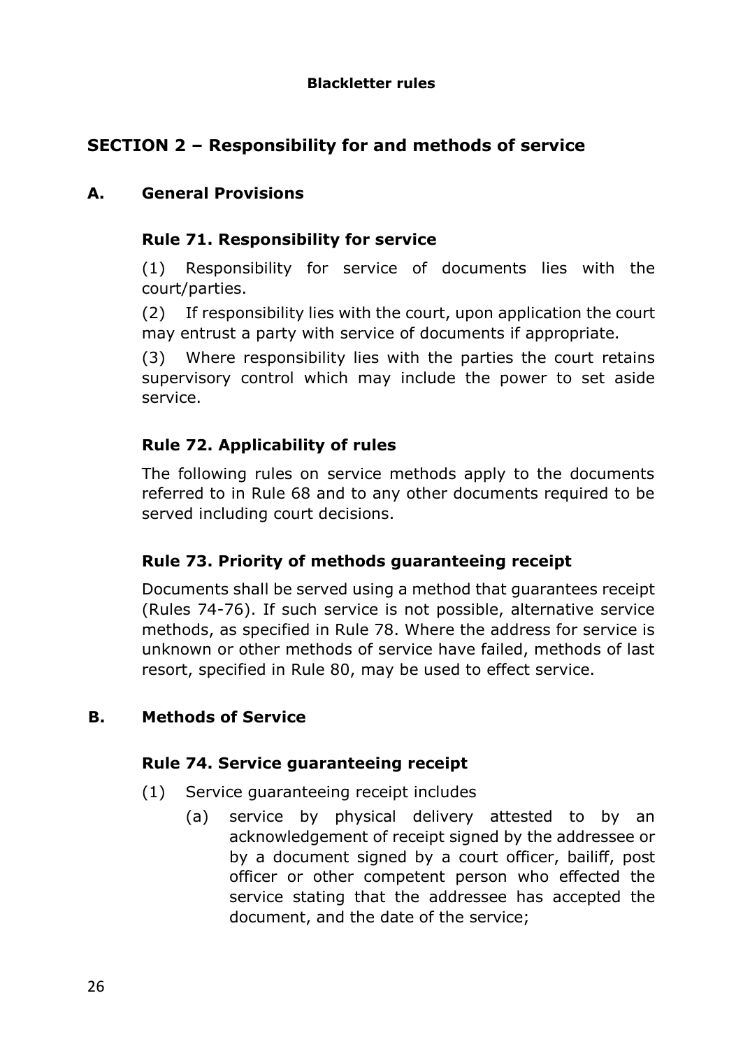**Blackletter rules**

## SECTION 2 – Responsibility for and methods of service

### A. General Provisions

#### Rule 71. Responsibility for service

(1) Responsibility for service of documents lies with the court/parties.

(2) If responsibility lies with the court, upon application the court may entrust a party with service of documents if appropriate.

(3) Where responsibility lies with the parties the court retains supervisory control which may include the power to set aside service.

#### Rule 72. Applicability of rules

The following rules on service methods apply to the documents referred to in Rule 68 and to any other documents required to be served including court decisions.

#### Rule 73. Priority of methods guaranteeing receipt

Documents shall be served using a method that guarantees receipt (Rules 74-76). If such service is not possible, alternative service methods, as specified in Rule 78. Where the address for service is unknown or other methods of service have failed, methods of last resort, specified in Rule 80, may be used to effect service.

### B. Methods of Service

#### Rule 74. Service guaranteeing receipt

(1) Service guaranteeing receipt includes

  (a) service by physical delivery attested to by an acknowledgement of receipt signed by the addressee or by a document signed by a court officer, bailiff, post officer or other competent person who effected the service stating that the addressee has accepted the document, and the date of the service;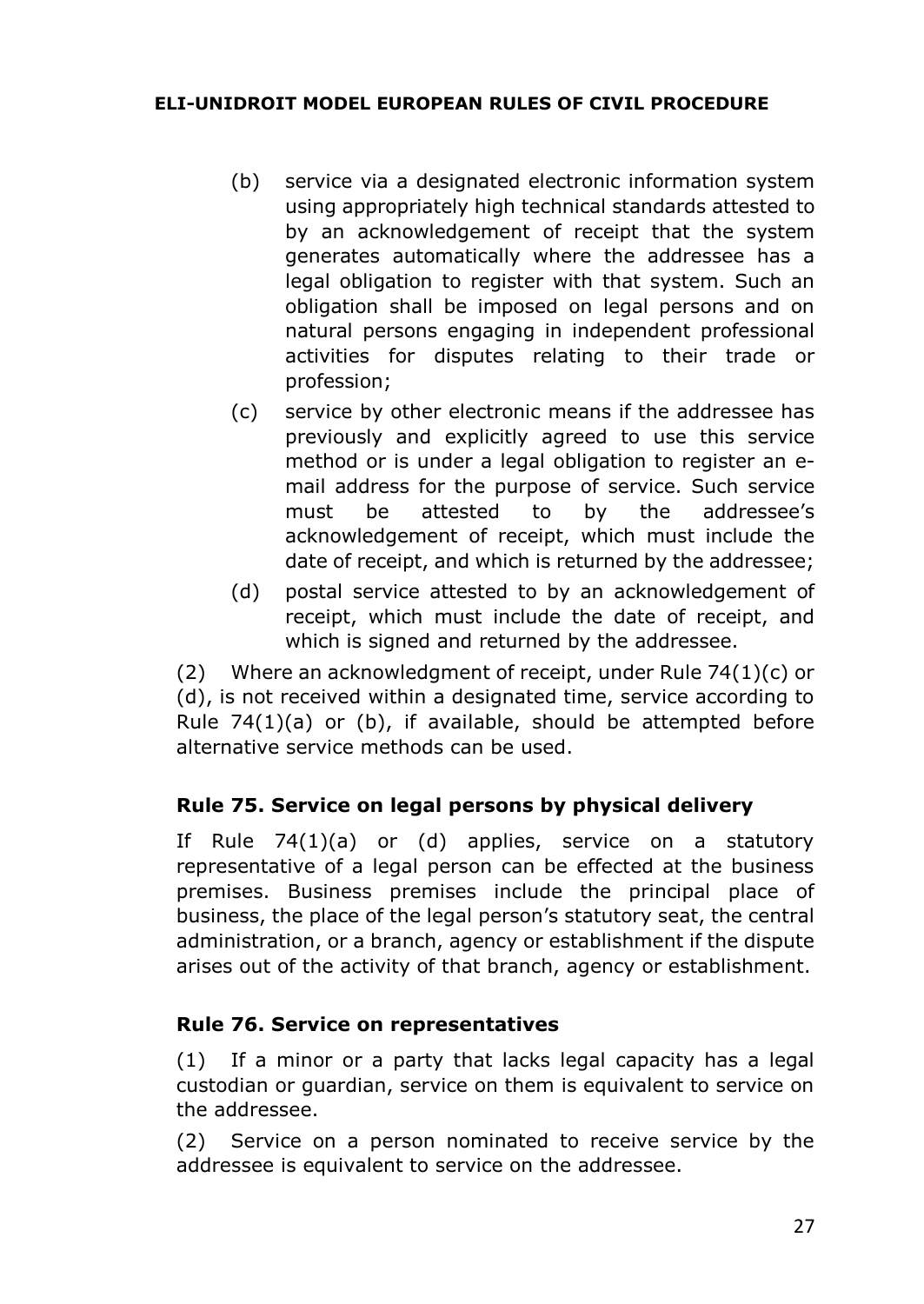(b) service via a designated electronic information system using appropriately high technical standards attested to by an acknowledgement of receipt that the system generates automatically where the addressee has a legal obligation to register with that system. Such an obligation shall be imposed on legal persons and on natural persons engaging in independent professional activities for disputes relating to their trade or profession;

(c) service by other electronic means if the addressee has previously and explicitly agreed to use this service method or is under a legal obligation to register an e-mail address for the purpose of service. Such service must be attested to by the addressee's acknowledgement of receipt, which must include the date of receipt, and which is returned by the addressee;

(d) postal service attested to by an acknowledgement of receipt, which must include the date of receipt, and which is signed and returned by the addressee.

(2) Where an acknowledgment of receipt, under Rule 74(1)(c) or (d), is not received within a designated time, service according to Rule 74(1)(a) or (b), if available, should be attempted before alternative service methods can be used.

### Rule 75. Service on legal persons by physical delivery

If Rule 74(1)(a) or (d) applies, service on a statutory representative of a legal person can be effected at the business premises. Business premises include the principal place of business, the place of the legal person's statutory seat, the central administration, or a branch, agency or establishment if the dispute arises out of the activity of that branch, agency or establishment.

### Rule 76. Service on representatives

(1) If a minor or a party that lacks legal capacity has a legal custodian or guardian, service on them is equivalent to service on the addressee.

(2) Service on a person nominated to receive service by the addressee is equivalent to service on the addressee.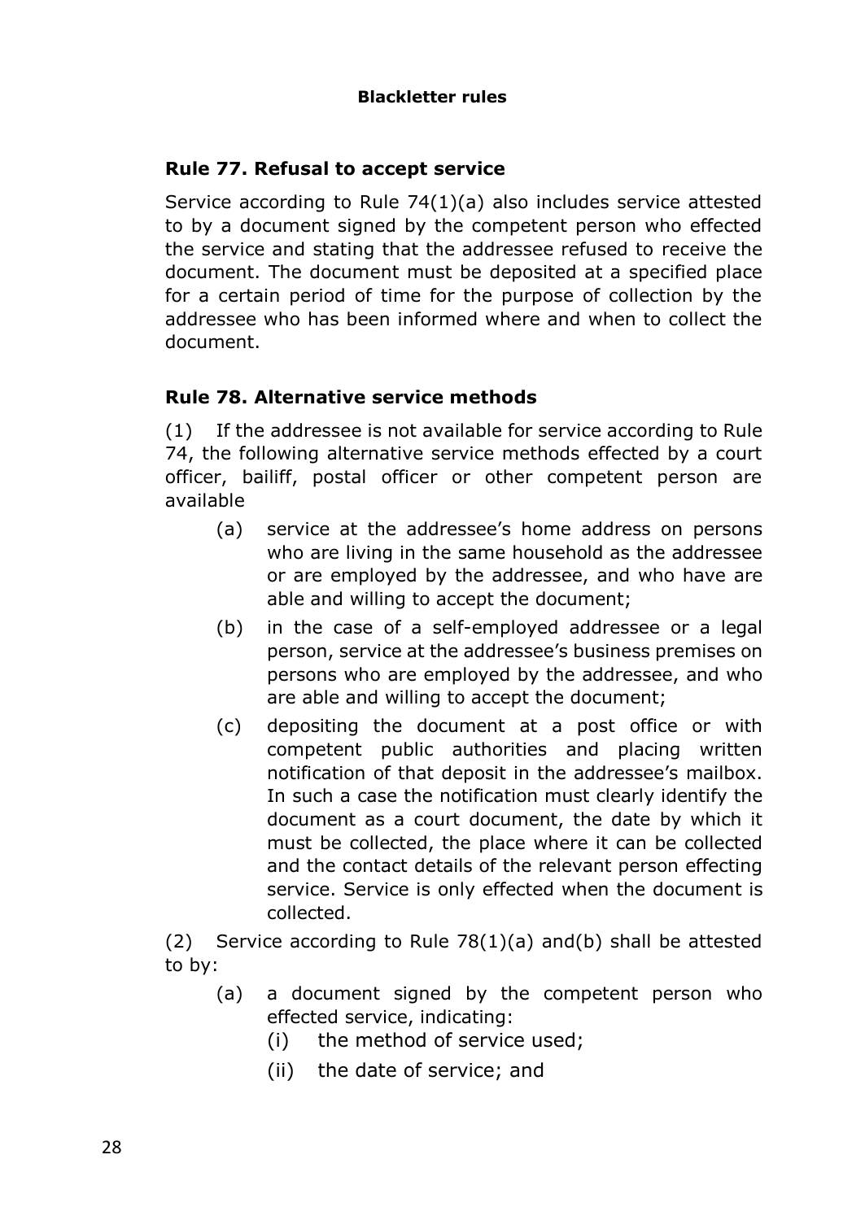**Blackletter rules**

### Rule 77. Refusal to accept service

Service according to Rule 74(1)(a) also includes service attested to by a document signed by the competent person who effected the service and stating that the addressee refused to receive the document. The document must be deposited at a specified place for a certain period of time for the purpose of collection by the addressee who has been informed where and when to collect the document.

### Rule 78. Alternative service methods

(1) If the addressee is not available for service according to Rule 74, the following alternative service methods effected by a court officer, bailiff, postal officer or other competent person are available

- (a) service at the addressee's home address on persons who are living in the same household as the addressee or are employed by the addressee, and who have are able and willing to accept the document;
- (b) in the case of a self-employed addressee or a legal person, service at the addressee's business premises on persons who are employed by the addressee, and who are able and willing to accept the document;
- (c) depositing the document at a post office or with competent public authorities and placing written notification of that deposit in the addressee's mailbox. In such a case the notification must clearly identify the document as a court document, the date by which it must be collected, the place where it can be collected and the contact details of the relevant person effecting service. Service is only effected when the document is collected.

(2) Service according to Rule 78(1)(a) and(b) shall be attested to by:

- (a) a document signed by the competent person who effected service, indicating:
  - (i) the method of service used;
  - (ii) the date of service; and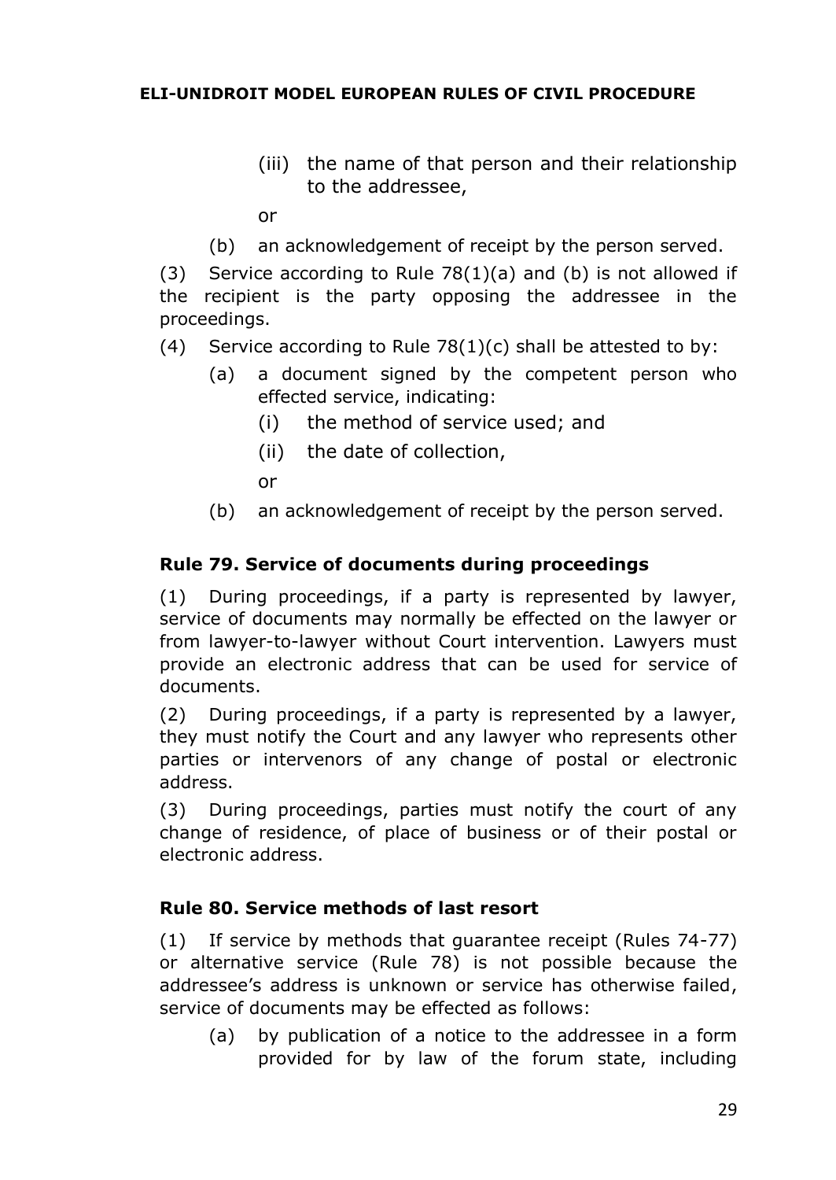(iii) the name of that person and their relationship to the addressee,

or

(b) an acknowledgement of receipt by the person served.

(3) Service according to Rule 78(1)(a) and (b) is not allowed if the recipient is the party opposing the addressee in the proceedings.

(4) Service according to Rule 78(1)(c) shall be attested to by:

(a) a document signed by the competent person who effected service, indicating:

(i) the method of service used; and

(ii) the date of collection,

or

(b) an acknowledgement of receipt by the person served.

### Rule 79. Service of documents during proceedings

(1) During proceedings, if a party is represented by lawyer, service of documents may normally be effected on the lawyer or from lawyer-to-lawyer without Court intervention. Lawyers must provide an electronic address that can be used for service of documents.

(2) During proceedings, if a party is represented by a lawyer, they must notify the Court and any lawyer who represents other parties or intervenors of any change of postal or electronic address.

(3) During proceedings, parties must notify the court of any change of residence, of place of business or of their postal or electronic address.

### Rule 80. Service methods of last resort

(1) If service by methods that guarantee receipt (Rules 74-77) or alternative service (Rule 78) is not possible because the addressee's address is unknown or service has otherwise failed, service of documents may be effected as follows:

(a) by publication of a notice to the addressee in a form provided for by law of the forum state, including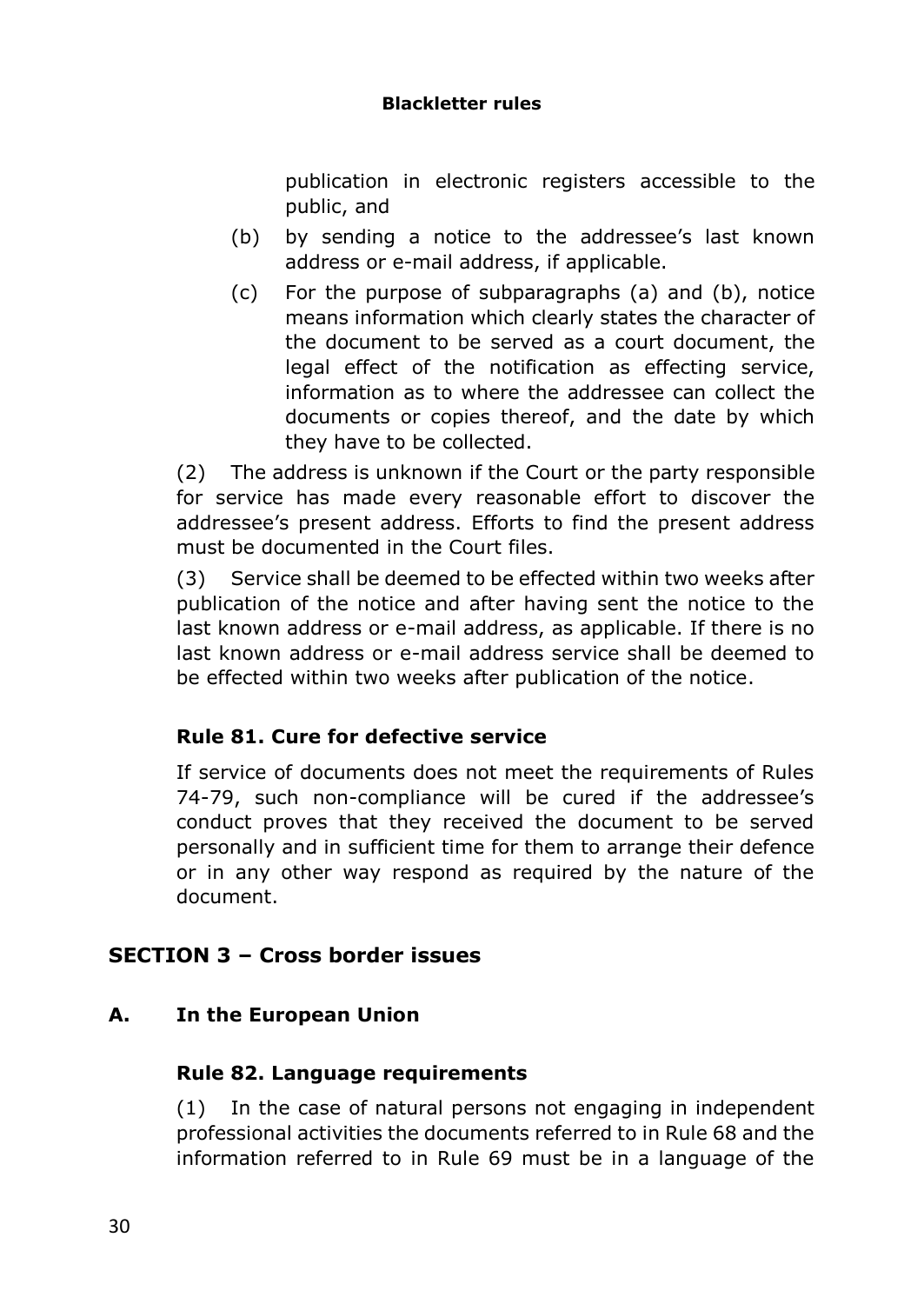publication in electronic registers accessible to the public, and

(b) by sending a notice to the addressee's last known address or e-mail address, if applicable.

(c) For the purpose of subparagraphs (a) and (b), notice means information which clearly states the character of the document to be served as a court document, the legal effect of the notification as effecting service, information as to where the addressee can collect the documents or copies thereof, and the date by which they have to be collected.

(2) The address is unknown if the Court or the party responsible for service has made every reasonable effort to discover the addressee's present address. Efforts to find the present address must be documented in the Court files.

(3) Service shall be deemed to be effected within two weeks after publication of the notice and after having sent the notice to the last known address or e-mail address, as applicable. If there is no last known address or e-mail address service shall be deemed to be effected within two weeks after publication of the notice.

### Rule 81. Cure for defective service

If service of documents does not meet the requirements of Rules 74-79, such non-compliance will be cured if the addressee's conduct proves that they received the document to be served personally and in sufficient time for them to arrange their defence or in any other way respond as required by the nature of the document.

## SECTION 3 – Cross border issues

### A. In the European Union

### Rule 82. Language requirements

(1) In the case of natural persons not engaging in independent professional activities the documents referred to in Rule 68 and the information referred to in Rule 69 must be in a language of the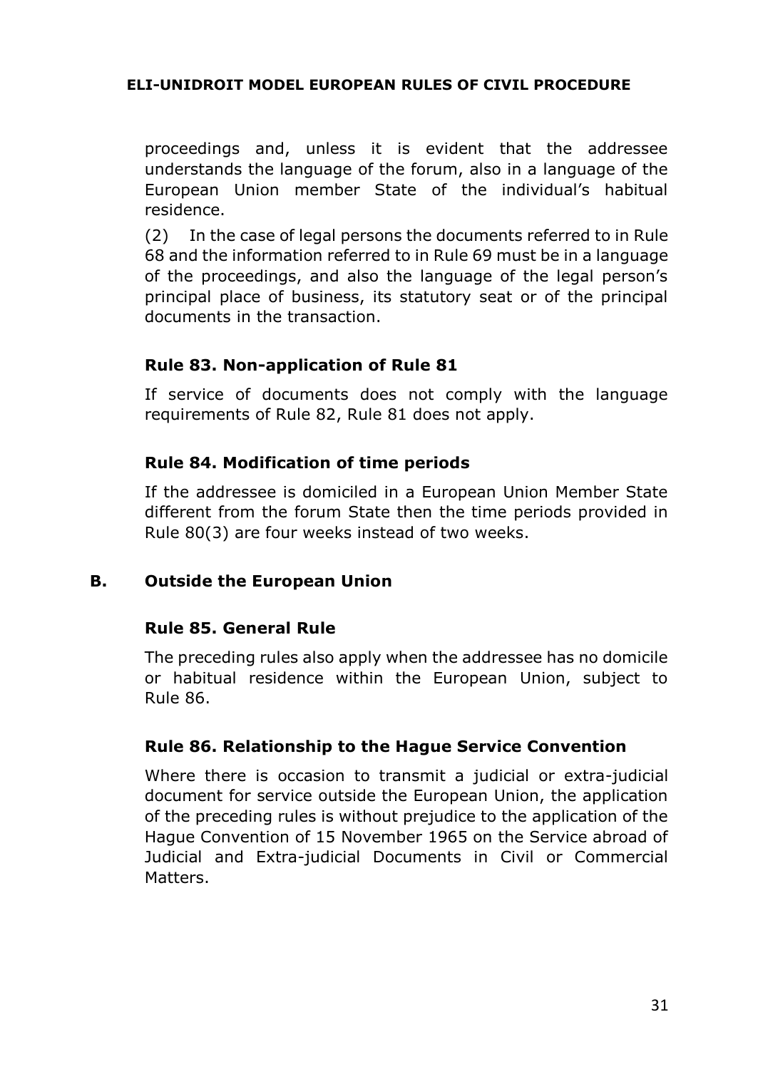proceedings and, unless it is evident that the addressee understands the language of the forum, also in a language of the European Union member State of the individual's habitual residence.

(2) In the case of legal persons the documents referred to in Rule 68 and the information referred to in Rule 69 must be in a language of the proceedings, and also the language of the legal person's principal place of business, its statutory seat or of the principal documents in the transaction.

### Rule 83. Non-application of Rule 81

If service of documents does not comply with the language requirements of Rule 82, Rule 81 does not apply.

### Rule 84. Modification of time periods

If the addressee is domiciled in a European Union Member State different from the forum State then the time periods provided in Rule 80(3) are four weeks instead of two weeks.

## B. Outside the European Union

### Rule 85. General Rule

The preceding rules also apply when the addressee has no domicile or habitual residence within the European Union, subject to Rule 86.

### Rule 86. Relationship to the Hague Service Convention

Where there is occasion to transmit a judicial or extra-judicial document for service outside the European Union, the application of the preceding rules is without prejudice to the application of the Hague Convention of 15 November 1965 on the Service abroad of Judicial and Extra-judicial Documents in Civil or Commercial Matters.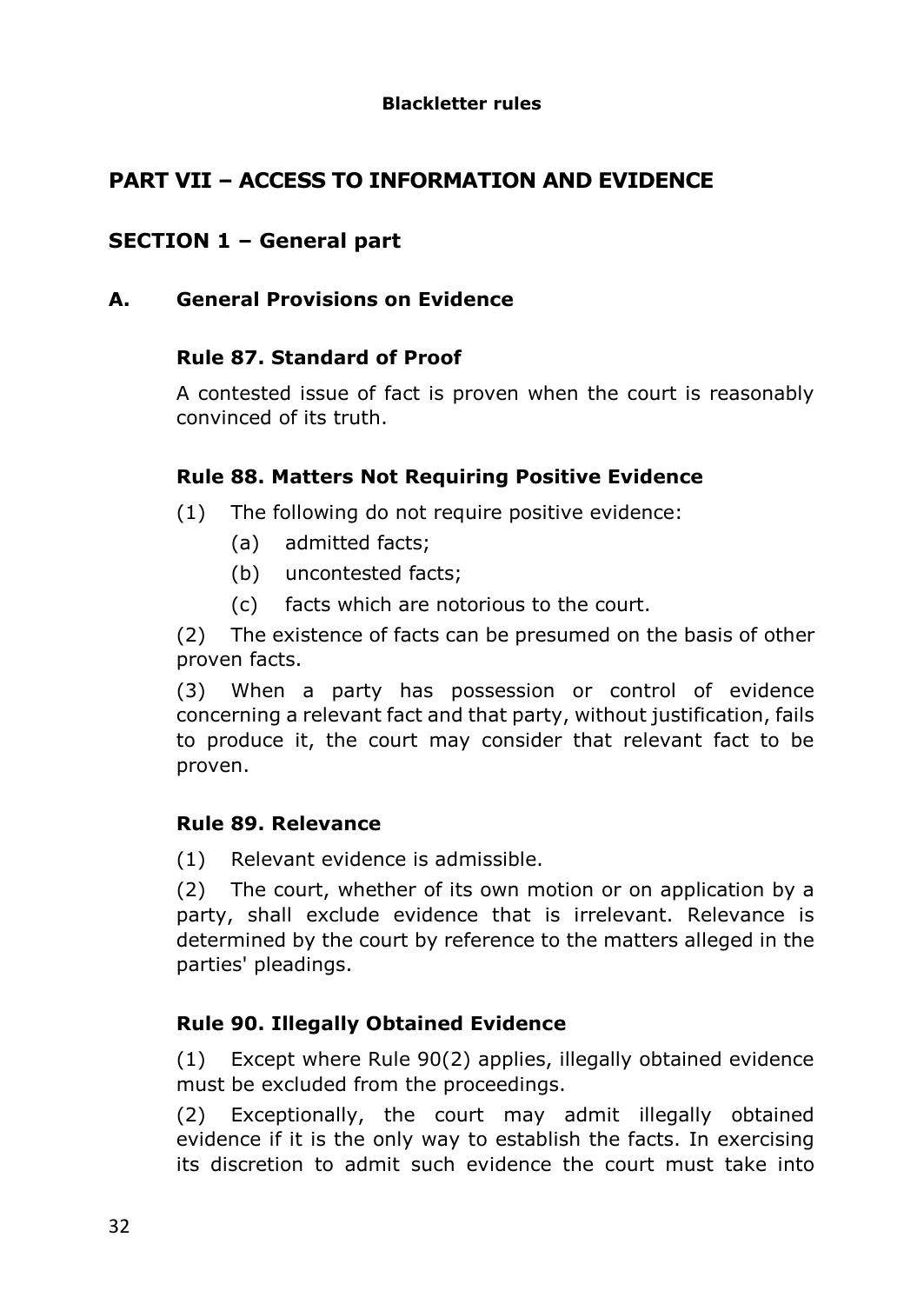**Blackletter rules**

# PART VII – ACCESS TO INFORMATION AND EVIDENCE

## SECTION 1 – General part

### A. General Provisions on Evidence

#### Rule 87. Standard of Proof

A contested issue of fact is proven when the court is reasonably convinced of its truth.

#### Rule 88. Matters Not Requiring Positive Evidence

(1) The following do not require positive evidence:

  (a) admitted facts;

  (b) uncontested facts;

  (c) facts which are notorious to the court.

(2) The existence of facts can be presumed on the basis of other proven facts.

(3) When a party has possession or control of evidence concerning a relevant fact and that party, without justification, fails to produce it, the court may consider that relevant fact to be proven.

#### Rule 89. Relevance

(1) Relevant evidence is admissible.

(2) The court, whether of its own motion or on application by a party, shall exclude evidence that is irrelevant. Relevance is determined by the court by reference to the matters alleged in the parties' pleadings.

#### Rule 90. Illegally Obtained Evidence

(1) Except where Rule 90(2) applies, illegally obtained evidence must be excluded from the proceedings.

(2) Exceptionally, the court may admit illegally obtained evidence if it is the only way to establish the facts. In exercising its discretion to admit such evidence the court must take into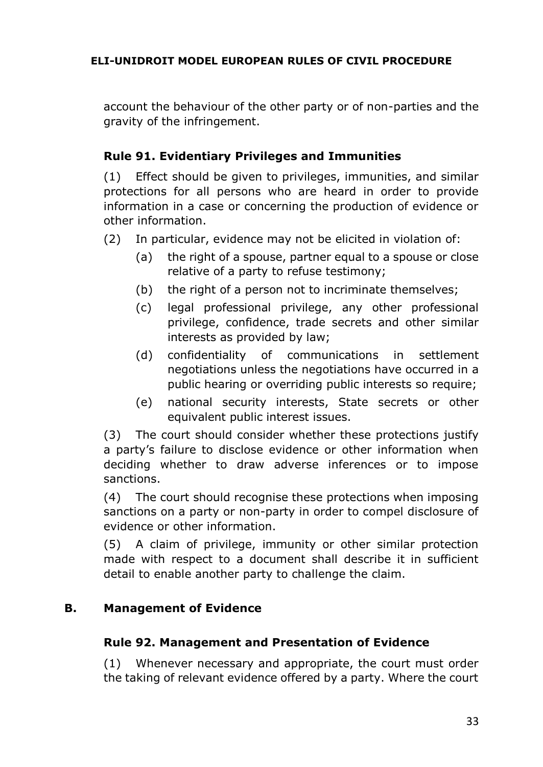account the behaviour of the other party or of non-parties and the gravity of the infringement.

### Rule 91. Evidentiary Privileges and Immunities

(1) Effect should be given to privileges, immunities, and similar protections for all persons who are heard in order to provide information in a case or concerning the production of evidence or other information.

(2) In particular, evidence may not be elicited in violation of:

- (a) the right of a spouse, partner equal to a spouse or close relative of a party to refuse testimony;
- (b) the right of a person not to incriminate themselves;
- (c) legal professional privilege, any other professional privilege, confidence, trade secrets and other similar interests as provided by law;
- (d) confidentiality of communications in settlement negotiations unless the negotiations have occurred in a public hearing or overriding public interests so require;
- (e) national security interests, State secrets or other equivalent public interest issues.

(3) The court should consider whether these protections justify a party's failure to disclose evidence or other information when deciding whether to draw adverse inferences or to impose sanctions.

(4) The court should recognise these protections when imposing sanctions on a party or non-party in order to compel disclosure of evidence or other information.

(5) A claim of privilege, immunity or other similar protection made with respect to a document shall describe it in sufficient detail to enable another party to challenge the claim.

## B. Management of Evidence

### Rule 92. Management and Presentation of Evidence

(1) Whenever necessary and appropriate, the court must order the taking of relevant evidence offered by a party. Where the court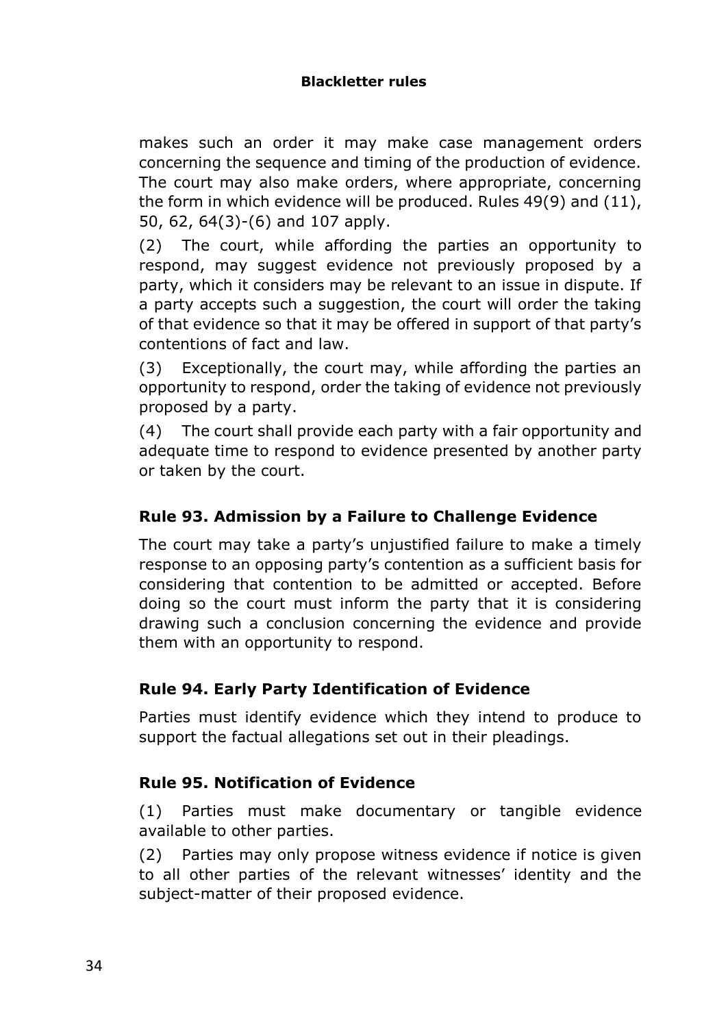makes such an order it may make case management orders concerning the sequence and timing of the production of evidence. The court may also make orders, where appropriate, concerning the form in which evidence will be produced. Rules 49(9) and (11), 50, 62, 64(3)-(6) and 107 apply.

(2) The court, while affording the parties an opportunity to respond, may suggest evidence not previously proposed by a party, which it considers may be relevant to an issue in dispute. If a party accepts such a suggestion, the court will order the taking of that evidence so that it may be offered in support of that party's contentions of fact and law.

(3) Exceptionally, the court may, while affording the parties an opportunity to respond, order the taking of evidence not previously proposed by a party.

(4) The court shall provide each party with a fair opportunity and adequate time to respond to evidence presented by another party or taken by the court.

### Rule 93. Admission by a Failure to Challenge Evidence

The court may take a party's unjustified failure to make a timely response to an opposing party's contention as a sufficient basis for considering that contention to be admitted or accepted. Before doing so the court must inform the party that it is considering drawing such a conclusion concerning the evidence and provide them with an opportunity to respond.

### Rule 94. Early Party Identification of Evidence

Parties must identify evidence which they intend to produce to support the factual allegations set out in their pleadings.

### Rule 95. Notification of Evidence

(1) Parties must make documentary or tangible evidence available to other parties.

(2) Parties may only propose witness evidence if notice is given to all other parties of the relevant witnesses' identity and the subject-matter of their proposed evidence.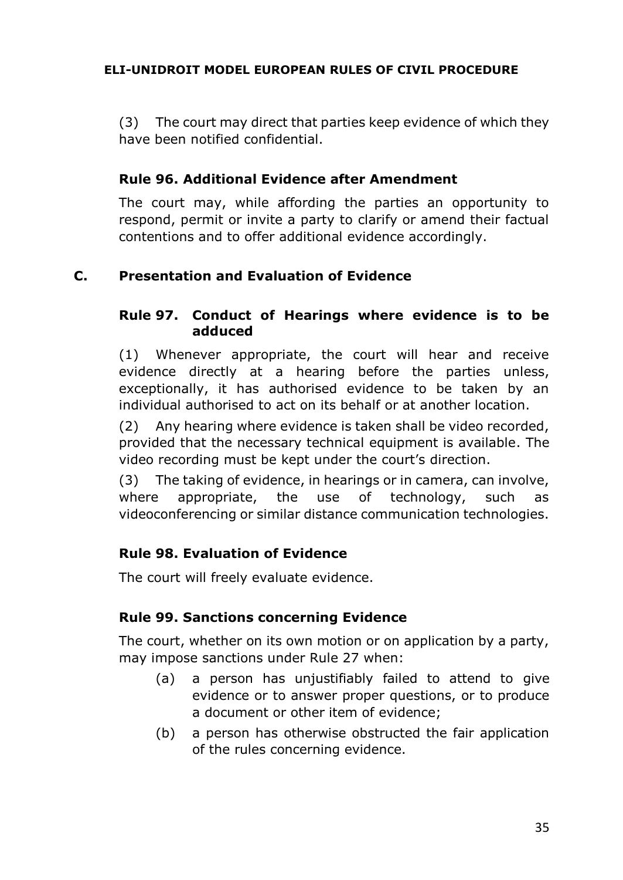(3) The court may direct that parties keep evidence of which they have been notified confidential.

### Rule 96. Additional Evidence after Amendment

The court may, while affording the parties an opportunity to respond, permit or invite a party to clarify or amend their factual contentions and to offer additional evidence accordingly.

## C. Presentation and Evaluation of Evidence

### Rule 97. Conduct of Hearings where evidence is to be adduced

(1) Whenever appropriate, the court will hear and receive evidence directly at a hearing before the parties unless, exceptionally, it has authorised evidence to be taken by an individual authorised to act on its behalf or at another location.

(2) Any hearing where evidence is taken shall be video recorded, provided that the necessary technical equipment is available. The video recording must be kept under the court's direction.

(3) The taking of evidence, in hearings or in camera, can involve, where appropriate, the use of technology, such as videoconferencing or similar distance communication technologies.

### Rule 98. Evaluation of Evidence

The court will freely evaluate evidence.

### Rule 99. Sanctions concerning Evidence

The court, whether on its own motion or on application by a party, may impose sanctions under Rule 27 when:

(a) a person has unjustifiably failed to attend to give evidence or to answer proper questions, or to produce a document or other item of evidence;

(b) a person has otherwise obstructed the fair application of the rules concerning evidence.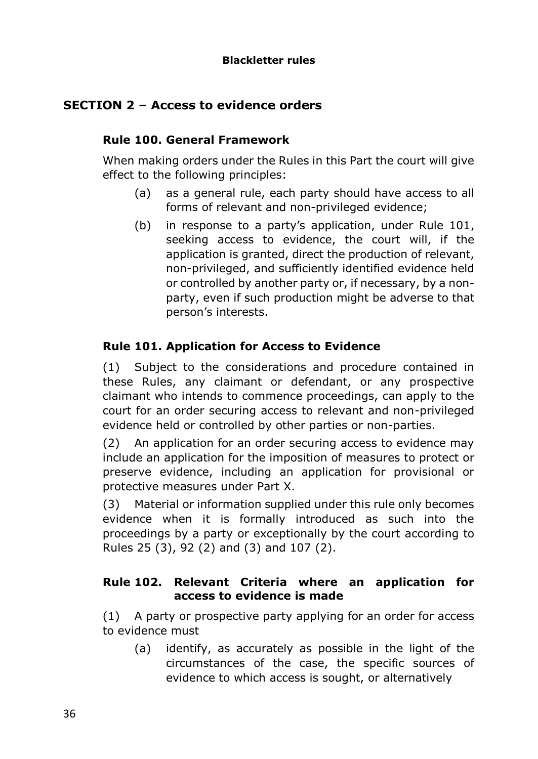**Blackletter rules**

## SECTION 2 – Access to evidence orders

### Rule 100. General Framework

When making orders under the Rules in this Part the court will give effect to the following principles:

(a) as a general rule, each party should have access to all forms of relevant and non-privileged evidence;

(b) in response to a party's application, under Rule 101, seeking access to evidence, the court will, if the application is granted, direct the production of relevant, non-privileged, and sufficiently identified evidence held or controlled by another party or, if necessary, by a non-party, even if such production might be adverse to that person's interests.

### Rule 101. Application for Access to Evidence

(1) Subject to the considerations and procedure contained in these Rules, any claimant or defendant, or any prospective claimant who intends to commence proceedings, can apply to the court for an order securing access to relevant and non-privileged evidence held or controlled by other parties or non-parties.

(2) An application for an order securing access to evidence may include an application for the imposition of measures to protect or preserve evidence, including an application for provisional or protective measures under Part X.

(3) Material or information supplied under this rule only becomes evidence when it is formally introduced as such into the proceedings by a party or exceptionally by the court according to Rules 25 (3), 92 (2) and (3) and 107 (2).

### Rule 102. Relevant Criteria where an application for access to evidence is made

(1) A party or prospective party applying for an order for access to evidence must

(a) identify, as accurately as possible in the light of the circumstances of the case, the specific sources of evidence to which access is sought, or alternatively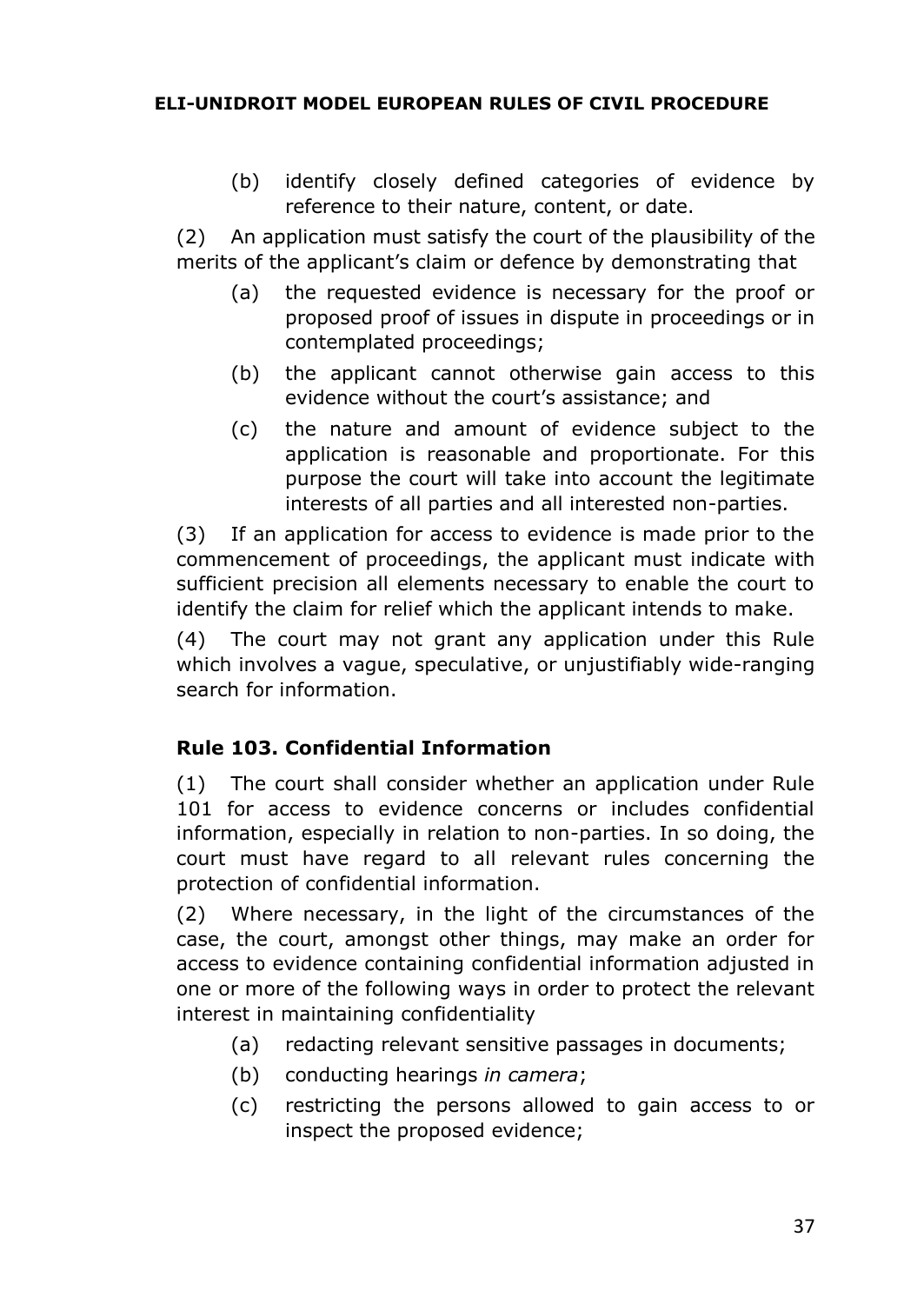(b) identify closely defined categories of evidence by reference to their nature, content, or date.

(2) An application must satisfy the court of the plausibility of the merits of the applicant's claim or defence by demonstrating that

(a) the requested evidence is necessary for the proof or proposed proof of issues in dispute in proceedings or in contemplated proceedings;

(b) the applicant cannot otherwise gain access to this evidence without the court's assistance; and

(c) the nature and amount of evidence subject to the application is reasonable and proportionate. For this purpose the court will take into account the legitimate interests of all parties and all interested non-parties.

(3) If an application for access to evidence is made prior to the commencement of proceedings, the applicant must indicate with sufficient precision all elements necessary to enable the court to identify the claim for relief which the applicant intends to make.

(4) The court may not grant any application under this Rule which involves a vague, speculative, or unjustifiably wide-ranging search for information.

### Rule 103. Confidential Information

(1) The court shall consider whether an application under Rule 101 for access to evidence concerns or includes confidential information, especially in relation to non-parties. In so doing, the court must have regard to all relevant rules concerning the protection of confidential information.

(2) Where necessary, in the light of the circumstances of the case, the court, amongst other things, may make an order for access to evidence containing confidential information adjusted in one or more of the following ways in order to protect the relevant interest in maintaining confidentiality

(a) redacting relevant sensitive passages in documents;

(b) conducting hearings *in camera*;

(c) restricting the persons allowed to gain access to or inspect the proposed evidence;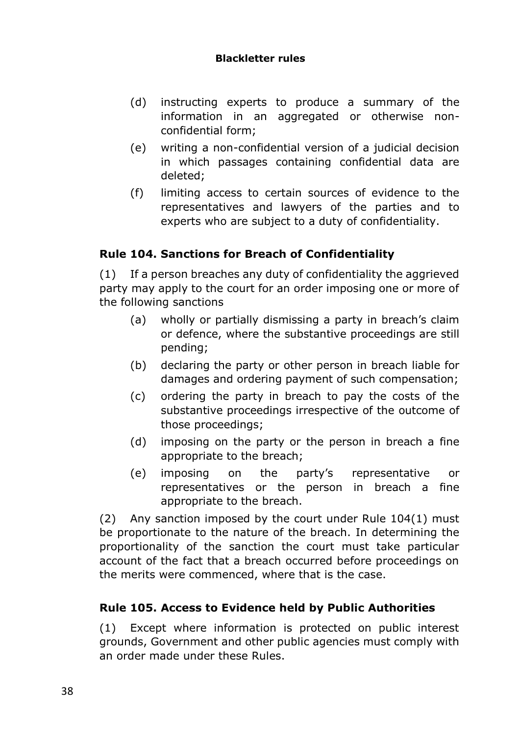(d) instructing experts to produce a summary of the information in an aggregated or otherwise non-confidential form;

(e) writing a non-confidential version of a judicial decision in which passages containing confidential data are deleted;

(f) limiting access to certain sources of evidence to the representatives and lawyers of the parties and to experts who are subject to a duty of confidentiality.

### Rule 104. Sanctions for Breach of Confidentiality

(1) If a person breaches any duty of confidentiality the aggrieved party may apply to the court for an order imposing one or more of the following sanctions

(a) wholly or partially dismissing a party in breach's claim or defence, where the substantive proceedings are still pending;

(b) declaring the party or other person in breach liable for damages and ordering payment of such compensation;

(c) ordering the party in breach to pay the costs of the substantive proceedings irrespective of the outcome of those proceedings;

(d) imposing on the party or the person in breach a fine appropriate to the breach;

(e) imposing on the party's representative or representatives or the person in breach a fine appropriate to the breach.

(2) Any sanction imposed by the court under Rule 104(1) must be proportionate to the nature of the breach. In determining the proportionality of the sanction the court must take particular account of the fact that a breach occurred before proceedings on the merits were commenced, where that is the case.

### Rule 105. Access to Evidence held by Public Authorities

(1) Except where information is protected on public interest grounds, Government and other public agencies must comply with an order made under these Rules.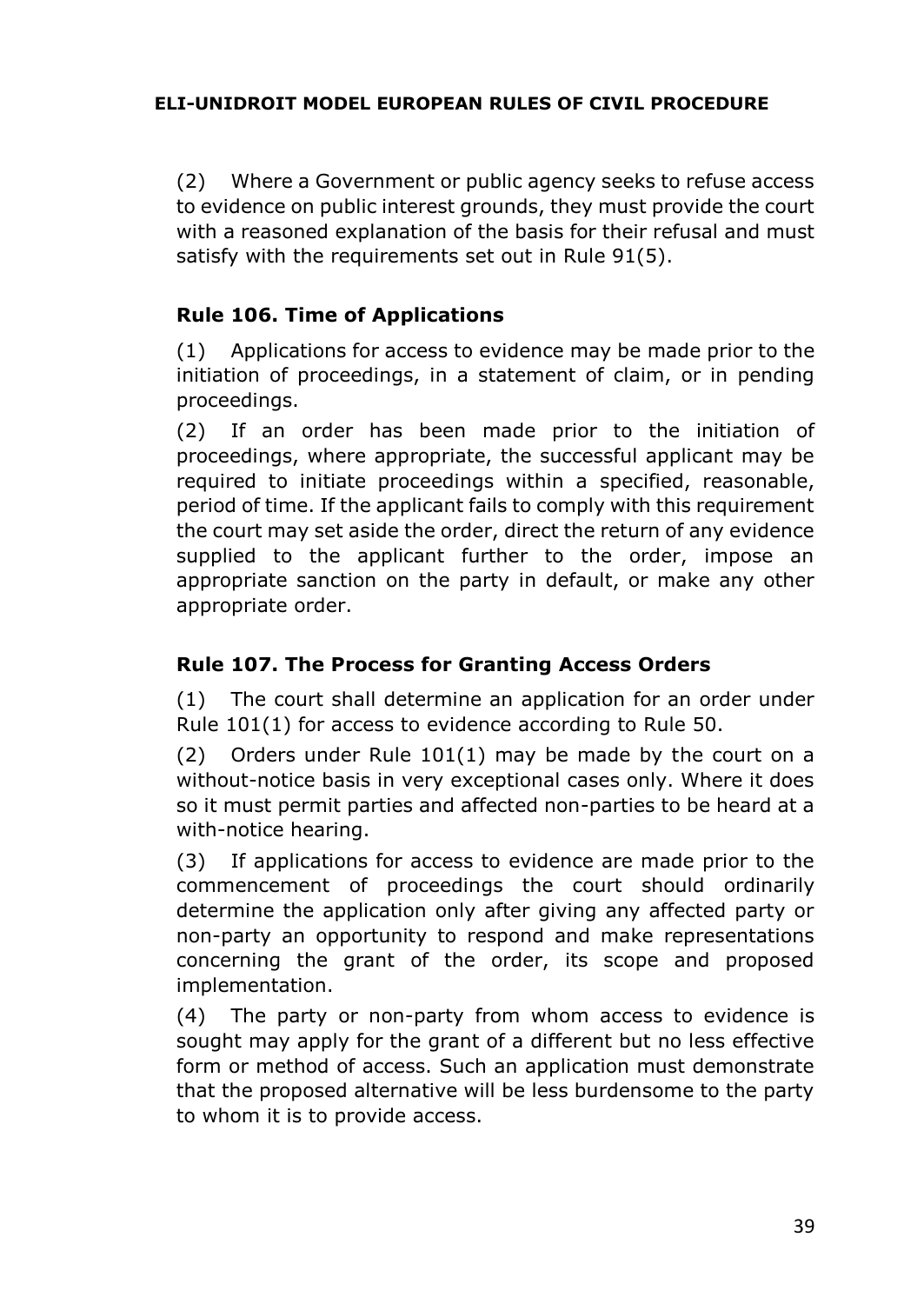(2) Where a Government or public agency seeks to refuse access to evidence on public interest grounds, they must provide the court with a reasoned explanation of the basis for their refusal and must satisfy with the requirements set out in Rule 91(5).

### Rule 106. Time of Applications

(1) Applications for access to evidence may be made prior to the initiation of proceedings, in a statement of claim, or in pending proceedings.

(2) If an order has been made prior to the initiation of proceedings, where appropriate, the successful applicant may be required to initiate proceedings within a specified, reasonable, period of time. If the applicant fails to comply with this requirement the court may set aside the order, direct the return of any evidence supplied to the applicant further to the order, impose an appropriate sanction on the party in default, or make any other appropriate order.

### Rule 107. The Process for Granting Access Orders

(1) The court shall determine an application for an order under Rule 101(1) for access to evidence according to Rule 50.

(2) Orders under Rule 101(1) may be made by the court on a without-notice basis in very exceptional cases only. Where it does so it must permit parties and affected non-parties to be heard at a with-notice hearing.

(3) If applications for access to evidence are made prior to the commencement of proceedings the court should ordinarily determine the application only after giving any affected party or non-party an opportunity to respond and make representations concerning the grant of the order, its scope and proposed implementation.

(4) The party or non-party from whom access to evidence is sought may apply for the grant of a different but no less effective form or method of access. Such an application must demonstrate that the proposed alternative will be less burdensome to the party to whom it is to provide access.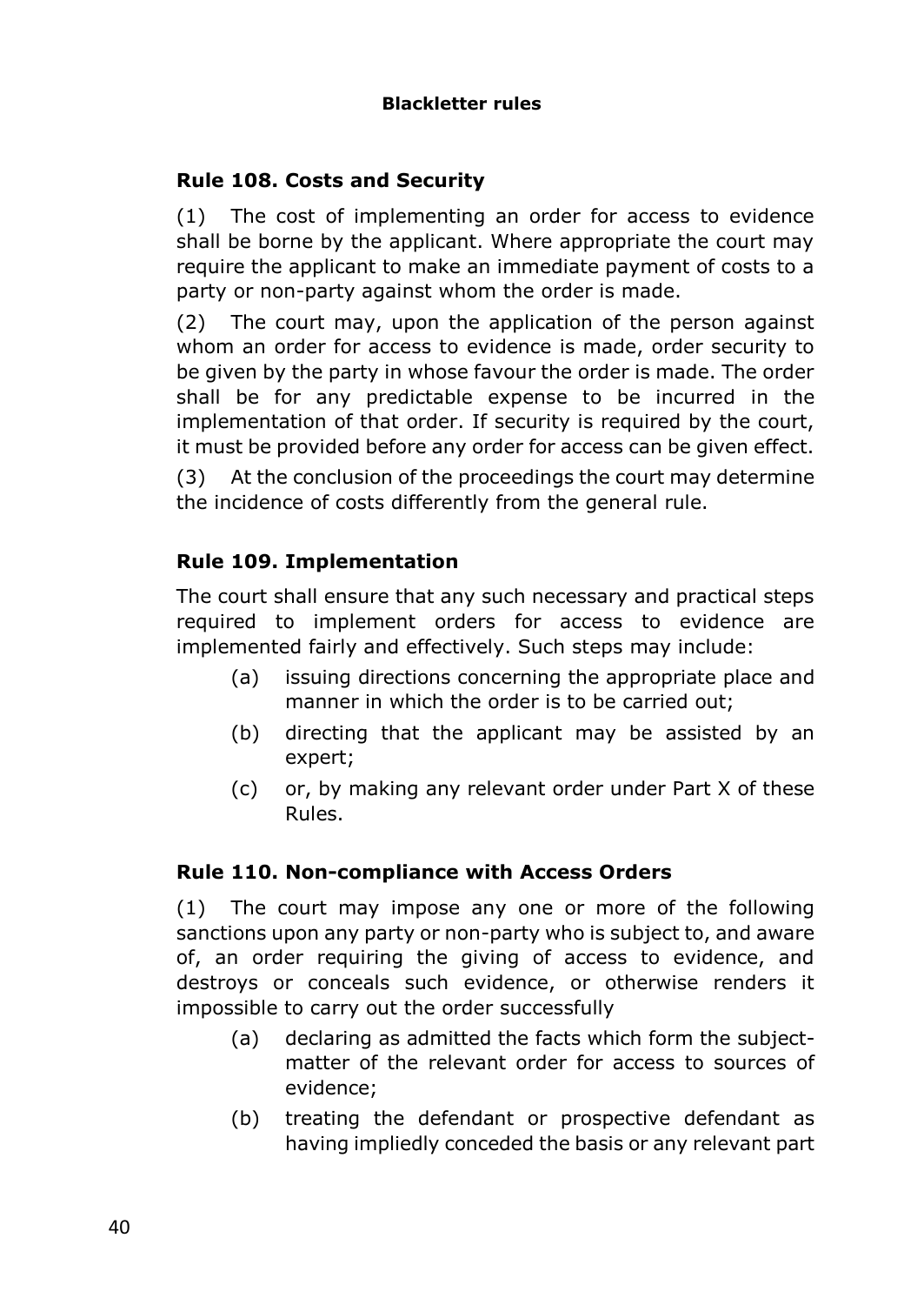**Blackletter rules**

### Rule 108. Costs and Security

(1) The cost of implementing an order for access to evidence shall be borne by the applicant. Where appropriate the court may require the applicant to make an immediate payment of costs to a party or non-party against whom the order is made.

(2) The court may, upon the application of the person against whom an order for access to evidence is made, order security to be given by the party in whose favour the order is made. The order shall be for any predictable expense to be incurred in the implementation of that order. If security is required by the court, it must be provided before any order for access can be given effect.

(3) At the conclusion of the proceedings the court may determine the incidence of costs differently from the general rule.

### Rule 109. Implementation

The court shall ensure that any such necessary and practical steps required to implement orders for access to evidence are implemented fairly and effectively. Such steps may include:

(a) issuing directions concerning the appropriate place and manner in which the order is to be carried out;

(b) directing that the applicant may be assisted by an expert;

(c) or, by making any relevant order under Part X of these Rules.

### Rule 110. Non-compliance with Access Orders

(1) The court may impose any one or more of the following sanctions upon any party or non-party who is subject to, and aware of, an order requiring the giving of access to evidence, and destroys or conceals such evidence, or otherwise renders it impossible to carry out the order successfully

(a) declaring as admitted the facts which form the subject-matter of the relevant order for access to sources of evidence;

(b) treating the defendant or prospective defendant as having impliedly conceded the basis or any relevant part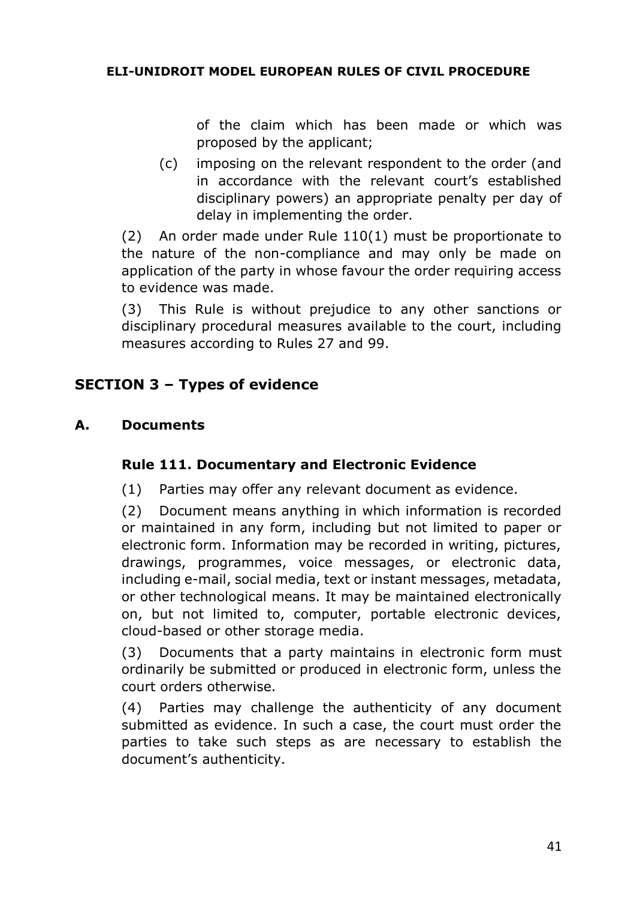of the claim which has been made or which was proposed by the applicant;

(c) imposing on the relevant respondent to the order (and in accordance with the relevant court's established disciplinary powers) an appropriate penalty per day of delay in implementing the order.

(2) An order made under Rule 110(1) must be proportionate to the nature of the non-compliance and may only be made on application of the party in whose favour the order requiring access to evidence was made.

(3) This Rule is without prejudice to any other sanctions or disciplinary procedural measures available to the court, including measures according to Rules 27 and 99.

## SECTION 3 – Types of evidence

### A. Documents

#### Rule 111. Documentary and Electronic Evidence

(1) Parties may offer any relevant document as evidence.

(2) Document means anything in which information is recorded or maintained in any form, including but not limited to paper or electronic form. Information may be recorded in writing, pictures, drawings, programmes, voice messages, or electronic data, including e-mail, social media, text or instant messages, metadata, or other technological means. It may be maintained electronically on, but not limited to, computer, portable electronic devices, cloud-based or other storage media.

(3) Documents that a party maintains in electronic form must ordinarily be submitted or produced in electronic form, unless the court orders otherwise.

(4) Parties may challenge the authenticity of any document submitted as evidence. In such a case, the court must order the parties to take such steps as are necessary to establish the document's authenticity.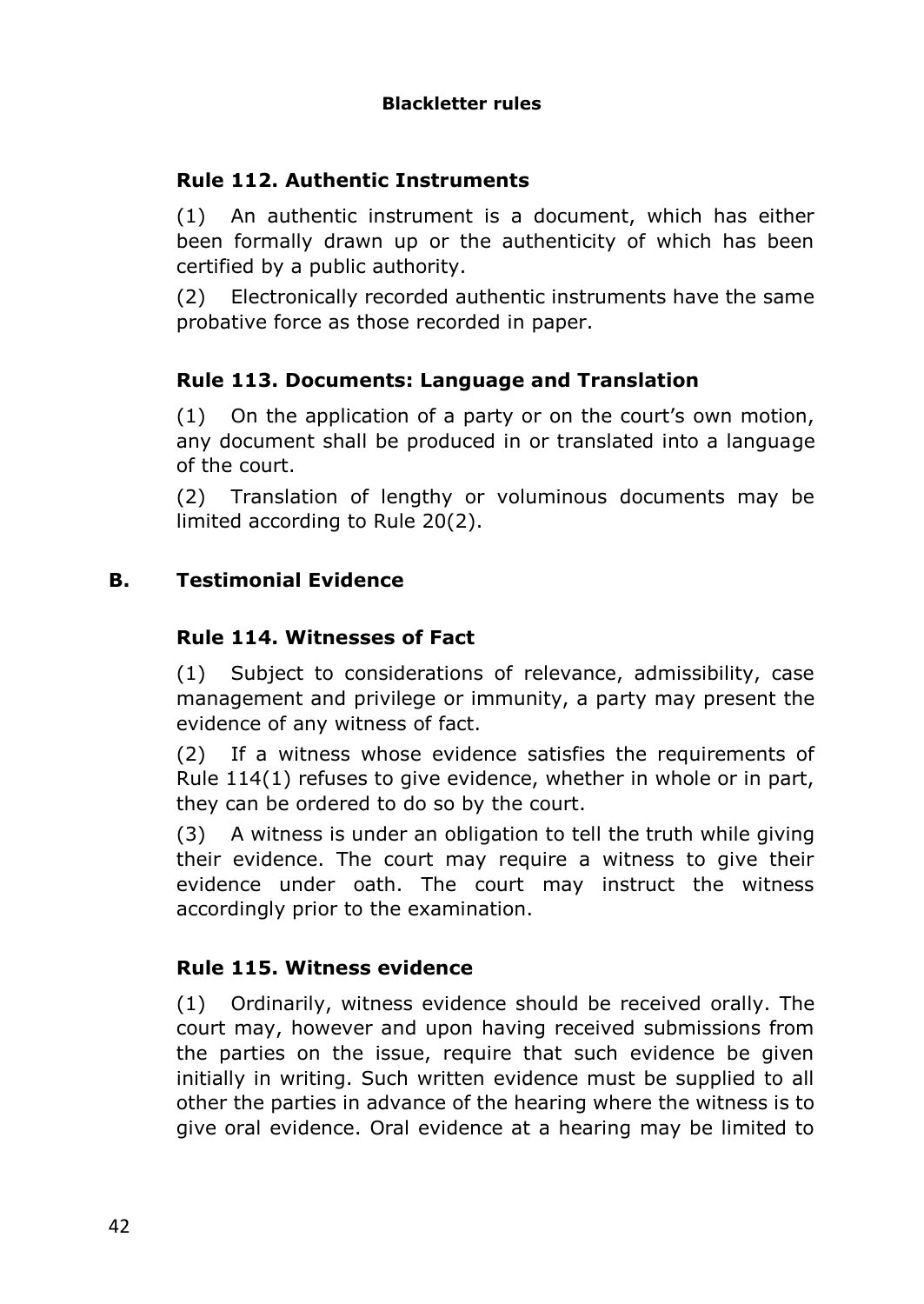**Blackletter rules**

### Rule 112. Authentic Instruments

(1) An authentic instrument is a document, which has either been formally drawn up or the authenticity of which has been certified by a public authority.

(2) Electronically recorded authentic instruments have the same probative force as those recorded in paper.

### Rule 113. Documents: Language and Translation

(1) On the application of a party or on the court's own motion, any document shall be produced in or translated into a language of the court.

(2) Translation of lengthy or voluminous documents may be limited according to Rule 20(2).

## B. Testimonial Evidence

### Rule 114. Witnesses of Fact

(1) Subject to considerations of relevance, admissibility, case management and privilege or immunity, a party may present the evidence of any witness of fact.

(2) If a witness whose evidence satisfies the requirements of Rule 114(1) refuses to give evidence, whether in whole or in part, they can be ordered to do so by the court.

(3) A witness is under an obligation to tell the truth while giving their evidence. The court may require a witness to give their evidence under oath. The court may instruct the witness accordingly prior to the examination.

### Rule 115. Witness evidence

(1) Ordinarily, witness evidence should be received orally. The court may, however and upon having received submissions from the parties on the issue, require that such evidence be given initially in writing. Such written evidence must be supplied to all other the parties in advance of the hearing where the witness is to give oral evidence. Oral evidence at a hearing may be limited to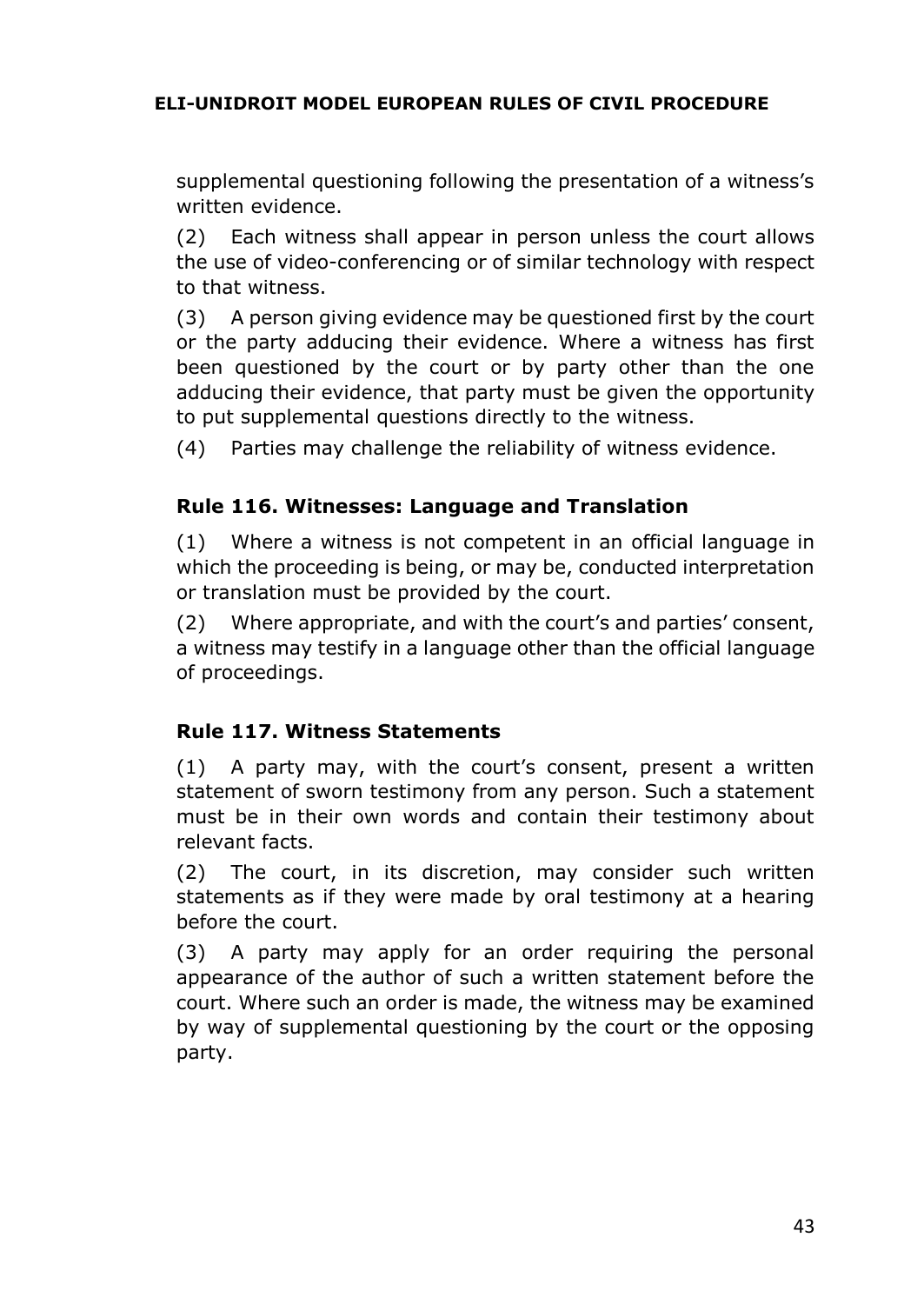supplemental questioning following the presentation of a witness's written evidence.

(2) Each witness shall appear in person unless the court allows the use of video-conferencing or of similar technology with respect to that witness.

(3) A person giving evidence may be questioned first by the court or the party adducing their evidence. Where a witness has first been questioned by the court or by party other than the one adducing their evidence, that party must be given the opportunity to put supplemental questions directly to the witness.

(4) Parties may challenge the reliability of witness evidence.

### Rule 116. Witnesses: Language and Translation

(1) Where a witness is not competent in an official language in which the proceeding is being, or may be, conducted interpretation or translation must be provided by the court.

(2) Where appropriate, and with the court's and parties' consent, a witness may testify in a language other than the official language of proceedings.

### Rule 117. Witness Statements

(1) A party may, with the court's consent, present a written statement of sworn testimony from any person. Such a statement must be in their own words and contain their testimony about relevant facts.

(2) The court, in its discretion, may consider such written statements as if they were made by oral testimony at a hearing before the court.

(3) A party may apply for an order requiring the personal appearance of the author of such a written statement before the court. Where such an order is made, the witness may be examined by way of supplemental questioning by the court or the opposing party.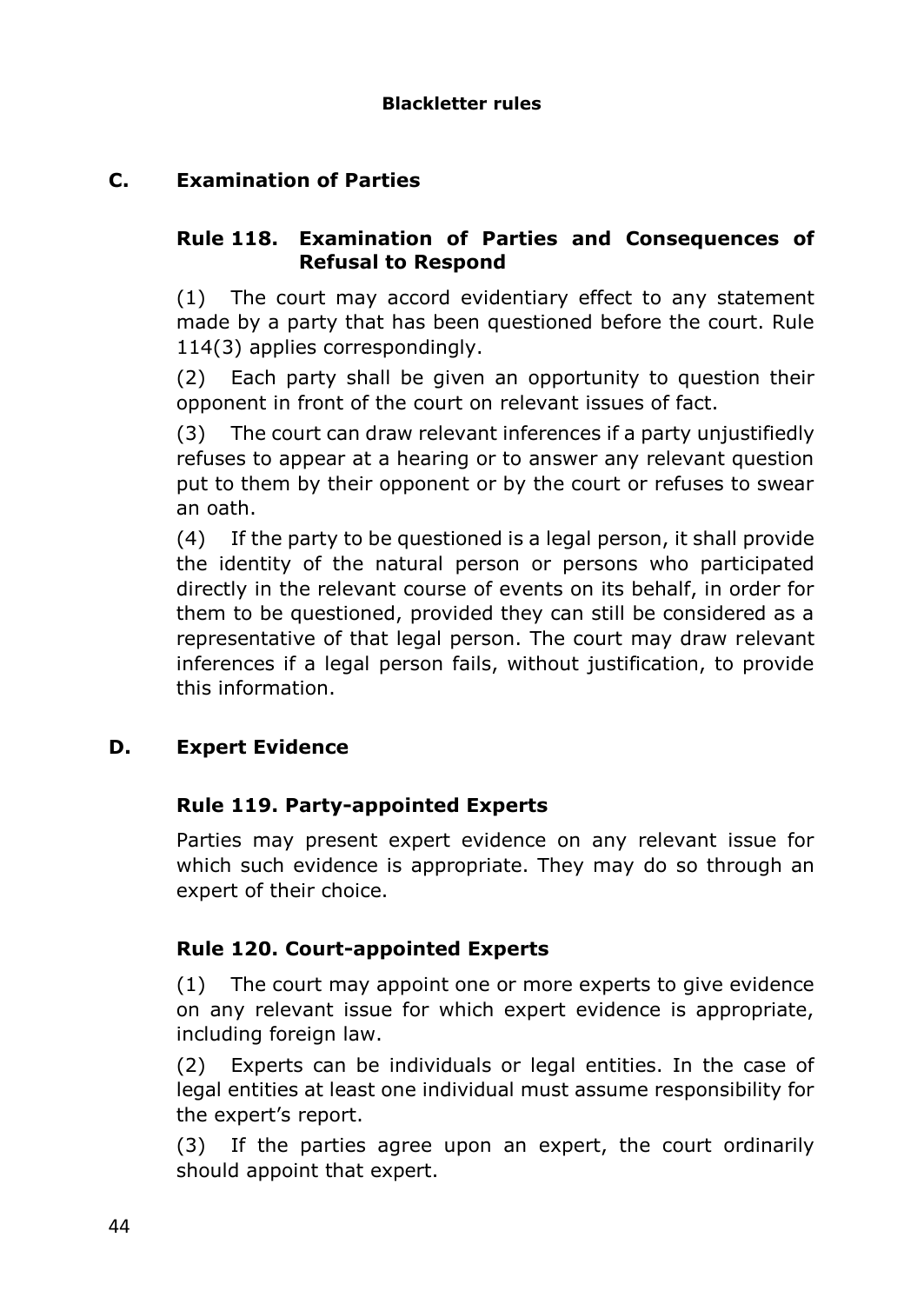## C. Examination of Parties

### Rule 118. Examination of Parties and Consequences of Refusal to Respond

(1) The court may accord evidentiary effect to any statement made by a party that has been questioned before the court. Rule 114(3) applies correspondingly.

(2) Each party shall be given an opportunity to question their opponent in front of the court on relevant issues of fact.

(3) The court can draw relevant inferences if a party unjustifiedly refuses to appear at a hearing or to answer any relevant question put to them by their opponent or by the court or refuses to swear an oath.

(4) If the party to be questioned is a legal person, it shall provide the identity of the natural person or persons who participated directly in the relevant course of events on its behalf, in order for them to be questioned, provided they can still be considered as a representative of that legal person. The court may draw relevant inferences if a legal person fails, without justification, to provide this information.

## D. Expert Evidence

### Rule 119. Party-appointed Experts

Parties may present expert evidence on any relevant issue for which such evidence is appropriate. They may do so through an expert of their choice.

### Rule 120. Court-appointed Experts

(1) The court may appoint one or more experts to give evidence on any relevant issue for which expert evidence is appropriate, including foreign law.

(2) Experts can be individuals or legal entities. In the case of legal entities at least one individual must assume responsibility for the expert's report.

(3) If the parties agree upon an expert, the court ordinarily should appoint that expert.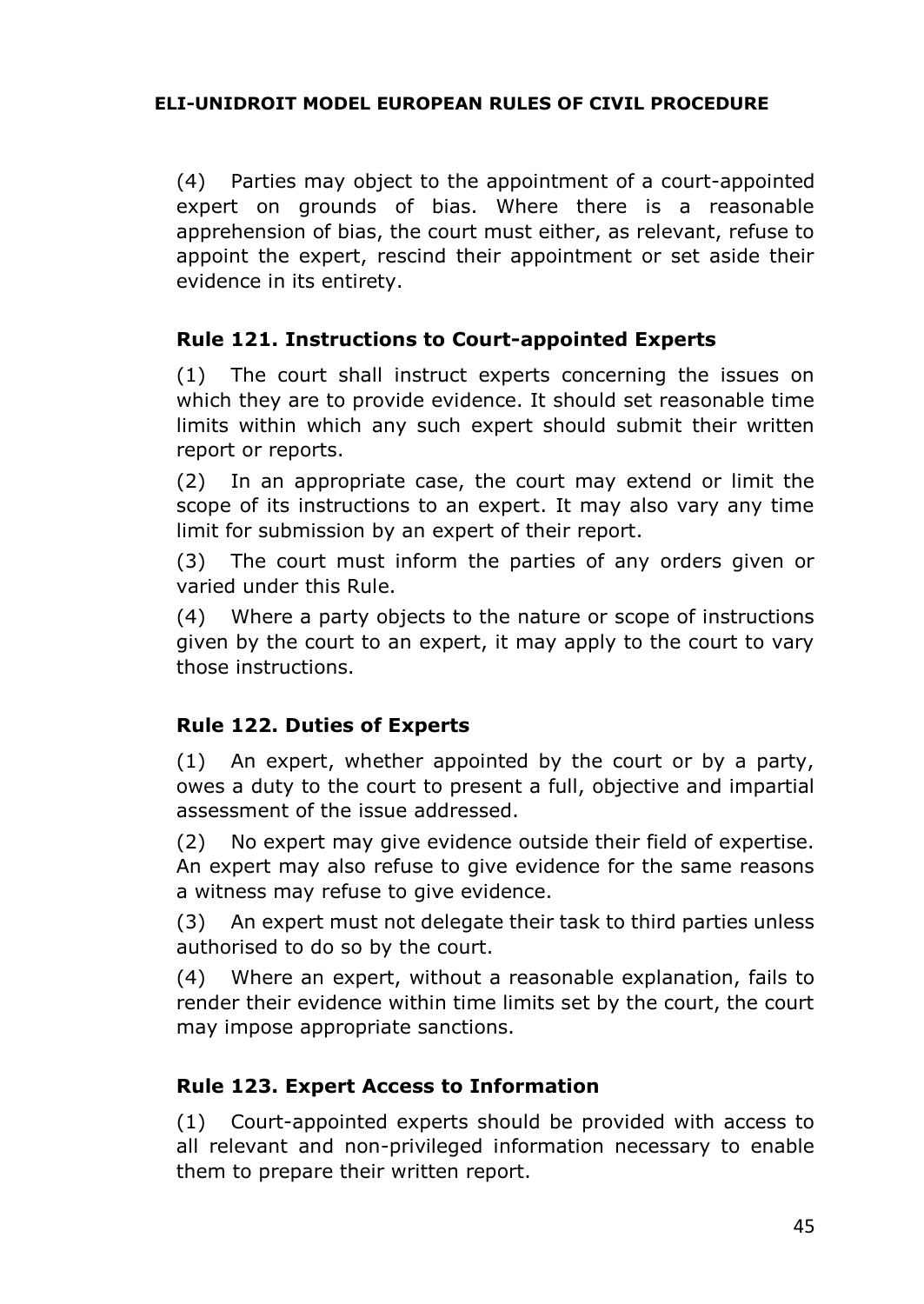(4) Parties may object to the appointment of a court-appointed expert on grounds of bias. Where there is a reasonable apprehension of bias, the court must either, as relevant, refuse to appoint the expert, rescind their appointment or set aside their evidence in its entirety.

### Rule 121. Instructions to Court-appointed Experts

(1) The court shall instruct experts concerning the issues on which they are to provide evidence. It should set reasonable time limits within which any such expert should submit their written report or reports.

(2) In an appropriate case, the court may extend or limit the scope of its instructions to an expert. It may also vary any time limit for submission by an expert of their report.

(3) The court must inform the parties of any orders given or varied under this Rule.

(4) Where a party objects to the nature or scope of instructions given by the court to an expert, it may apply to the court to vary those instructions.

### Rule 122. Duties of Experts

(1) An expert, whether appointed by the court or by a party, owes a duty to the court to present a full, objective and impartial assessment of the issue addressed.

(2) No expert may give evidence outside their field of expertise. An expert may also refuse to give evidence for the same reasons a witness may refuse to give evidence.

(3) An expert must not delegate their task to third parties unless authorised to do so by the court.

(4) Where an expert, without a reasonable explanation, fails to render their evidence within time limits set by the court, the court may impose appropriate sanctions.

### Rule 123. Expert Access to Information

(1) Court-appointed experts should be provided with access to all relevant and non-privileged information necessary to enable them to prepare their written report.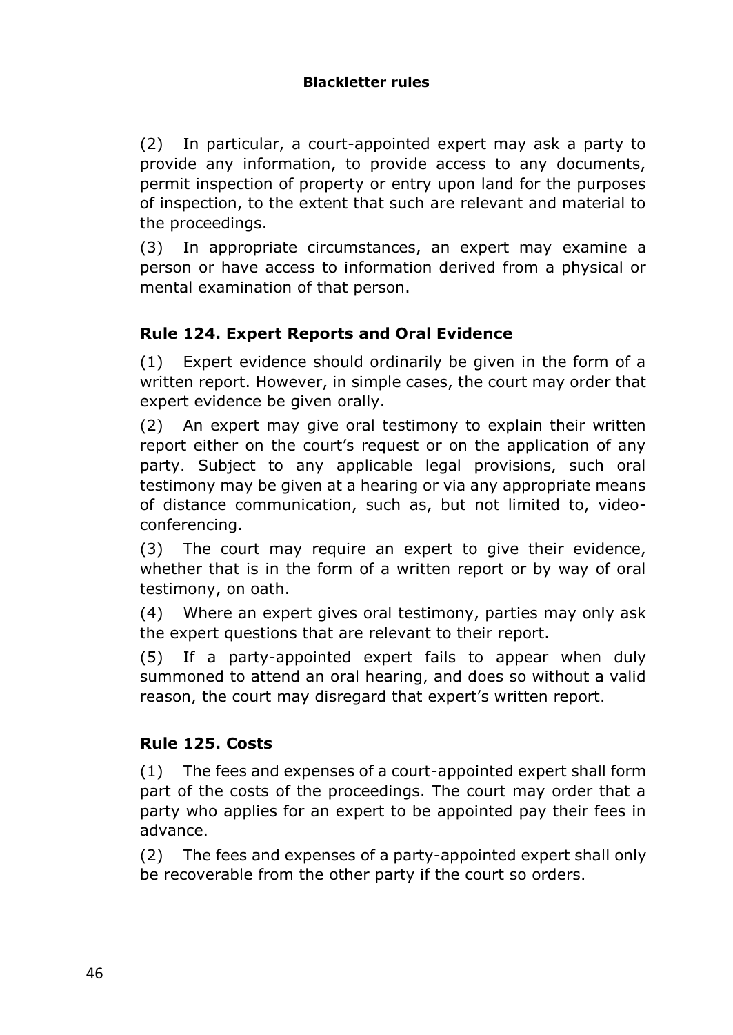(2) In particular, a court-appointed expert may ask a party to provide any information, to provide access to any documents, permit inspection of property or entry upon land for the purposes of inspection, to the extent that such are relevant and material to the proceedings.

(3) In appropriate circumstances, an expert may examine a person or have access to information derived from a physical or mental examination of that person.

### Rule 124. Expert Reports and Oral Evidence

(1) Expert evidence should ordinarily be given in the form of a written report. However, in simple cases, the court may order that expert evidence be given orally.

(2) An expert may give oral testimony to explain their written report either on the court's request or on the application of any party. Subject to any applicable legal provisions, such oral testimony may be given at a hearing or via any appropriate means of distance communication, such as, but not limited to, video-conferencing.

(3) The court may require an expert to give their evidence, whether that is in the form of a written report or by way of oral testimony, on oath.

(4) Where an expert gives oral testimony, parties may only ask the expert questions that are relevant to their report.

(5) If a party-appointed expert fails to appear when duly summoned to attend an oral hearing, and does so without a valid reason, the court may disregard that expert's written report.

### Rule 125. Costs

(1) The fees and expenses of a court-appointed expert shall form part of the costs of the proceedings. The court may order that a party who applies for an expert to be appointed pay their fees in advance.

(2) The fees and expenses of a party-appointed expert shall only be recoverable from the other party if the court so orders.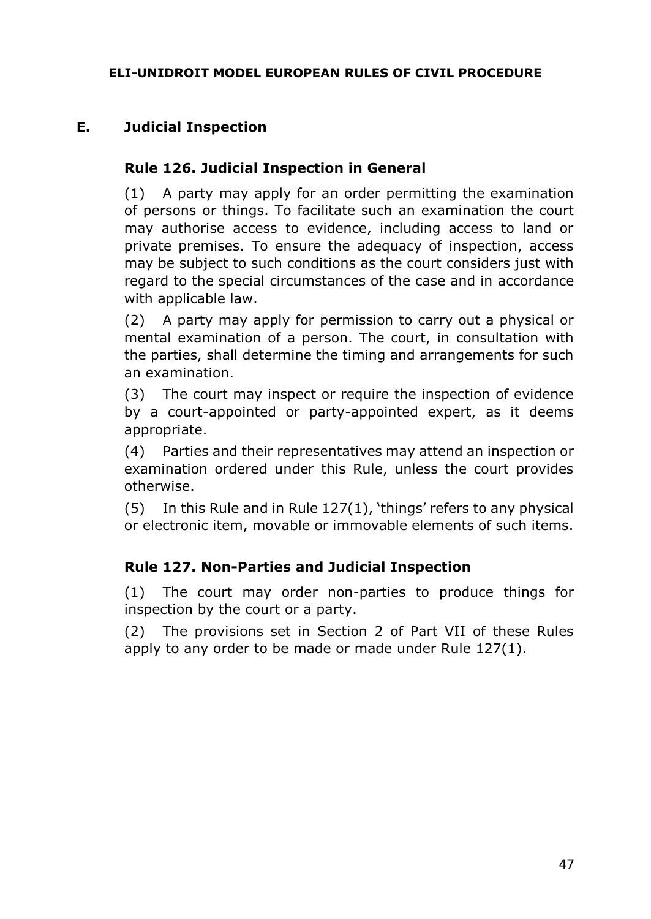## E. Judicial Inspection

### Rule 126. Judicial Inspection in General

(1) A party may apply for an order permitting the examination of persons or things. To facilitate such an examination the court may authorise access to evidence, including access to land or private premises. To ensure the adequacy of inspection, access may be subject to such conditions as the court considers just with regard to the special circumstances of the case and in accordance with applicable law.

(2) A party may apply for permission to carry out a physical or mental examination of a person. The court, in consultation with the parties, shall determine the timing and arrangements for such an examination.

(3) The court may inspect or require the inspection of evidence by a court-appointed or party-appointed expert, as it deems appropriate.

(4) Parties and their representatives may attend an inspection or examination ordered under this Rule, unless the court provides otherwise.

(5) In this Rule and in Rule 127(1), 'things' refers to any physical or electronic item, movable or immovable elements of such items.

### Rule 127. Non-Parties and Judicial Inspection

(1) The court may order non-parties to produce things for inspection by the court or a party.

(2) The provisions set in Section 2 of Part VII of these Rules apply to any order to be made or made under Rule 127(1).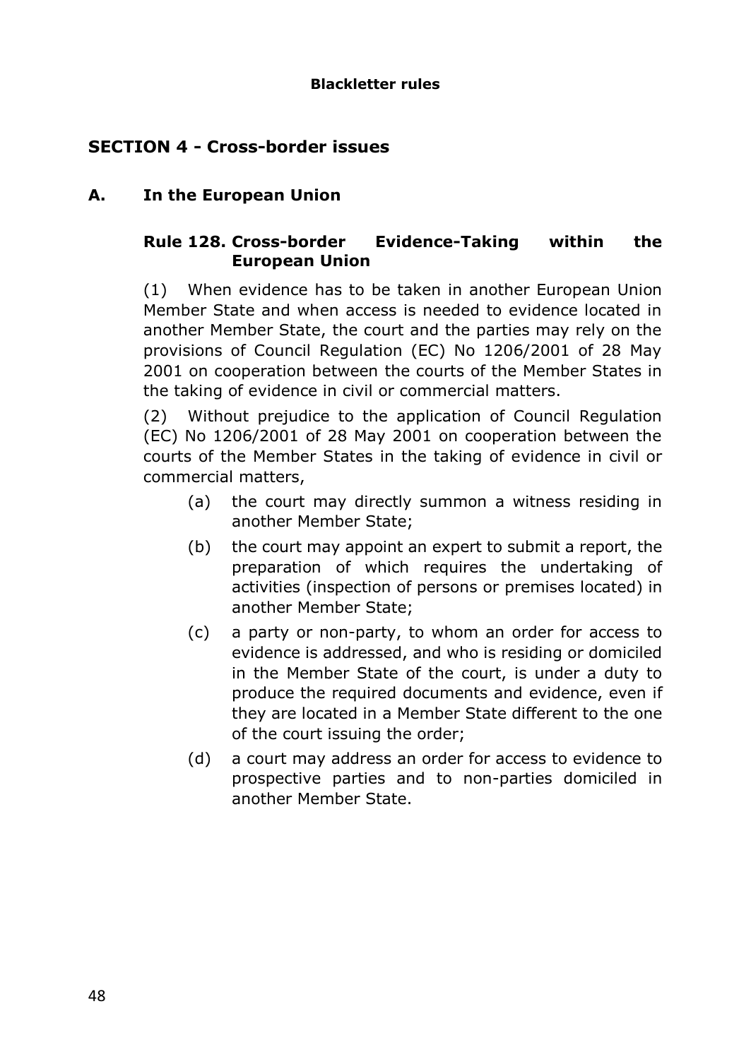## SECTION 4 - Cross-border issues

### A. In the European Union

#### Rule 128. Cross-border Evidence-Taking within the European Union

(1) When evidence has to be taken in another European Union Member State and when access is needed to evidence located in another Member State, the court and the parties may rely on the provisions of Council Regulation (EC) No 1206/2001 of 28 May 2001 on cooperation between the courts of the Member States in the taking of evidence in civil or commercial matters.

(2) Without prejudice to the application of Council Regulation (EC) No 1206/2001 of 28 May 2001 on cooperation between the courts of the Member States in the taking of evidence in civil or commercial matters,

- (a) the court may directly summon a witness residing in another Member State;
- (b) the court may appoint an expert to submit a report, the preparation of which requires the undertaking of activities (inspection of persons or premises located) in another Member State;
- (c) a party or non-party, to whom an order for access to evidence is addressed, and who is residing or domiciled in the Member State of the court, is under a duty to produce the required documents and evidence, even if they are located in a Member State different to the one of the court issuing the order;
- (d) a court may address an order for access to evidence to prospective parties and to non-parties domiciled in another Member State.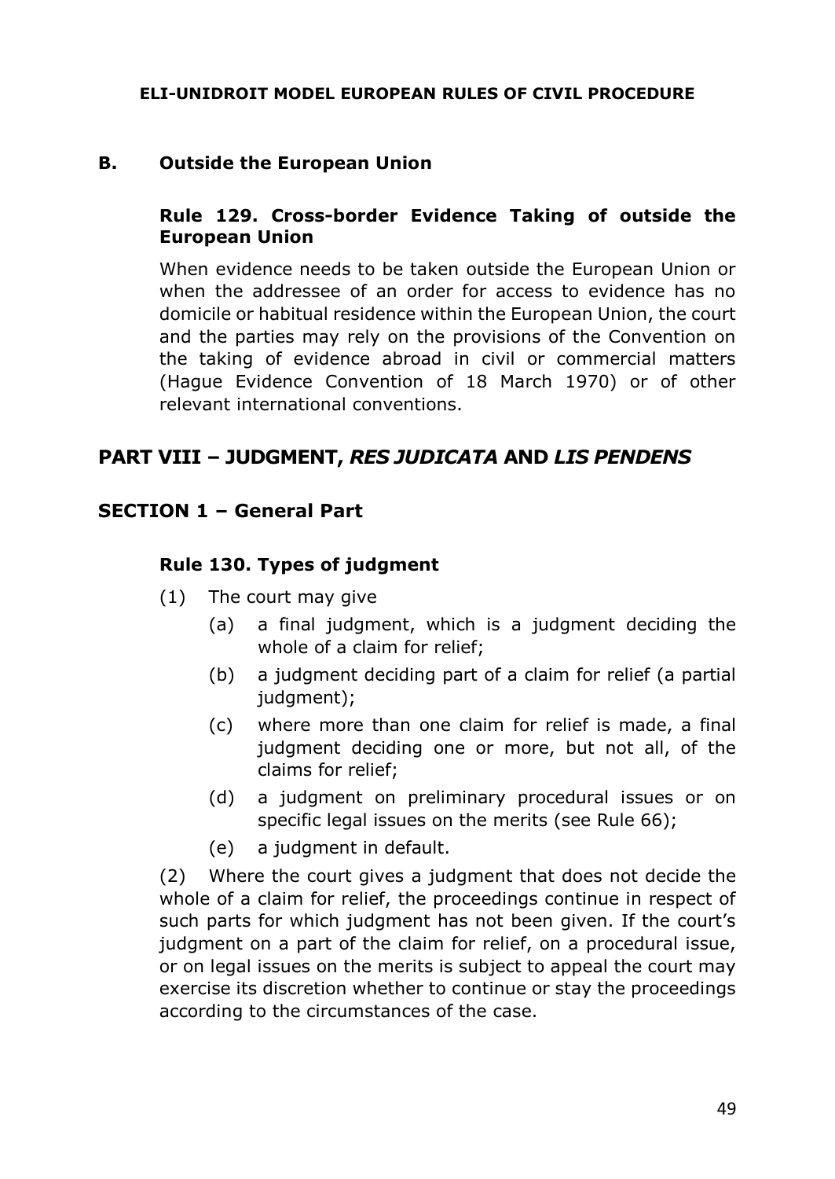### B. Outside the European Union

#### Rule 129. Cross-border Evidence Taking of outside the European Union

When evidence needs to be taken outside the European Union or when the addressee of an order for access to evidence has no domicile or habitual residence within the European Union, the court and the parties may rely on the provisions of the Convention on the taking of evidence abroad in civil or commercial matters (Hague Evidence Convention of 18 March 1970) or of other relevant international conventions.

## PART VIII – JUDGMENT, *RES JUDICATA* AND *LIS PENDENS*

## SECTION 1 – General Part

#### Rule 130. Types of judgment

(1) The court may give

- (a) a final judgment, which is a judgment deciding the whole of a claim for relief;
- (b) a judgment deciding part of a claim for relief (a partial judgment);
- (c) where more than one claim for relief is made, a final judgment deciding one or more, but not all, of the claims for relief;
- (d) a judgment on preliminary procedural issues or on specific legal issues on the merits (see Rule 66);
- (e) a judgment in default.

(2) Where the court gives a judgment that does not decide the whole of a claim for relief, the proceedings continue in respect of such parts for which judgment has not been given. If the court's judgment on a part of the claim for relief, on a procedural issue, or on legal issues on the merits is subject to appeal the court may exercise its discretion whether to continue or stay the proceedings according to the circumstances of the case.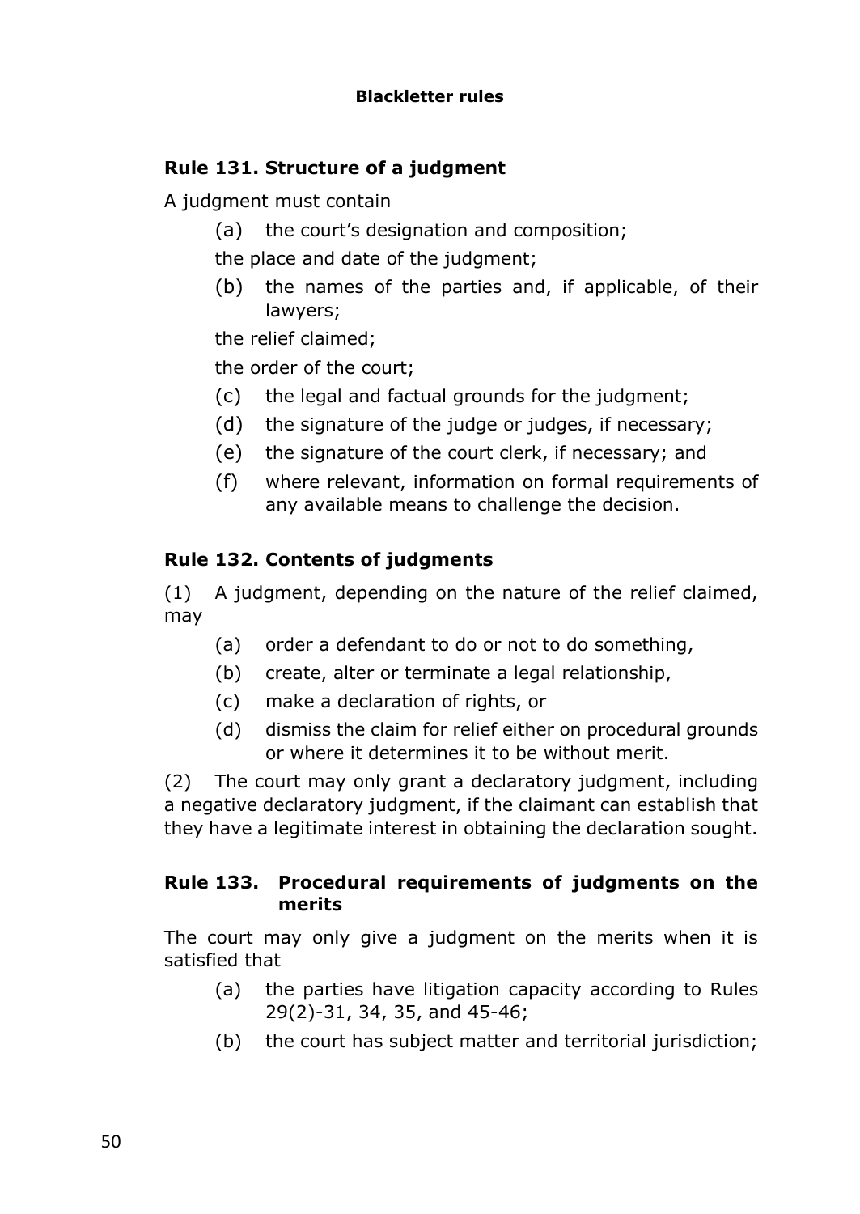**Blackletter rules**

### Rule 131. Structure of a judgment

A judgment must contain

(a) the court's designation and composition;

the place and date of the judgment;

(b) the names of the parties and, if applicable, of their lawyers;

the relief claimed;

the order of the court;

(c) the legal and factual grounds for the judgment;

(d) the signature of the judge or judges, if necessary;

(e) the signature of the court clerk, if necessary; and

(f) where relevant, information on formal requirements of any available means to challenge the decision.

### Rule 132. Contents of judgments

(1) A judgment, depending on the nature of the relief claimed, may

(a) order a defendant to do or not to do something,

(b) create, alter or terminate a legal relationship,

(c) make a declaration of rights, or

(d) dismiss the claim for relief either on procedural grounds or where it determines it to be without merit.

(2) The court may only grant a declaratory judgment, including a negative declaratory judgment, if the claimant can establish that they have a legitimate interest in obtaining the declaration sought.

### Rule 133. Procedural requirements of judgments on the merits

The court may only give a judgment on the merits when it is satisfied that

(a) the parties have litigation capacity according to Rules 29(2)-31, 34, 35, and 45-46;

(b) the court has subject matter and territorial jurisdiction;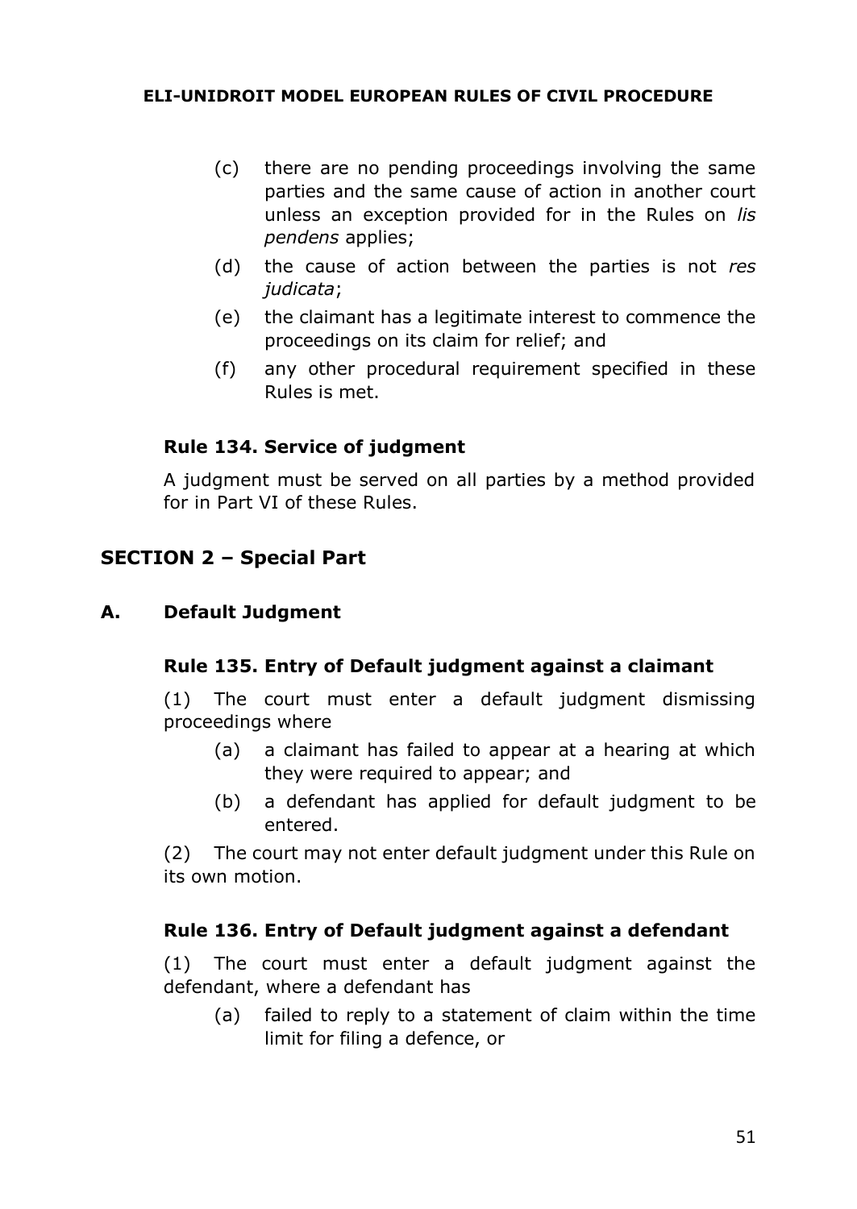(c) there are no pending proceedings involving the same parties and the same cause of action in another court unless an exception provided for in the Rules on *lis pendens* applies;

(d) the cause of action between the parties is not *res judicata*;

(e) the claimant has a legitimate interest to commence the proceedings on its claim for relief; and

(f) any other procedural requirement specified in these Rules is met.

### Rule 134. Service of judgment

A judgment must be served on all parties by a method provided for in Part VI of these Rules.

## SECTION 2 – Special Part

### A. Default Judgment

#### Rule 135. Entry of Default judgment against a claimant

(1) The court must enter a default judgment dismissing proceedings where

(a) a claimant has failed to appear at a hearing at which they were required to appear; and

(b) a defendant has applied for default judgment to be entered.

(2) The court may not enter default judgment under this Rule on its own motion.

#### Rule 136. Entry of Default judgment against a defendant

(1) The court must enter a default judgment against the defendant, where a defendant has

(a) failed to reply to a statement of claim within the time limit for filing a defence, or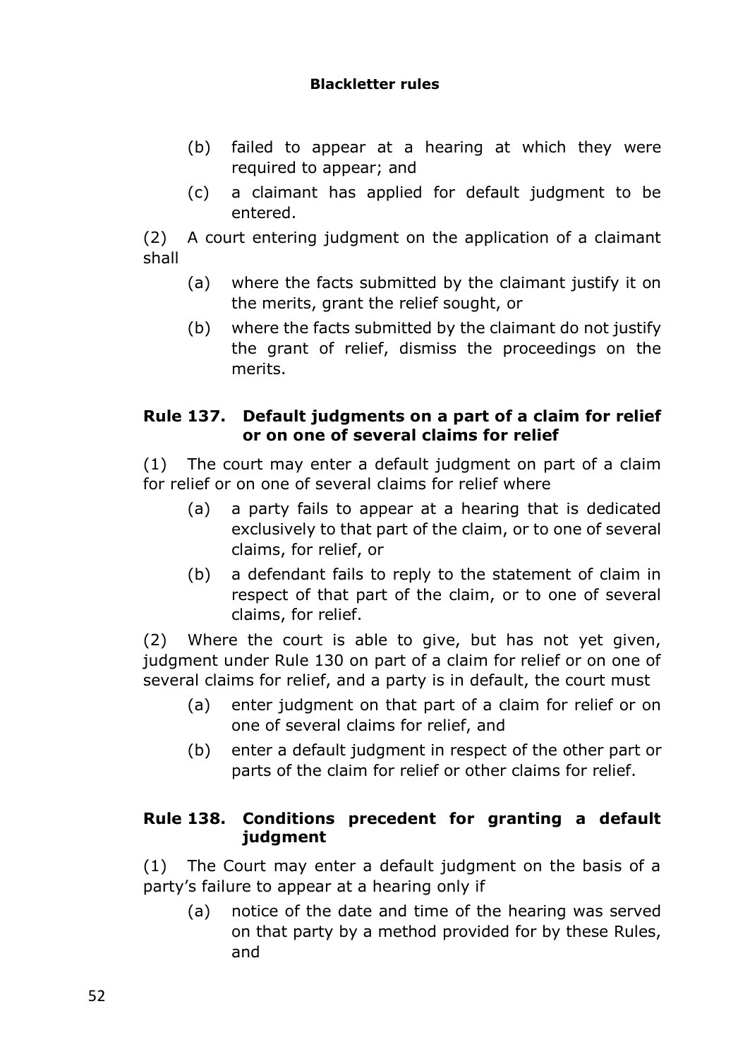(b) failed to appear at a hearing at which they were required to appear; and

(c) a claimant has applied for default judgment to be entered.

(2) A court entering judgment on the application of a claimant shall

(a) where the facts submitted by the claimant justify it on the merits, grant the relief sought, or

(b) where the facts submitted by the claimant do not justify the grant of relief, dismiss the proceedings on the merits.

### Rule 137. Default judgments on a part of a claim for relief or on one of several claims for relief

(1) The court may enter a default judgment on part of a claim for relief or on one of several claims for relief where

(a) a party fails to appear at a hearing that is dedicated exclusively to that part of the claim, or to one of several claims, for relief, or

(b) a defendant fails to reply to the statement of claim in respect of that part of the claim, or to one of several claims, for relief.

(2) Where the court is able to give, but has not yet given, judgment under Rule 130 on part of a claim for relief or on one of several claims for relief, and a party is in default, the court must

(a) enter judgment on that part of a claim for relief or on one of several claims for relief, and

(b) enter a default judgment in respect of the other part or parts of the claim for relief or other claims for relief.

### Rule 138. Conditions precedent for granting a default judgment

(1) The Court may enter a default judgment on the basis of a party's failure to appear at a hearing only if

(a) notice of the date and time of the hearing was served on that party by a method provided for by these Rules, and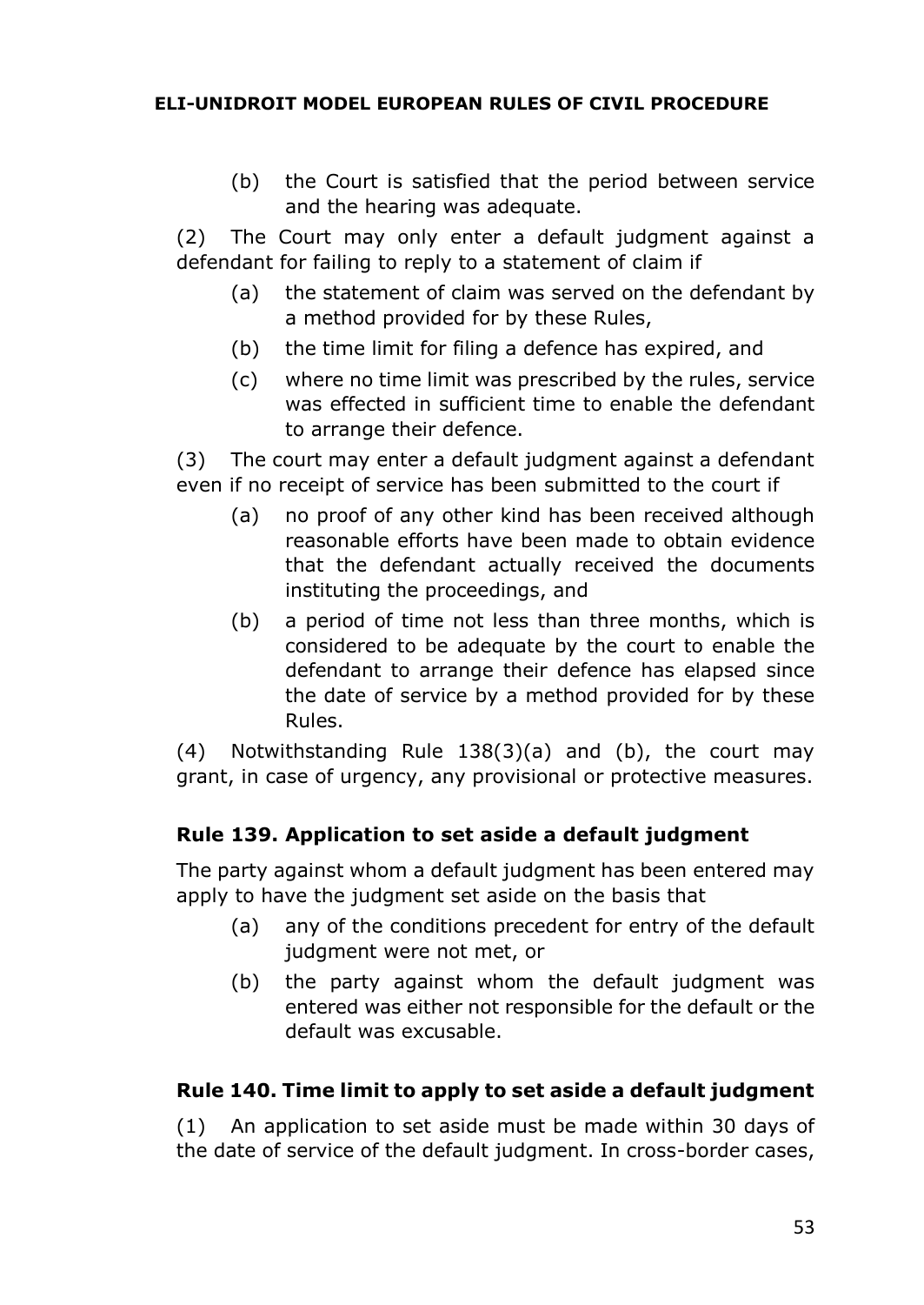(b) the Court is satisfied that the period between service and the hearing was adequate.

(2) The Court may only enter a default judgment against a defendant for failing to reply to a statement of claim if

(a) the statement of claim was served on the defendant by a method provided for by these Rules,

(b) the time limit for filing a defence has expired, and

(c) where no time limit was prescribed by the rules, service was effected in sufficient time to enable the defendant to arrange their defence.

(3) The court may enter a default judgment against a defendant even if no receipt of service has been submitted to the court if

(a) no proof of any other kind has been received although reasonable efforts have been made to obtain evidence that the defendant actually received the documents instituting the proceedings, and

(b) a period of time not less than three months, which is considered to be adequate by the court to enable the defendant to arrange their defence has elapsed since the date of service by a method provided for by these Rules.

(4) Notwithstanding Rule 138(3)(a) and (b), the court may grant, in case of urgency, any provisional or protective measures.

### Rule 139. Application to set aside a default judgment

The party against whom a default judgment has been entered may apply to have the judgment set aside on the basis that

(a) any of the conditions precedent for entry of the default judgment were not met, or

(b) the party against whom the default judgment was entered was either not responsible for the default or the default was excusable.

### Rule 140. Time limit to apply to set aside a default judgment

(1) An application to set aside must be made within 30 days of the date of service of the default judgment. In cross-border cases,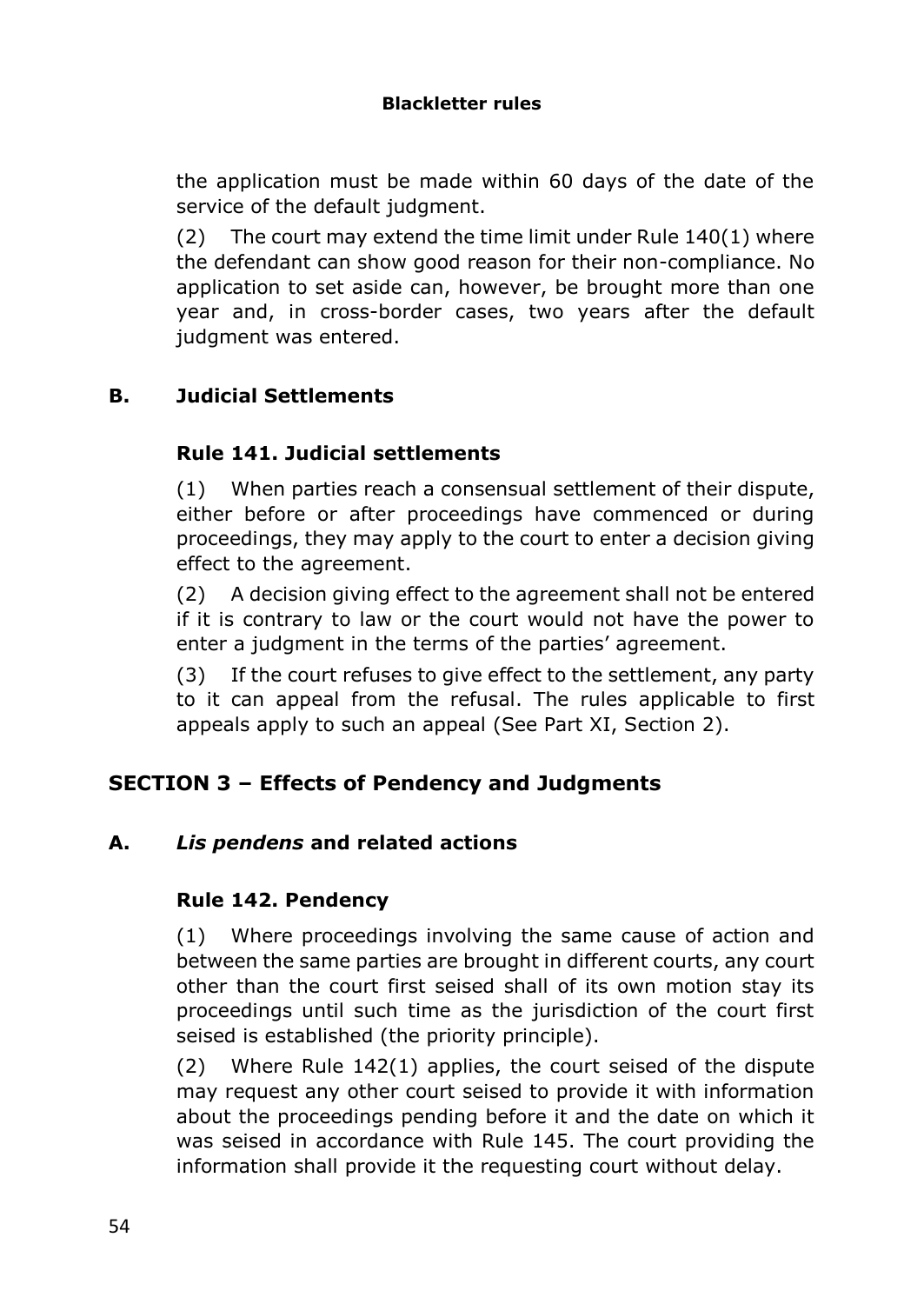the application must be made within 60 days of the date of the service of the default judgment.

(2) The court may extend the time limit under Rule 140(1) where the defendant can show good reason for their non-compliance. No application to set aside can, however, be brought more than one year and, in cross-border cases, two years after the default judgment was entered.

### B. Judicial Settlements

#### Rule 141. Judicial settlements

(1) When parties reach a consensual settlement of their dispute, either before or after proceedings have commenced or during proceedings, they may apply to the court to enter a decision giving effect to the agreement.

(2) A decision giving effect to the agreement shall not be entered if it is contrary to law or the court would not have the power to enter a judgment in the terms of the parties' agreement.

(3) If the court refuses to give effect to the settlement, any party to it can appeal from the refusal. The rules applicable to first appeals apply to such an appeal (See Part XI, Section 2).

## SECTION 3 – Effects of Pendency and Judgments

### A. *Lis pendens* and related actions

#### Rule 142. Pendency

(1) Where proceedings involving the same cause of action and between the same parties are brought in different courts, any court other than the court first seised shall of its own motion stay its proceedings until such time as the jurisdiction of the court first seised is established (the priority principle).

(2) Where Rule 142(1) applies, the court seised of the dispute may request any other court seised to provide it with information about the proceedings pending before it and the date on which it was seised in accordance with Rule 145. The court providing the information shall provide it the requesting court without delay.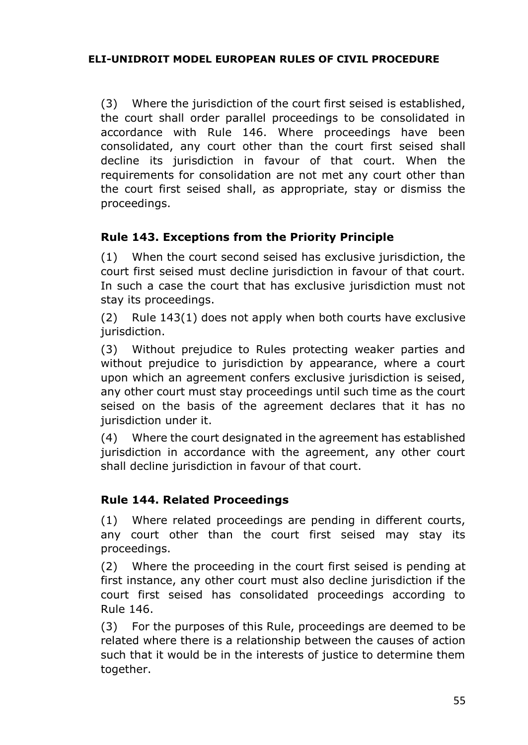(3) Where the jurisdiction of the court first seised is established, the court shall order parallel proceedings to be consolidated in accordance with Rule 146. Where proceedings have been consolidated, any court other than the court first seised shall decline its jurisdiction in favour of that court. When the requirements for consolidation are not met any court other than the court first seised shall, as appropriate, stay or dismiss the proceedings.

### Rule 143. Exceptions from the Priority Principle

(1) When the court second seised has exclusive jurisdiction, the court first seised must decline jurisdiction in favour of that court. In such a case the court that has exclusive jurisdiction must not stay its proceedings.

(2) Rule 143(1) does not apply when both courts have exclusive jurisdiction.

(3) Without prejudice to Rules protecting weaker parties and without prejudice to jurisdiction by appearance, where a court upon which an agreement confers exclusive jurisdiction is seised, any other court must stay proceedings until such time as the court seised on the basis of the agreement declares that it has no jurisdiction under it.

(4) Where the court designated in the agreement has established jurisdiction in accordance with the agreement, any other court shall decline jurisdiction in favour of that court.

### Rule 144. Related Proceedings

(1) Where related proceedings are pending in different courts, any court other than the court first seised may stay its proceedings.

(2) Where the proceeding in the court first seised is pending at first instance, any other court must also decline jurisdiction if the court first seised has consolidated proceedings according to Rule 146.

(3) For the purposes of this Rule, proceedings are deemed to be related where there is a relationship between the causes of action such that it would be in the interests of justice to determine them together.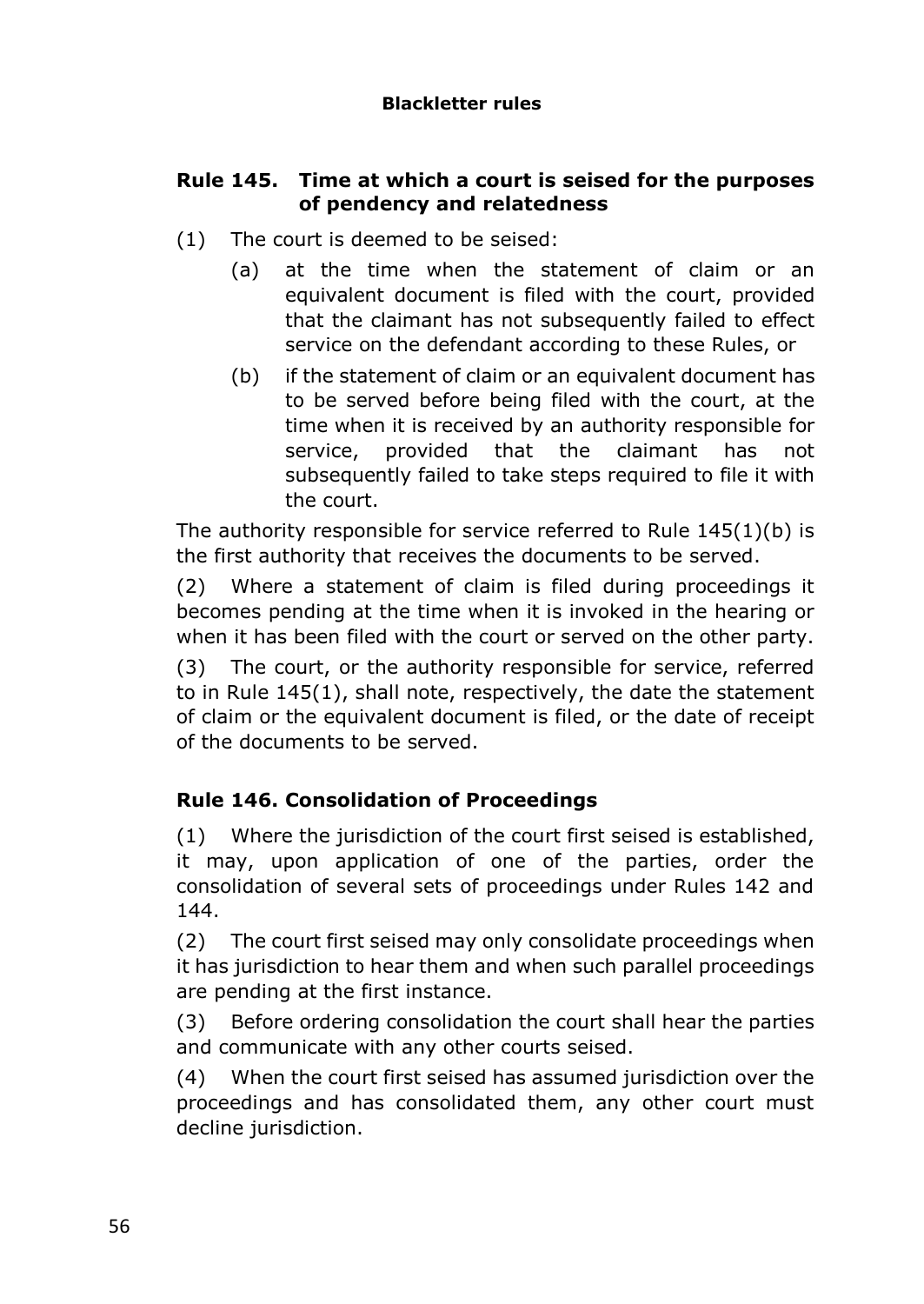**Blackletter rules**

## Rule 145. Time at which a court is seised for the purposes of pendency and relatedness

(1) The court is deemed to be seised:

(a) at the time when the statement of claim or an equivalent document is filed with the court, provided that the claimant has not subsequently failed to effect service on the defendant according to these Rules, or

(b) if the statement of claim or an equivalent document has to be served before being filed with the court, at the time when it is received by an authority responsible for service, provided that the claimant has not subsequently failed to take steps required to file it with the court.

The authority responsible for service referred to Rule 145(1)(b) is the first authority that receives the documents to be served.

(2) Where a statement of claim is filed during proceedings it becomes pending at the time when it is invoked in the hearing or when it has been filed with the court or served on the other party.

(3) The court, or the authority responsible for service, referred to in Rule 145(1), shall note, respectively, the date the statement of claim or the equivalent document is filed, or the date of receipt of the documents to be served.

## Rule 146. Consolidation of Proceedings

(1) Where the jurisdiction of the court first seised is established, it may, upon application of one of the parties, order the consolidation of several sets of proceedings under Rules 142 and 144.

(2) The court first seised may only consolidate proceedings when it has jurisdiction to hear them and when such parallel proceedings are pending at the first instance.

(3) Before ordering consolidation the court shall hear the parties and communicate with any other courts seised.

(4) When the court first seised has assumed jurisdiction over the proceedings and has consolidated them, any other court must decline jurisdiction.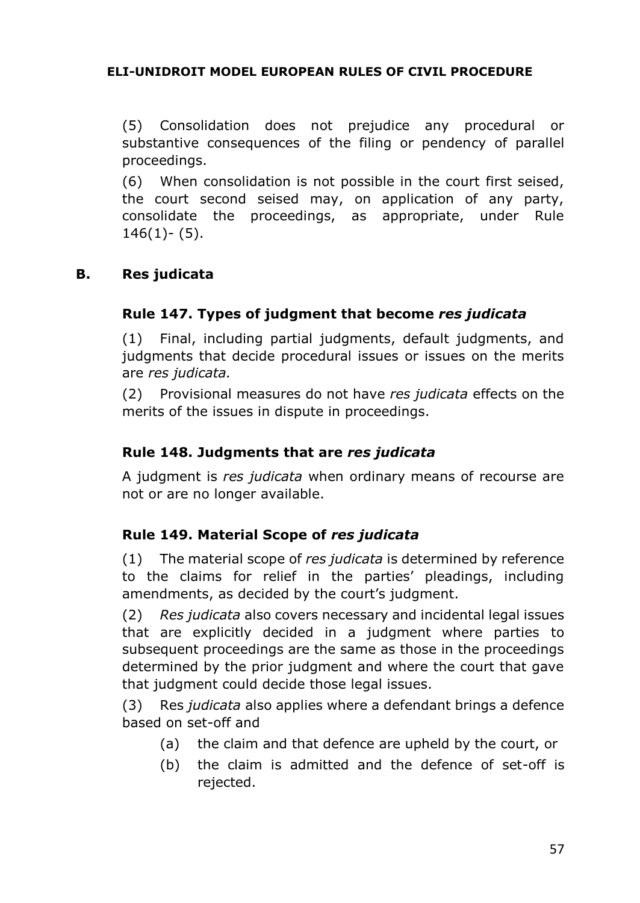(5) Consolidation does not prejudice any procedural or substantive consequences of the filing or pendency of parallel proceedings.

(6) When consolidation is not possible in the court first seised, the court second seised may, on application of any party, consolidate the proceedings, as appropriate, under Rule 146(1)- (5).

## B. Res judicata

### Rule 147. Types of judgment that become *res judicata*

(1) Final, including partial judgments, default judgments, and judgments that decide procedural issues or issues on the merits are *res judicata.*

(2) Provisional measures do not have *res judicata* effects on the merits of the issues in dispute in proceedings.

### Rule 148. Judgments that are *res judicata*

A judgment is *res judicata* when ordinary means of recourse are not or are no longer available.

### Rule 149. Material Scope of *res judicata*

(1) The material scope of *res judicata* is determined by reference to the claims for relief in the parties' pleadings, including amendments, as decided by the court's judgment.

(2) *Res judicata* also covers necessary and incidental legal issues that are explicitly decided in a judgment where parties to subsequent proceedings are the same as those in the proceedings determined by the prior judgment and where the court that gave that judgment could decide those legal issues.

(3) Res *judicata* also applies where a defendant brings a defence based on set-off and

- (a) the claim and that defence are upheld by the court, or
- (b) the claim is admitted and the defence of set-off is rejected.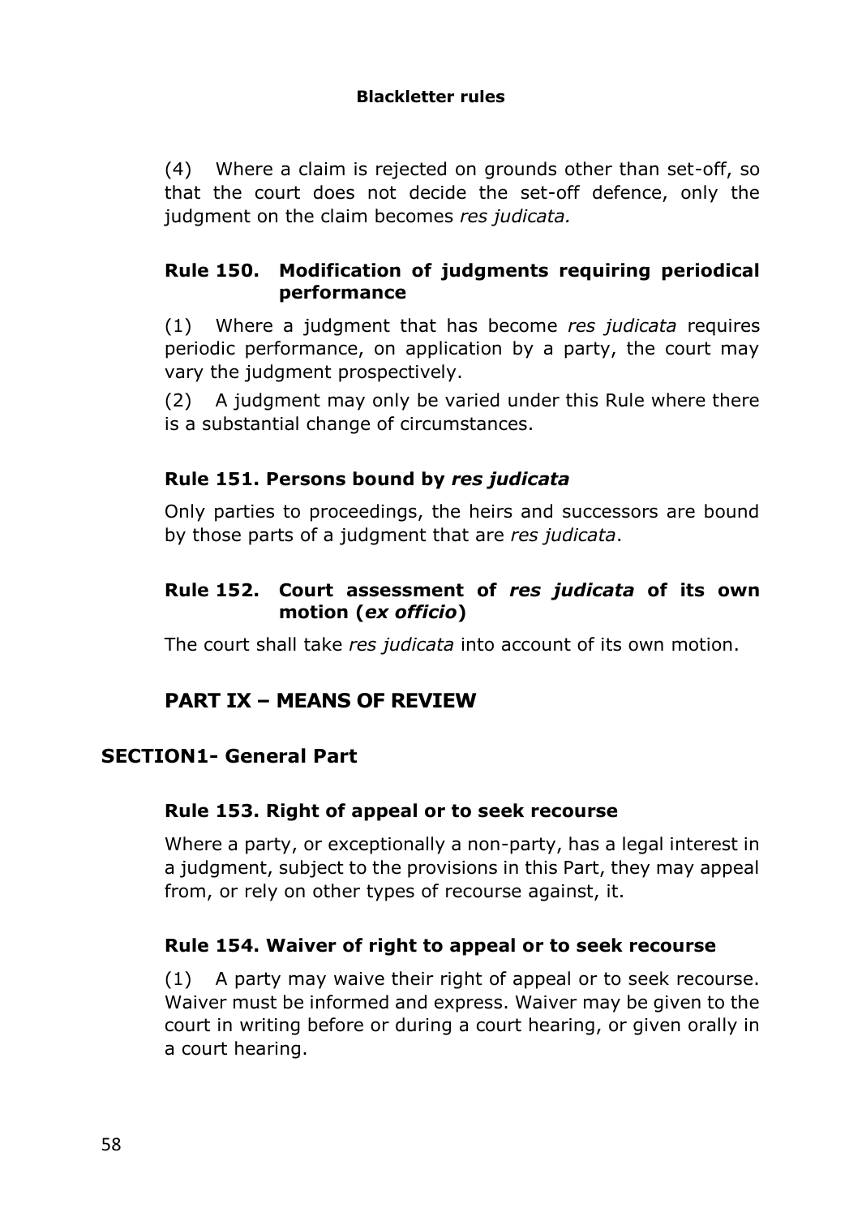(4) Where a claim is rejected on grounds other than set-off, so that the court does not decide the set-off defence, only the judgment on the claim becomes *res judicata.*

### Rule 150. Modification of judgments requiring periodical performance

(1) Where a judgment that has become *res judicata* requires periodic performance, on application by a party, the court may vary the judgment prospectively.

(2) A judgment may only be varied under this Rule where there is a substantial change of circumstances.

### Rule 151. Persons bound by *res judicata*

Only parties to proceedings, the heirs and successors are bound by those parts of a judgment that are *res judicata*.

### Rule 152. Court assessment of *res judicata* of its own motion (*ex officio*)

The court shall take *res judicata* into account of its own motion.

## PART IX – MEANS OF REVIEW

## SECTION1- General Part

### Rule 153. Right of appeal or to seek recourse

Where a party, or exceptionally a non-party, has a legal interest in a judgment, subject to the provisions in this Part, they may appeal from, or rely on other types of recourse against, it.

### Rule 154. Waiver of right to appeal or to seek recourse

(1) A party may waive their right of appeal or to seek recourse. Waiver must be informed and express. Waiver may be given to the court in writing before or during a court hearing, or given orally in a court hearing.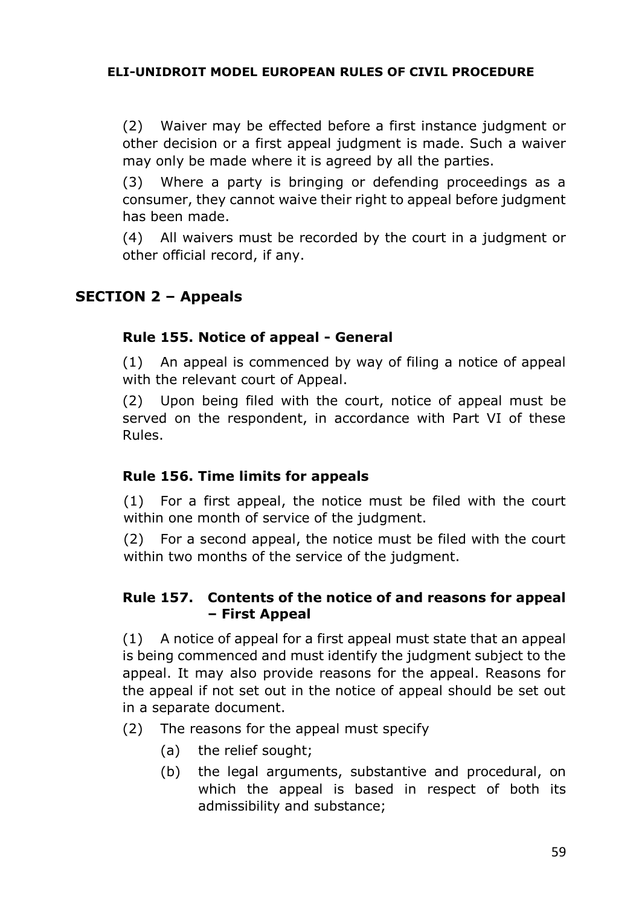(2) Waiver may be effected before a first instance judgment or other decision or a first appeal judgment is made. Such a waiver may only be made where it is agreed by all the parties.

(3) Where a party is bringing or defending proceedings as a consumer, they cannot waive their right to appeal before judgment has been made.

(4) All waivers must be recorded by the court in a judgment or other official record, if any.

## SECTION 2 – Appeals

### Rule 155. Notice of appeal - General

(1) An appeal is commenced by way of filing a notice of appeal with the relevant court of Appeal.

(2) Upon being filed with the court, notice of appeal must be served on the respondent, in accordance with Part VI of these Rules.

### Rule 156. Time limits for appeals

(1) For a first appeal, the notice must be filed with the court within one month of service of the judgment.

(2) For a second appeal, the notice must be filed with the court within two months of the service of the judgment.

### Rule 157. Contents of the notice of and reasons for appeal – First Appeal

(1) A notice of appeal for a first appeal must state that an appeal is being commenced and must identify the judgment subject to the appeal. It may also provide reasons for the appeal. Reasons for the appeal if not set out in the notice of appeal should be set out in a separate document.

(2) The reasons for the appeal must specify

- (a) the relief sought;
- (b) the legal arguments, substantive and procedural, on which the appeal is based in respect of both its admissibility and substance;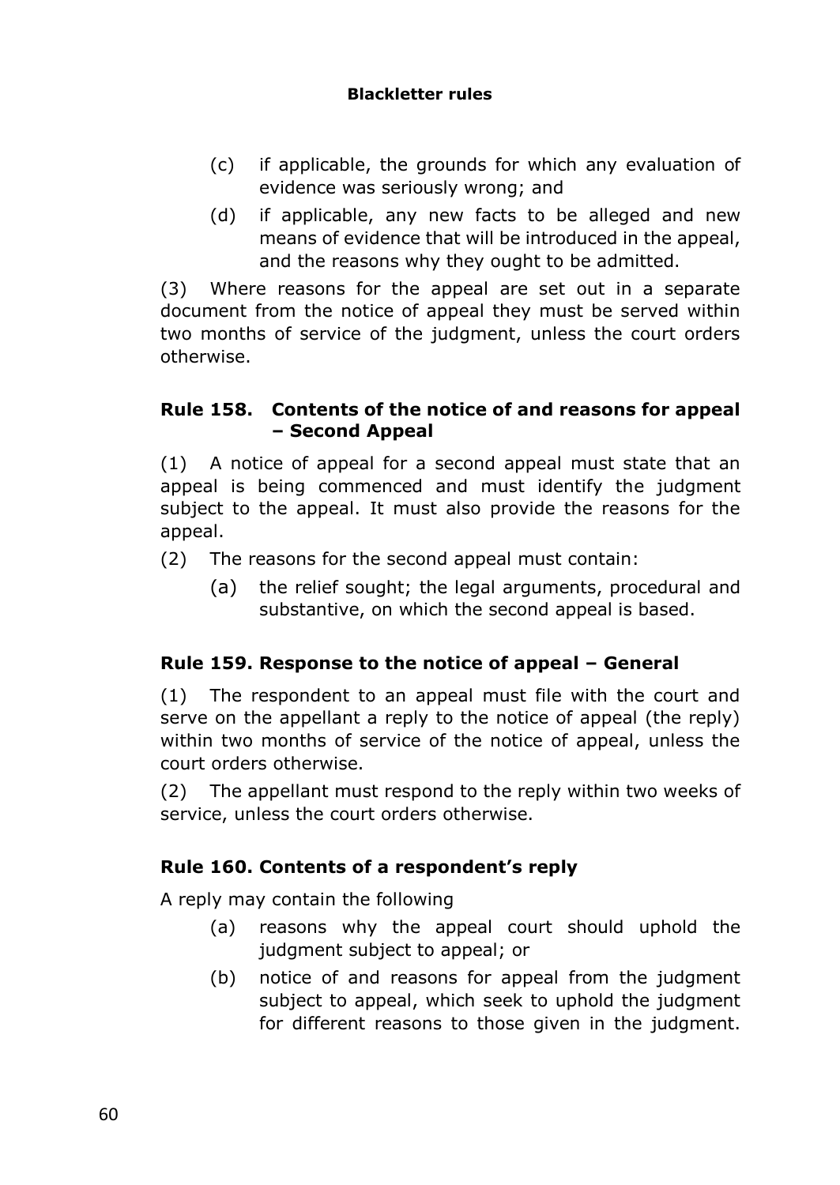(c) if applicable, the grounds for which any evaluation of evidence was seriously wrong; and

(d) if applicable, any new facts to be alleged and new means of evidence that will be introduced in the appeal, and the reasons why they ought to be admitted.

(3) Where reasons for the appeal are set out in a separate document from the notice of appeal they must be served within two months of service of the judgment, unless the court orders otherwise.

### Rule 158. Contents of the notice of and reasons for appeal – Second Appeal

(1) A notice of appeal for a second appeal must state that an appeal is being commenced and must identify the judgment subject to the appeal. It must also provide the reasons for the appeal.

(2) The reasons for the second appeal must contain:

(a) the relief sought; the legal arguments, procedural and substantive, on which the second appeal is based.

### Rule 159. Response to the notice of appeal – General

(1) The respondent to an appeal must file with the court and serve on the appellant a reply to the notice of appeal (the reply) within two months of service of the notice of appeal, unless the court orders otherwise.

(2) The appellant must respond to the reply within two weeks of service, unless the court orders otherwise.

### Rule 160. Contents of a respondent's reply

A reply may contain the following

(a) reasons why the appeal court should uphold the judgment subject to appeal; or

(b) notice of and reasons for appeal from the judgment subject to appeal, which seek to uphold the judgment for different reasons to those given in the judgment.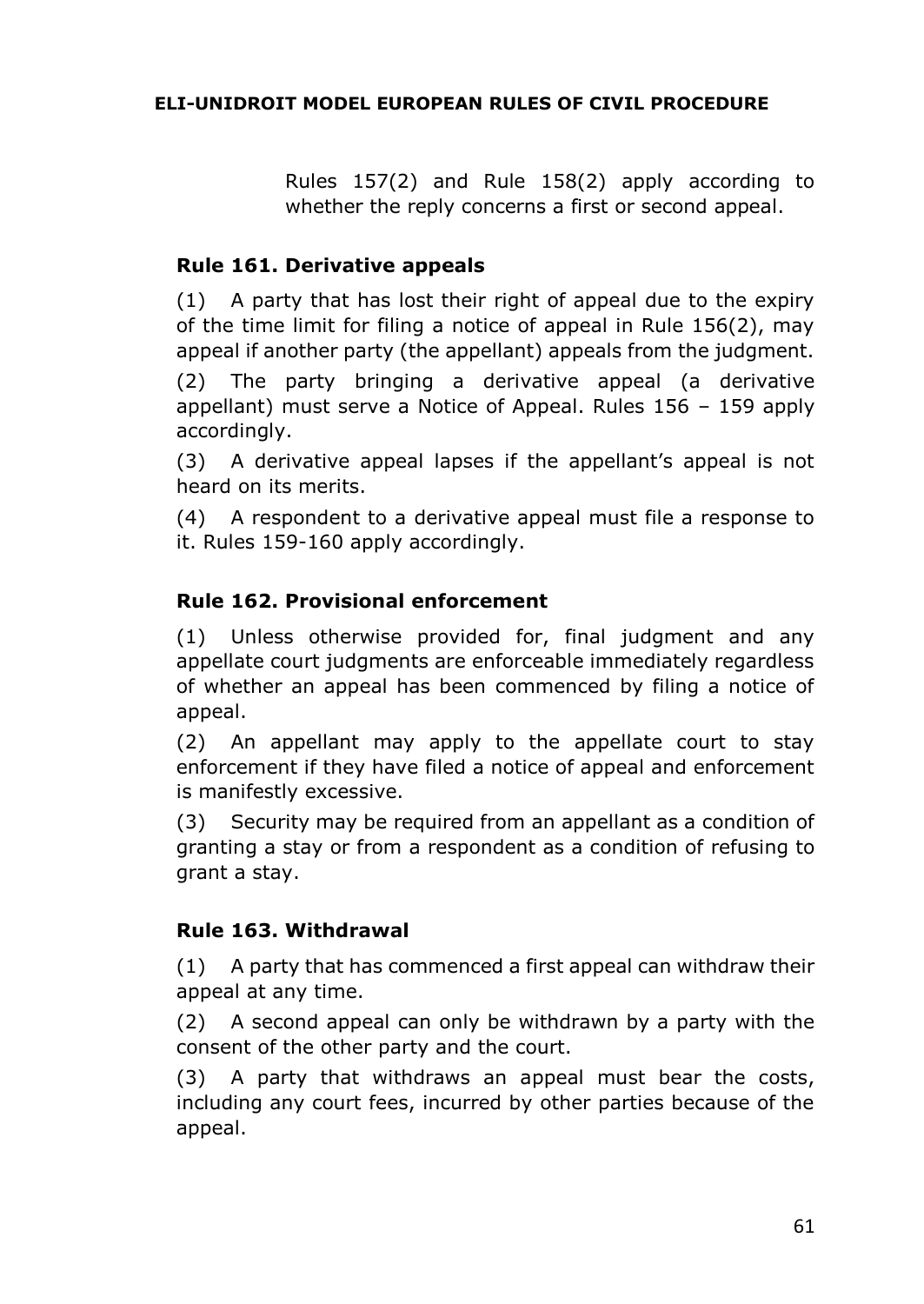Rules 157(2) and Rule 158(2) apply according to whether the reply concerns a first or second appeal.

### Rule 161. Derivative appeals

(1) A party that has lost their right of appeal due to the expiry of the time limit for filing a notice of appeal in Rule 156(2), may appeal if another party (the appellant) appeals from the judgment.

(2) The party bringing a derivative appeal (a derivative appellant) must serve a Notice of Appeal. Rules 156 – 159 apply accordingly.

(3) A derivative appeal lapses if the appellant's appeal is not heard on its merits.

(4) A respondent to a derivative appeal must file a response to it. Rules 159-160 apply accordingly.

### Rule 162. Provisional enforcement

(1) Unless otherwise provided for, final judgment and any appellate court judgments are enforceable immediately regardless of whether an appeal has been commenced by filing a notice of appeal.

(2) An appellant may apply to the appellate court to stay enforcement if they have filed a notice of appeal and enforcement is manifestly excessive.

(3) Security may be required from an appellant as a condition of granting a stay or from a respondent as a condition of refusing to grant a stay.

### Rule 163. Withdrawal

(1) A party that has commenced a first appeal can withdraw their appeal at any time.

(2) A second appeal can only be withdrawn by a party with the consent of the other party and the court.

(3) A party that withdraws an appeal must bear the costs, including any court fees, incurred by other parties because of the appeal.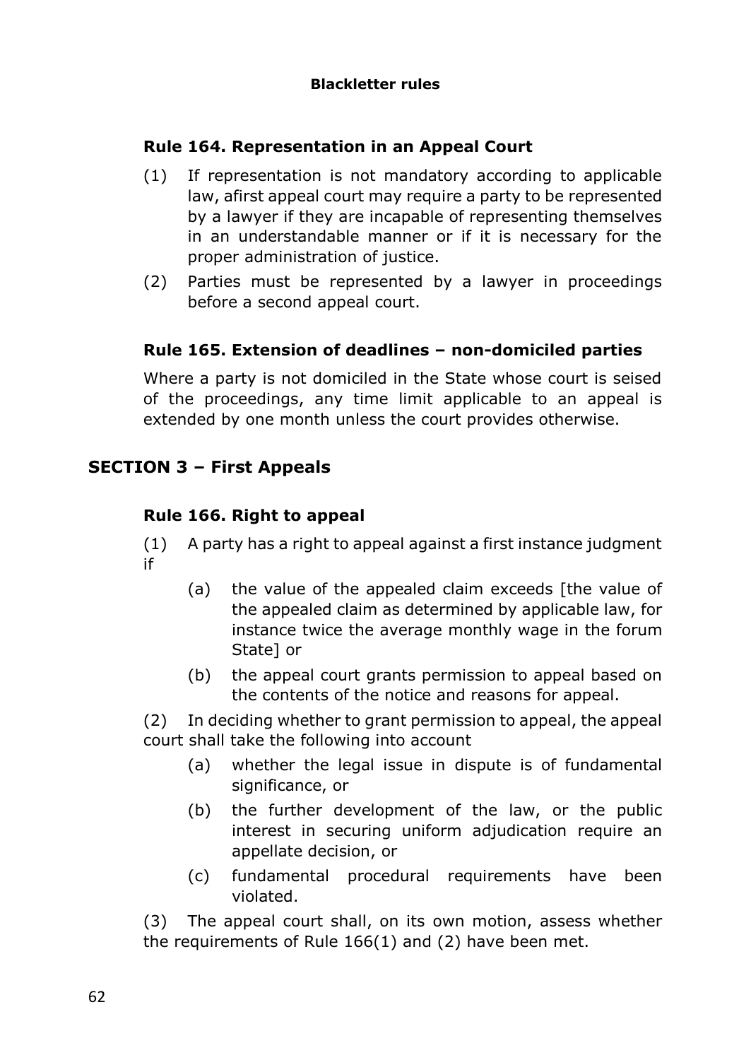**Blackletter rules**

### Rule 164. Representation in an Appeal Court

(1) If representation is not mandatory according to applicable law, afirst appeal court may require a party to be represented by a lawyer if they are incapable of representing themselves in an understandable manner or if it is necessary for the proper administration of justice.

(2) Parties must be represented by a lawyer in proceedings before a second appeal court.

### Rule 165. Extension of deadlines – non-domiciled parties

Where a party is not domiciled in the State whose court is seised of the proceedings, any time limit applicable to an appeal is extended by one month unless the court provides otherwise.

## SECTION 3 – First Appeals

### Rule 166. Right to appeal

(1) A party has a right to appeal against a first instance judgment if

- (a) the value of the appealed claim exceeds [the value of the appealed claim as determined by applicable law, for instance twice the average monthly wage in the forum State] or
- (b) the appeal court grants permission to appeal based on the contents of the notice and reasons for appeal.

(2) In deciding whether to grant permission to appeal, the appeal court shall take the following into account

- (a) whether the legal issue in dispute is of fundamental significance, or
- (b) the further development of the law, or the public interest in securing uniform adjudication require an appellate decision, or
- (c) fundamental procedural requirements have been violated.

(3) The appeal court shall, on its own motion, assess whether the requirements of Rule 166(1) and (2) have been met.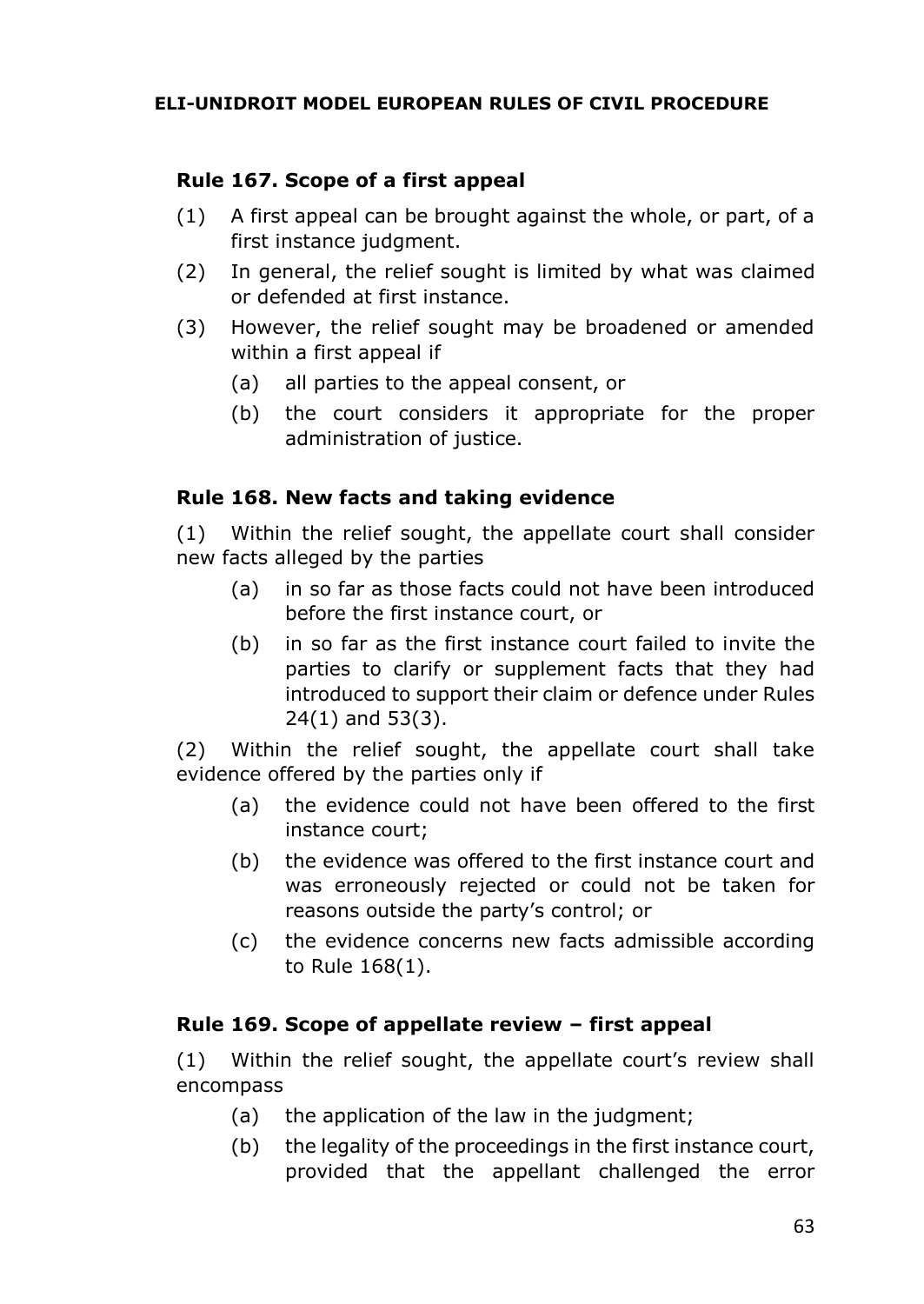### Rule 167. Scope of a first appeal

(1) A first appeal can be brought against the whole, or part, of a first instance judgment.

(2) In general, the relief sought is limited by what was claimed or defended at first instance.

(3) However, the relief sought may be broadened or amended within a first appeal if

- (a) all parties to the appeal consent, or
- (b) the court considers it appropriate for the proper administration of justice.

### Rule 168. New facts and taking evidence

(1) Within the relief sought, the appellate court shall consider new facts alleged by the parties

- (a) in so far as those facts could not have been introduced before the first instance court, or
- (b) in so far as the first instance court failed to invite the parties to clarify or supplement facts that they had introduced to support their claim or defence under Rules 24(1) and 53(3).

(2) Within the relief sought, the appellate court shall take evidence offered by the parties only if

- (a) the evidence could not have been offered to the first instance court;
- (b) the evidence was offered to the first instance court and was erroneously rejected or could not be taken for reasons outside the party's control; or
- (c) the evidence concerns new facts admissible according to Rule 168(1).

### Rule 169. Scope of appellate review – first appeal

(1) Within the relief sought, the appellate court's review shall encompass

- (a) the application of the law in the judgment;
- (b) the legality of the proceedings in the first instance court, provided that the appellant challenged the error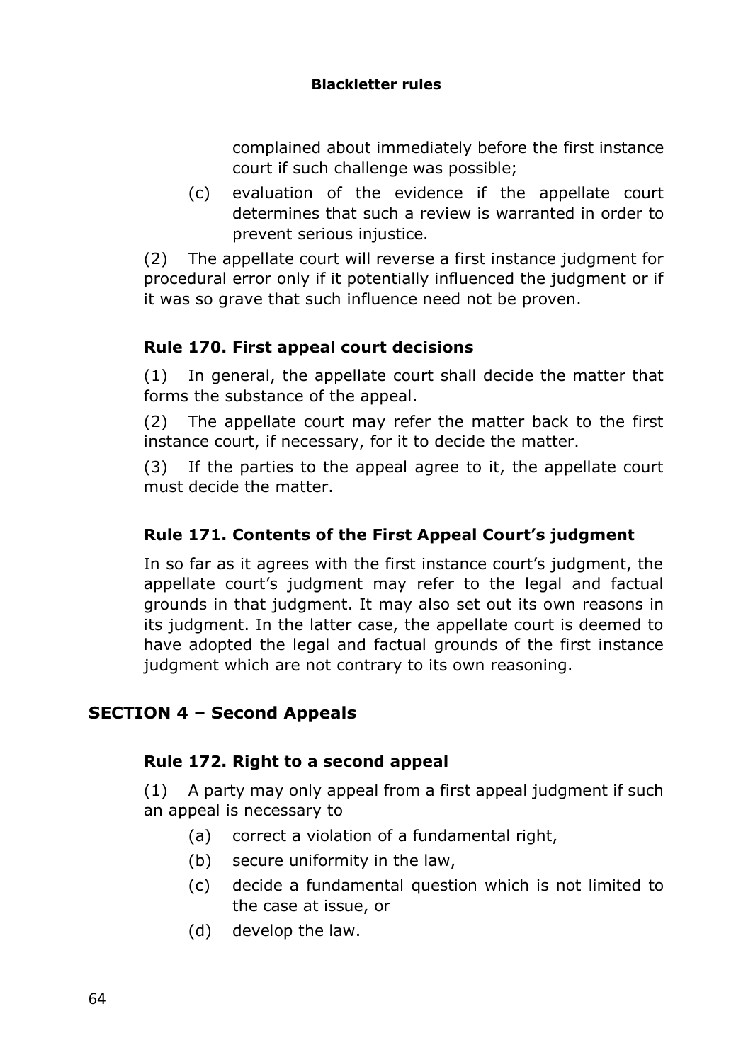complained about immediately before the first instance court if such challenge was possible;

(c) evaluation of the evidence if the appellate court determines that such a review is warranted in order to prevent serious injustice.

(2) The appellate court will reverse a first instance judgment for procedural error only if it potentially influenced the judgment or if it was so grave that such influence need not be proven.

### Rule 170. First appeal court decisions

(1) In general, the appellate court shall decide the matter that forms the substance of the appeal.

(2) The appellate court may refer the matter back to the first instance court, if necessary, for it to decide the matter.

(3) If the parties to the appeal agree to it, the appellate court must decide the matter.

### Rule 171. Contents of the First Appeal Court's judgment

In so far as it agrees with the first instance court's judgment, the appellate court's judgment may refer to the legal and factual grounds in that judgment. It may also set out its own reasons in its judgment. In the latter case, the appellate court is deemed to have adopted the legal and factual grounds of the first instance judgment which are not contrary to its own reasoning.

## SECTION 4 – Second Appeals

### Rule 172. Right to a second appeal

(1) A party may only appeal from a first appeal judgment if such an appeal is necessary to

(a) correct a violation of a fundamental right,

(b) secure uniformity in the law,

(c) decide a fundamental question which is not limited to the case at issue, or

(d) develop the law.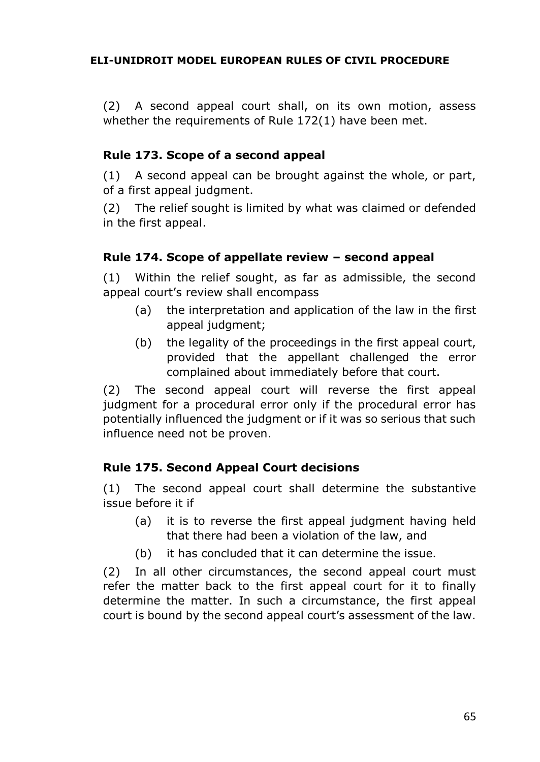(2) A second appeal court shall, on its own motion, assess whether the requirements of Rule 172(1) have been met.

### Rule 173. Scope of a second appeal

(1) A second appeal can be brought against the whole, or part, of a first appeal judgment.

(2) The relief sought is limited by what was claimed or defended in the first appeal.

### Rule 174. Scope of appellate review – second appeal

(1) Within the relief sought, as far as admissible, the second appeal court's review shall encompass

- (a) the interpretation and application of the law in the first appeal judgment;
- (b) the legality of the proceedings in the first appeal court, provided that the appellant challenged the error complained about immediately before that court.

(2) The second appeal court will reverse the first appeal judgment for a procedural error only if the procedural error has potentially influenced the judgment or if it was so serious that such influence need not be proven.

### Rule 175. Second Appeal Court decisions

(1) The second appeal court shall determine the substantive issue before it if

- (a) it is to reverse the first appeal judgment having held that there had been a violation of the law, and
- (b) it has concluded that it can determine the issue.

(2) In all other circumstances, the second appeal court must refer the matter back to the first appeal court for it to finally determine the matter. In such a circumstance, the first appeal court is bound by the second appeal court's assessment of the law.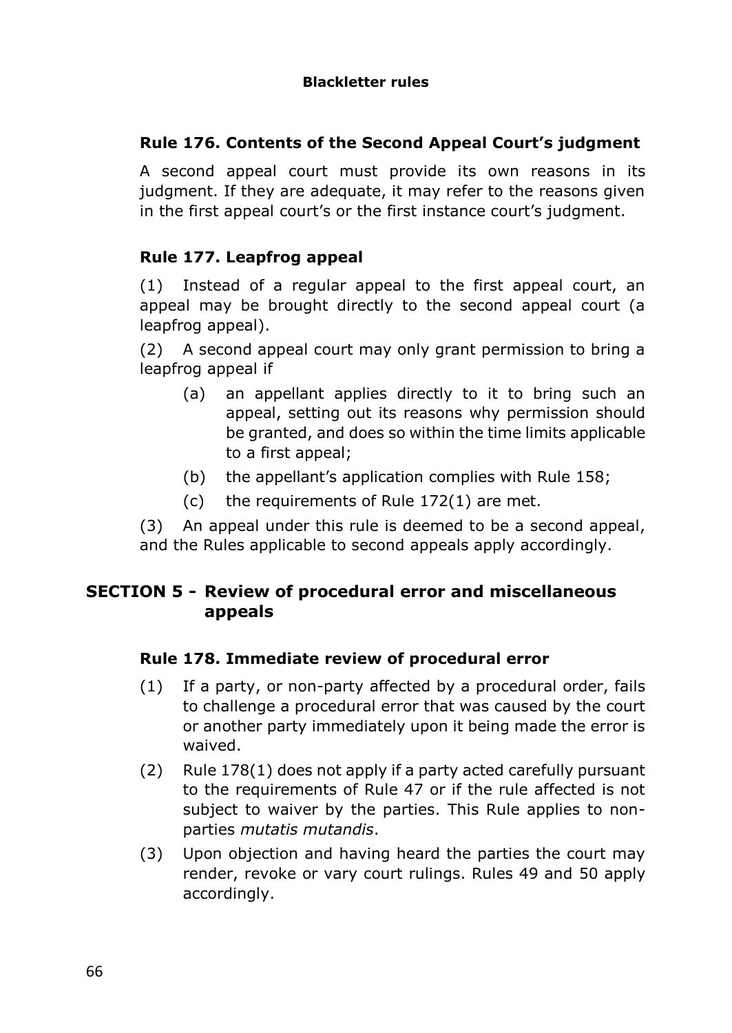**Blackletter rules**

### Rule 176. Contents of the Second Appeal Court's judgment

A second appeal court must provide its own reasons in its judgment. If they are adequate, it may refer to the reasons given in the first appeal court's or the first instance court's judgment.

### Rule 177. Leapfrog appeal

(1) Instead of a regular appeal to the first appeal court, an appeal may be brought directly to the second appeal court (a leapfrog appeal).

(2) A second appeal court may only grant permission to bring a leapfrog appeal if

- (a) an appellant applies directly to it to bring such an appeal, setting out its reasons why permission should be granted, and does so within the time limits applicable to a first appeal;
- (b) the appellant's application complies with Rule 158;
- (c) the requirements of Rule 172(1) are met.

(3) An appeal under this rule is deemed to be a second appeal, and the Rules applicable to second appeals apply accordingly.

## SECTION 5 - Review of procedural error and miscellaneous appeals

### Rule 178. Immediate review of procedural error

(1) If a party, or non-party affected by a procedural order, fails to challenge a procedural error that was caused by the court or another party immediately upon it being made the error is waived.

(2) Rule 178(1) does not apply if a party acted carefully pursuant to the requirements of Rule 47 or if the rule affected is not subject to waiver by the parties. This Rule applies to non-parties *mutatis mutandis*.

(3) Upon objection and having heard the parties the court may render, revoke or vary court rulings. Rules 49 and 50 apply accordingly.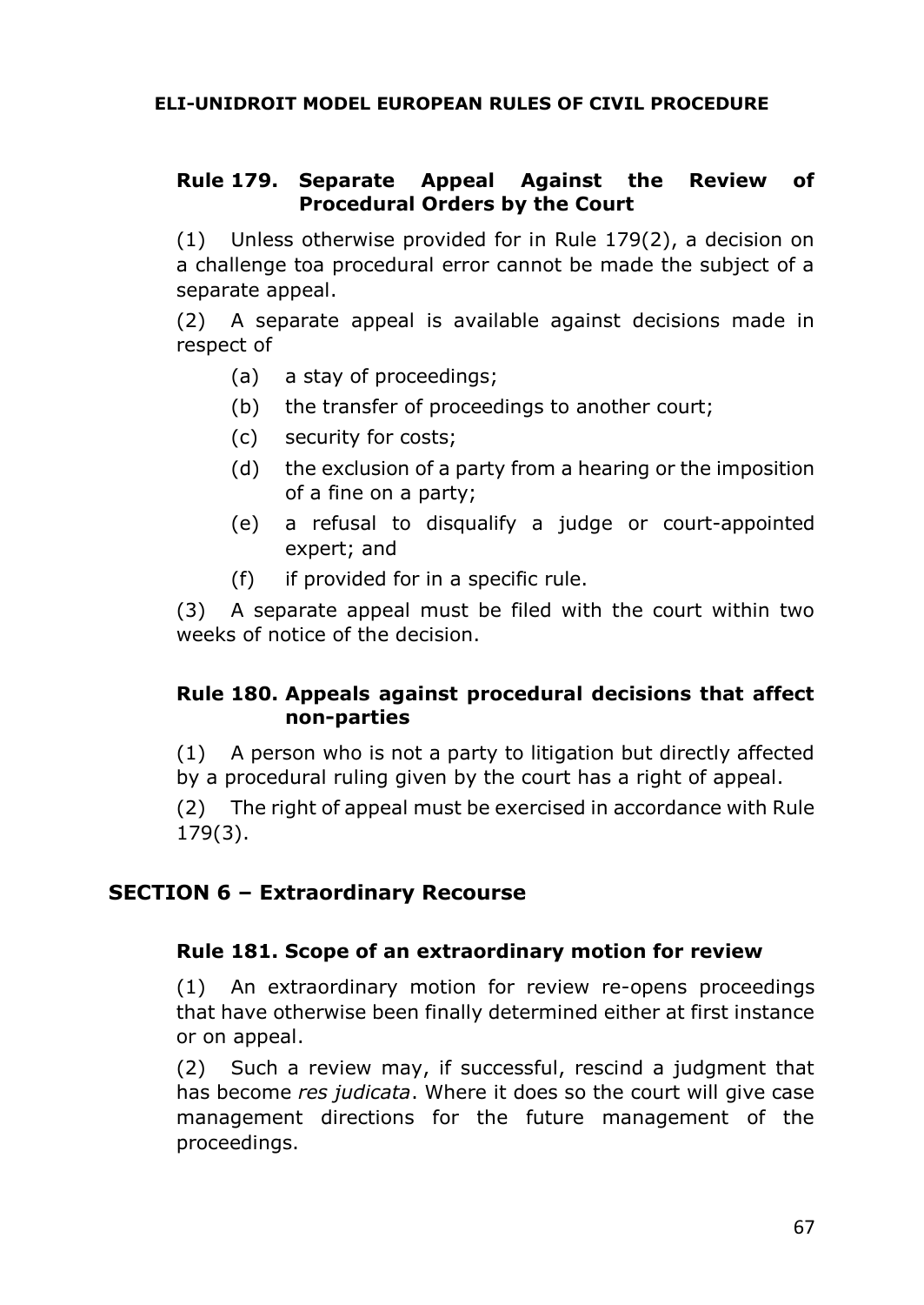### Rule 179. Separate Appeal Against the Review of Procedural Orders by the Court

(1) Unless otherwise provided for in Rule 179(2), a decision on a challenge toa procedural error cannot be made the subject of a separate appeal.

(2) A separate appeal is available against decisions made in respect of

- (a) a stay of proceedings;
- (b) the transfer of proceedings to another court;
- (c) security for costs;
- (d) the exclusion of a party from a hearing or the imposition of a fine on a party;
- (e) a refusal to disqualify a judge or court-appointed expert; and
- (f) if provided for in a specific rule.

(3) A separate appeal must be filed with the court within two weeks of notice of the decision.

### Rule 180. Appeals against procedural decisions that affect non-parties

(1) A person who is not a party to litigation but directly affected by a procedural ruling given by the court has a right of appeal.

(2) The right of appeal must be exercised in accordance with Rule 179(3).

## SECTION 6 – Extraordinary Recourse

### Rule 181. Scope of an extraordinary motion for review

(1) An extraordinary motion for review re-opens proceedings that have otherwise been finally determined either at first instance or on appeal.

(2) Such a review may, if successful, rescind a judgment that has become *res judicata*. Where it does so the court will give case management directions for the future management of the proceedings.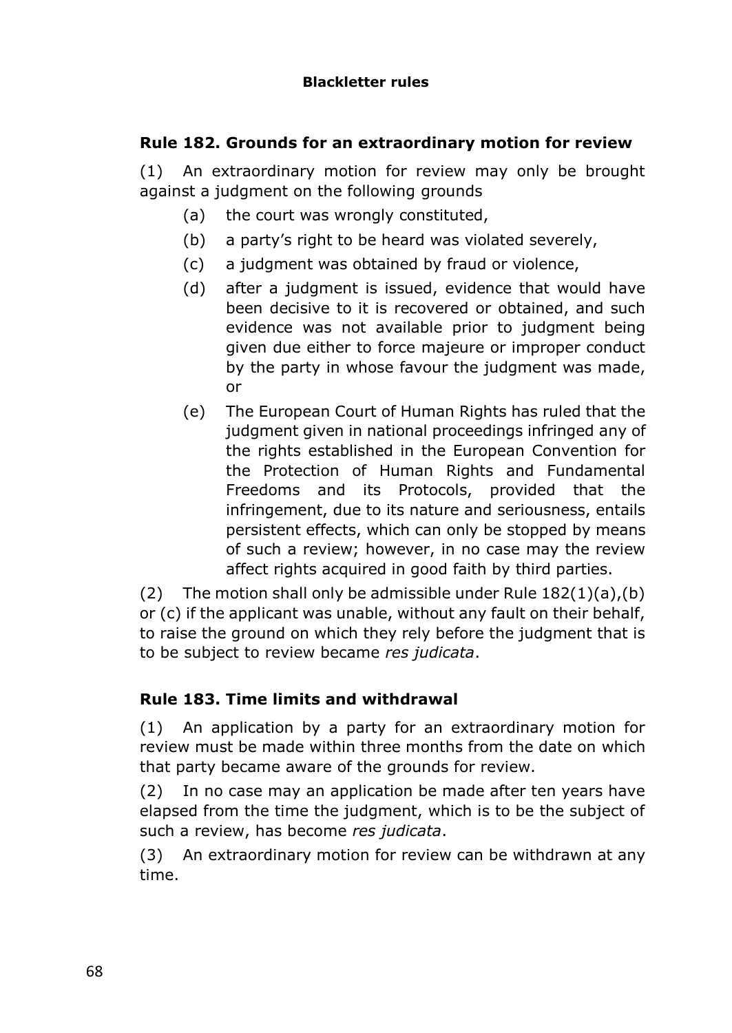**Blackletter rules**

## Rule 182. Grounds for an extraordinary motion for review

(1) An extraordinary motion for review may only be brought against a judgment on the following grounds

- (a) the court was wrongly constituted,
- (b) a party's right to be heard was violated severely,
- (c) a judgment was obtained by fraud or violence,
- (d) after a judgment is issued, evidence that would have been decisive to it is recovered or obtained, and such evidence was not available prior to judgment being given due either to force majeure or improper conduct by the party in whose favour the judgment was made, or
- (e) The European Court of Human Rights has ruled that the judgment given in national proceedings infringed any of the rights established in the European Convention for the Protection of Human Rights and Fundamental Freedoms and its Protocols, provided that the infringement, due to its nature and seriousness, entails persistent effects, which can only be stopped by means of such a review; however, in no case may the review affect rights acquired in good faith by third parties.

(2) The motion shall only be admissible under Rule 182(1)(a),(b) or (c) if the applicant was unable, without any fault on their behalf, to raise the ground on which they rely before the judgment that is to be subject to review became *res judicata*.

## Rule 183. Time limits and withdrawal

(1) An application by a party for an extraordinary motion for review must be made within three months from the date on which that party became aware of the grounds for review.

(2) In no case may an application be made after ten years have elapsed from the time the judgment, which is to be the subject of such a review, has become *res judicata*.

(3) An extraordinary motion for review can be withdrawn at any time.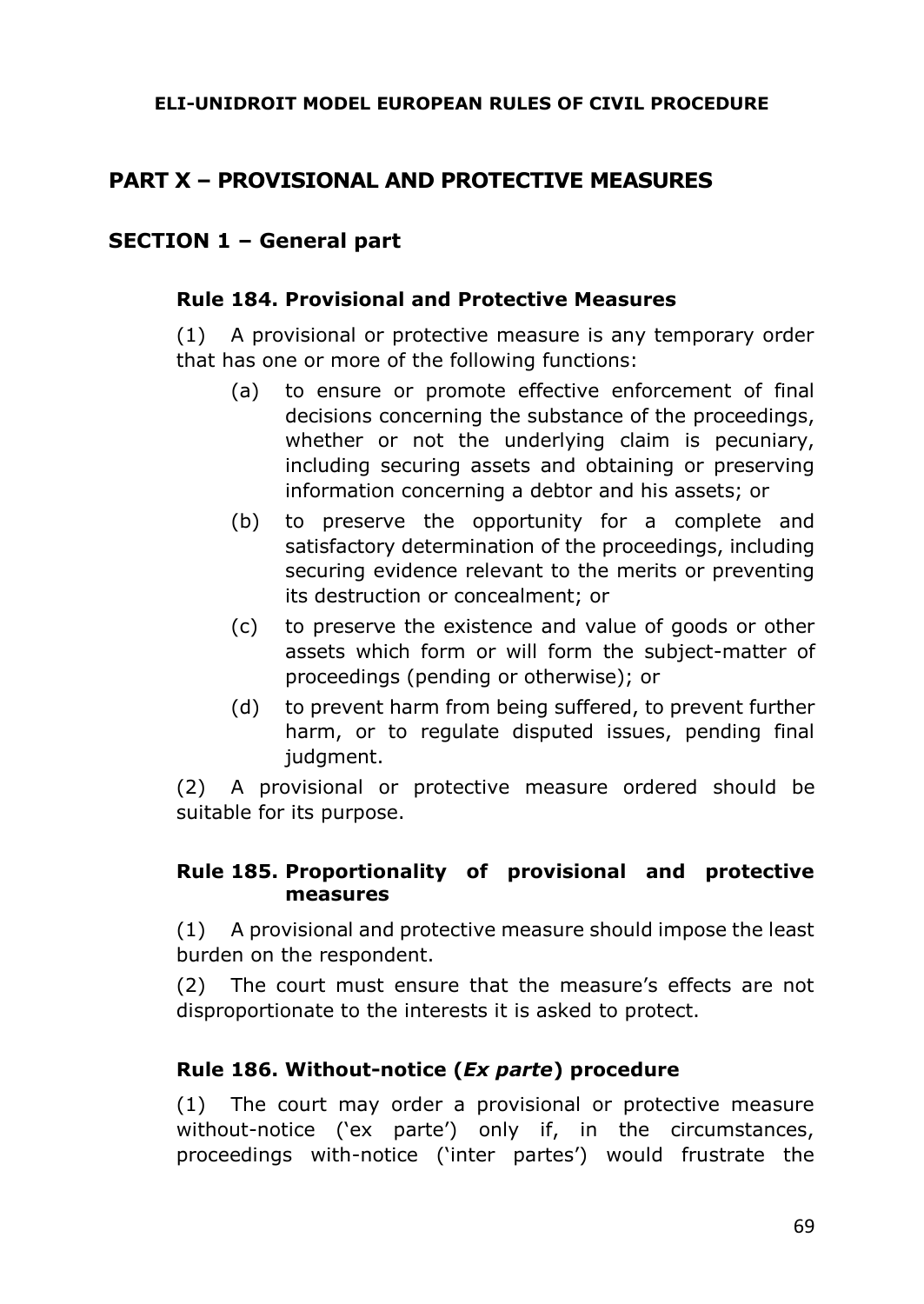## PART X – PROVISIONAL AND PROTECTIVE MEASURES

### SECTION 1 – General part

#### Rule 184. Provisional and Protective Measures

(1) A provisional or protective measure is any temporary order that has one or more of the following functions:

- (a) to ensure or promote effective enforcement of final decisions concerning the substance of the proceedings, whether or not the underlying claim is pecuniary, including securing assets and obtaining or preserving information concerning a debtor and his assets; or
- (b) to preserve the opportunity for a complete and satisfactory determination of the proceedings, including securing evidence relevant to the merits or preventing its destruction or concealment; or
- (c) to preserve the existence and value of goods or other assets which form or will form the subject-matter of proceedings (pending or otherwise); or
- (d) to prevent harm from being suffered, to prevent further harm, or to regulate disputed issues, pending final judgment.

(2) A provisional or protective measure ordered should be suitable for its purpose.

#### Rule 185. Proportionality of provisional and protective measures

(1) A provisional and protective measure should impose the least burden on the respondent.

(2) The court must ensure that the measure's effects are not disproportionate to the interests it is asked to protect.

#### Rule 186. Without-notice (*Ex parte*) procedure

(1) The court may order a provisional or protective measure without-notice ('ex parte') only if, in the circumstances, proceedings with-notice ('inter partes') would frustrate the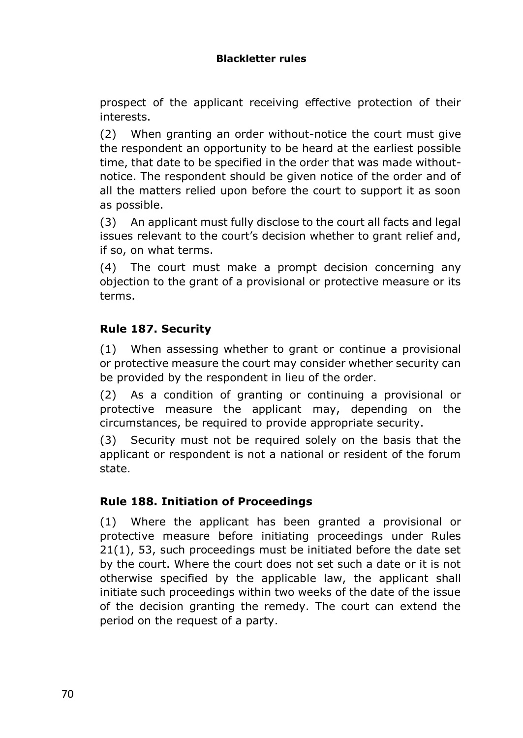prospect of the applicant receiving effective protection of their interests.

(2) When granting an order without-notice the court must give the respondent an opportunity to be heard at the earliest possible time, that date to be specified in the order that was made without-notice. The respondent should be given notice of the order and of all the matters relied upon before the court to support it as soon as possible.

(3) An applicant must fully disclose to the court all facts and legal issues relevant to the court's decision whether to grant relief and, if so, on what terms.

(4) The court must make a prompt decision concerning any objection to the grant of a provisional or protective measure or its terms.

### Rule 187. Security

(1) When assessing whether to grant or continue a provisional or protective measure the court may consider whether security can be provided by the respondent in lieu of the order.

(2) As a condition of granting or continuing a provisional or protective measure the applicant may, depending on the circumstances, be required to provide appropriate security.

(3) Security must not be required solely on the basis that the applicant or respondent is not a national or resident of the forum state.

### Rule 188. Initiation of Proceedings

(1) Where the applicant has been granted a provisional or protective measure before initiating proceedings under Rules 21(1), 53, such proceedings must be initiated before the date set by the court. Where the court does not set such a date or it is not otherwise specified by the applicable law, the applicant shall initiate such proceedings within two weeks of the date of the issue of the decision granting the remedy. The court can extend the period on the request of a party.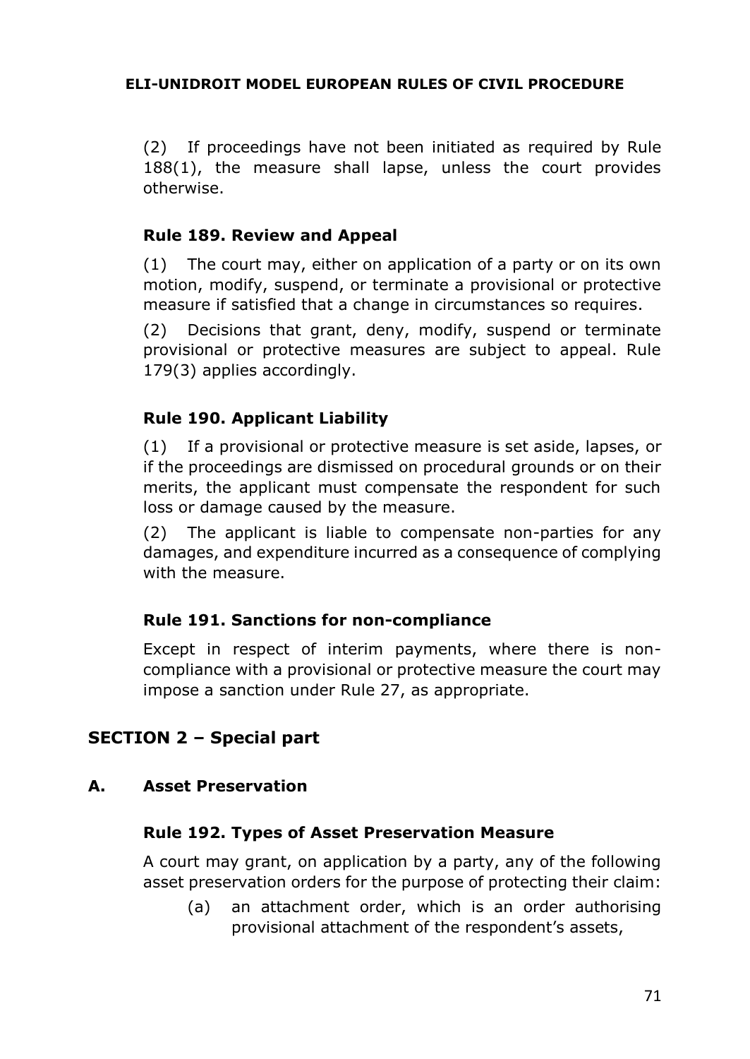(2) If proceedings have not been initiated as required by Rule 188(1), the measure shall lapse, unless the court provides otherwise.

### Rule 189. Review and Appeal

(1) The court may, either on application of a party or on its own motion, modify, suspend, or terminate a provisional or protective measure if satisfied that a change in circumstances so requires.

(2) Decisions that grant, deny, modify, suspend or terminate provisional or protective measures are subject to appeal. Rule 179(3) applies accordingly.

### Rule 190. Applicant Liability

(1) If a provisional or protective measure is set aside, lapses, or if the proceedings are dismissed on procedural grounds or on their merits, the applicant must compensate the respondent for such loss or damage caused by the measure.

(2) The applicant is liable to compensate non-parties for any damages, and expenditure incurred as a consequence of complying with the measure.

### Rule 191. Sanctions for non-compliance

Except in respect of interim payments, where there is non-compliance with a provisional or protective measure the court may impose a sanction under Rule 27, as appropriate.

## SECTION 2 – Special part

### A. Asset Preservation

### Rule 192. Types of Asset Preservation Measure

A court may grant, on application by a party, any of the following asset preservation orders for the purpose of protecting their claim:

(a) an attachment order, which is an order authorising provisional attachment of the respondent's assets,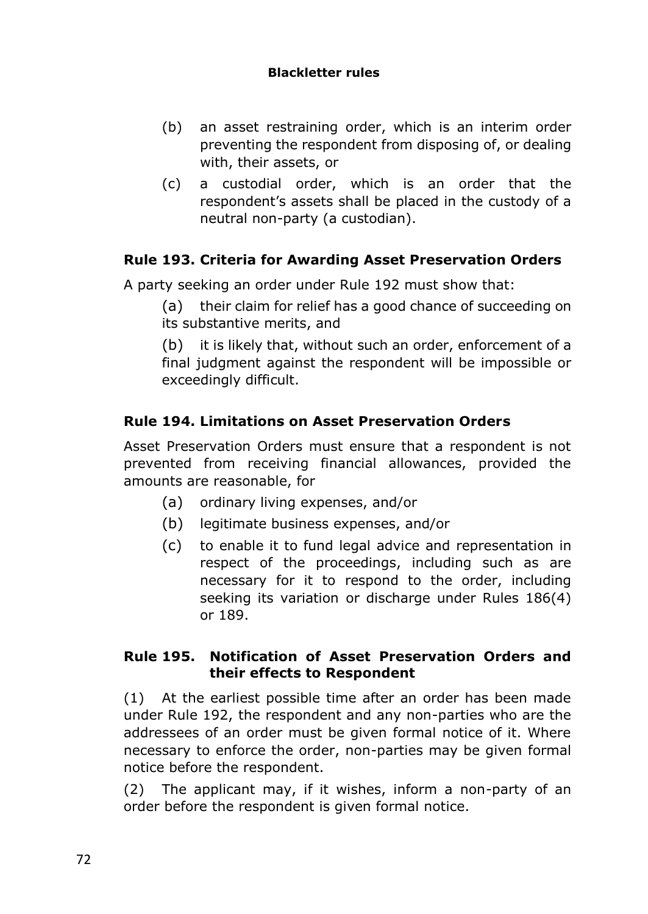(b) an asset restraining order, which is an interim order preventing the respondent from disposing of, or dealing with, their assets, or

(c) a custodial order, which is an order that the respondent's assets shall be placed in the custody of a neutral non-party (a custodian).

### Rule 193. Criteria for Awarding Asset Preservation Orders

A party seeking an order under Rule 192 must show that:

(a) their claim for relief has a good chance of succeeding on its substantive merits, and

(b) it is likely that, without such an order, enforcement of a final judgment against the respondent will be impossible or exceedingly difficult.

### Rule 194. Limitations on Asset Preservation Orders

Asset Preservation Orders must ensure that a respondent is not prevented from receiving financial allowances, provided the amounts are reasonable, for

(a) ordinary living expenses, and/or

(b) legitimate business expenses, and/or

(c) to enable it to fund legal advice and representation in respect of the proceedings, including such as are necessary for it to respond to the order, including seeking its variation or discharge under Rules 186(4) or 189.

### Rule 195. Notification of Asset Preservation Orders and their effects to Respondent

(1) At the earliest possible time after an order has been made under Rule 192, the respondent and any non-parties who are the addressees of an order must be given formal notice of it. Where necessary to enforce the order, non-parties may be given formal notice before the respondent.

(2) The applicant may, if it wishes, inform a non-party of an order before the respondent is given formal notice.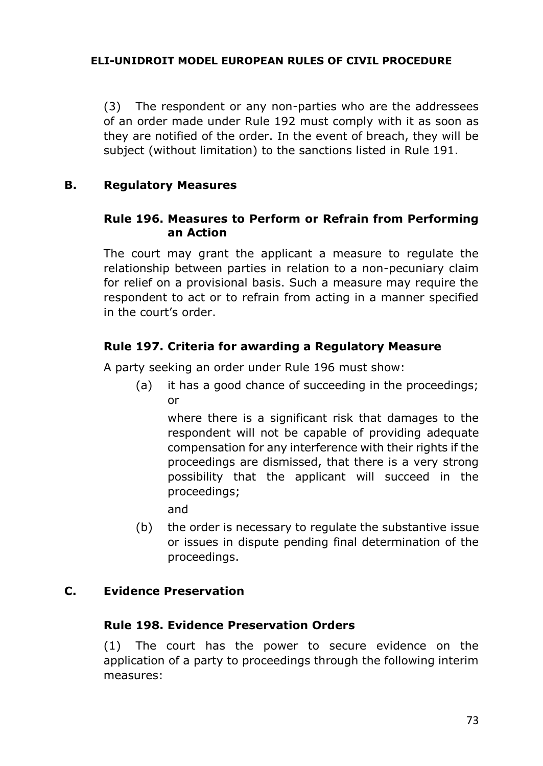(3) The respondent or any non-parties who are the addressees of an order made under Rule 192 must comply with it as soon as they are notified of the order. In the event of breach, they will be subject (without limitation) to the sanctions listed in Rule 191.

## B. Regulatory Measures

### Rule 196. Measures to Perform or Refrain from Performing an Action

The court may grant the applicant a measure to regulate the relationship between parties in relation to a non-pecuniary claim for relief on a provisional basis. Such a measure may require the respondent to act or to refrain from acting in a manner specified in the court's order.

### Rule 197. Criteria for awarding a Regulatory Measure

A party seeking an order under Rule 196 must show:

(a) it has a good chance of succeeding in the proceedings; or

where there is a significant risk that damages to the respondent will not be capable of providing adequate compensation for any interference with their rights if the proceedings are dismissed, that there is a very strong possibility that the applicant will succeed in the proceedings;

and

(b) the order is necessary to regulate the substantive issue or issues in dispute pending final determination of the proceedings.

## C. Evidence Preservation

### Rule 198. Evidence Preservation Orders

(1) The court has the power to secure evidence on the application of a party to proceedings through the following interim measures: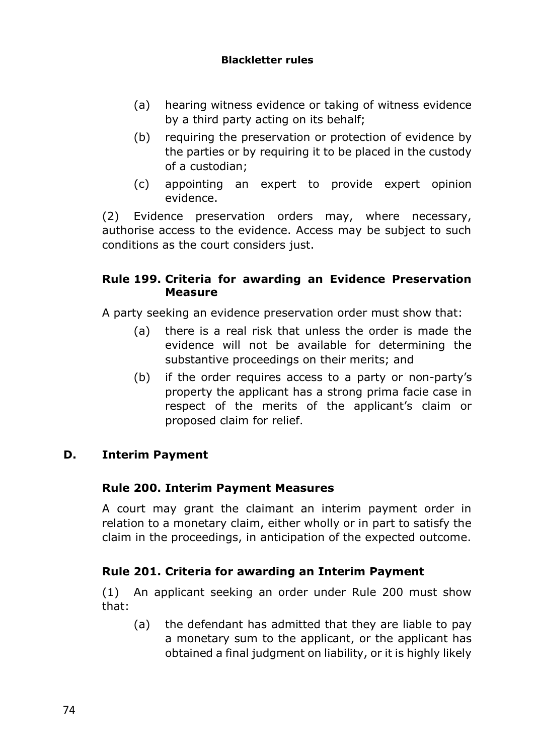(a) hearing witness evidence or taking of witness evidence by a third party acting on its behalf;

(b) requiring the preservation or protection of evidence by the parties or by requiring it to be placed in the custody of a custodian;

(c) appointing an expert to provide expert opinion evidence.

(2) Evidence preservation orders may, where necessary, authorise access to the evidence. Access may be subject to such conditions as the court considers just.

### Rule 199. Criteria for awarding an Evidence Preservation Measure

A party seeking an evidence preservation order must show that:

(a) there is a real risk that unless the order is made the evidence will not be available for determining the substantive proceedings on their merits; and

(b) if the order requires access to a party or non-party's property the applicant has a strong prima facie case in respect of the merits of the applicant's claim or proposed claim for relief.

## D. Interim Payment

### Rule 200. Interim Payment Measures

A court may grant the claimant an interim payment order in relation to a monetary claim, either wholly or in part to satisfy the claim in the proceedings, in anticipation of the expected outcome.

### Rule 201. Criteria for awarding an Interim Payment

(1) An applicant seeking an order under Rule 200 must show that:

(a) the defendant has admitted that they are liable to pay a monetary sum to the applicant, or the applicant has obtained a final judgment on liability, or it is highly likely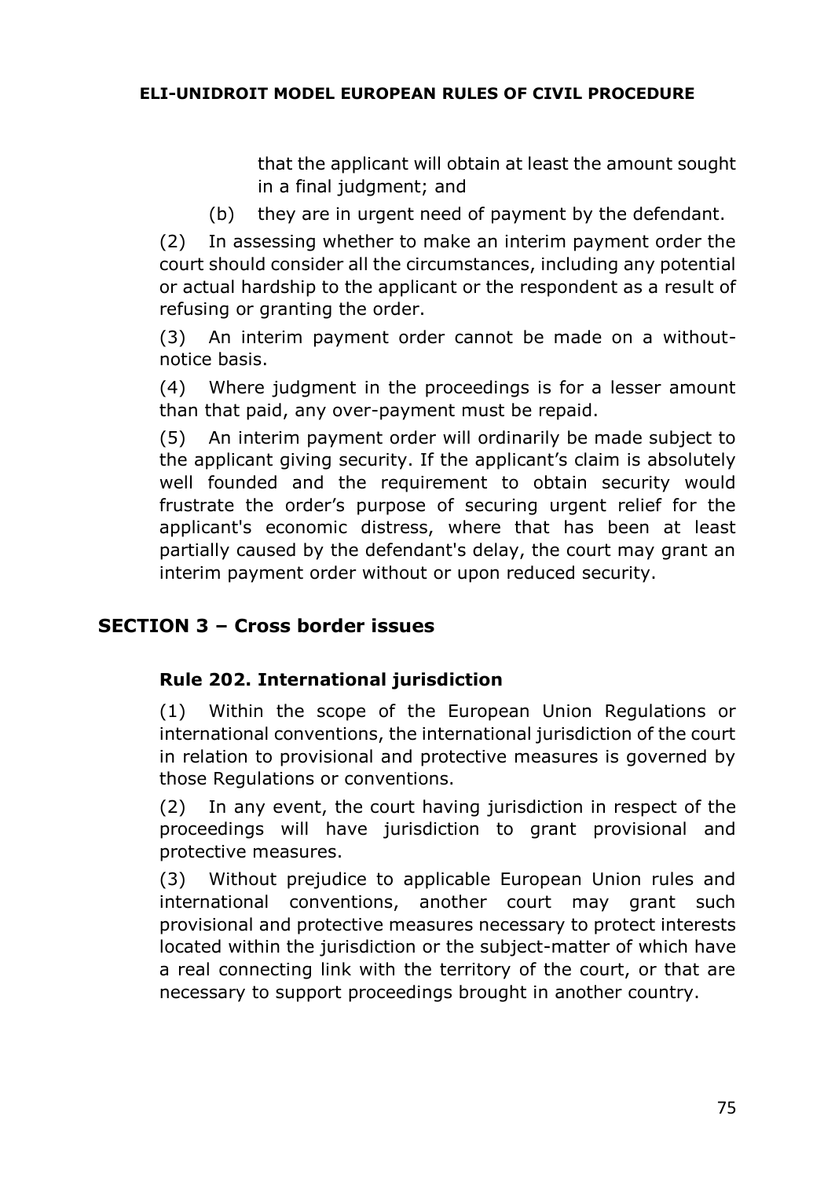that the applicant will obtain at least the amount sought in a final judgment; and

(b) they are in urgent need of payment by the defendant.

(2) In assessing whether to make an interim payment order the court should consider all the circumstances, including any potential or actual hardship to the applicant or the respondent as a result of refusing or granting the order.

(3) An interim payment order cannot be made on a without-notice basis.

(4) Where judgment in the proceedings is for a lesser amount than that paid, any over-payment must be repaid.

(5) An interim payment order will ordinarily be made subject to the applicant giving security. If the applicant's claim is absolutely well founded and the requirement to obtain security would frustrate the order's purpose of securing urgent relief for the applicant's economic distress, where that has been at least partially caused by the defendant's delay, the court may grant an interim payment order without or upon reduced security.

## SECTION 3 – Cross border issues

### Rule 202. International jurisdiction

(1) Within the scope of the European Union Regulations or international conventions, the international jurisdiction of the court in relation to provisional and protective measures is governed by those Regulations or conventions.

(2) In any event, the court having jurisdiction in respect of the proceedings will have jurisdiction to grant provisional and protective measures.

(3) Without prejudice to applicable European Union rules and international conventions, another court may grant such provisional and protective measures necessary to protect interests located within the jurisdiction or the subject-matter of which have a real connecting link with the territory of the court, or that are necessary to support proceedings brought in another country.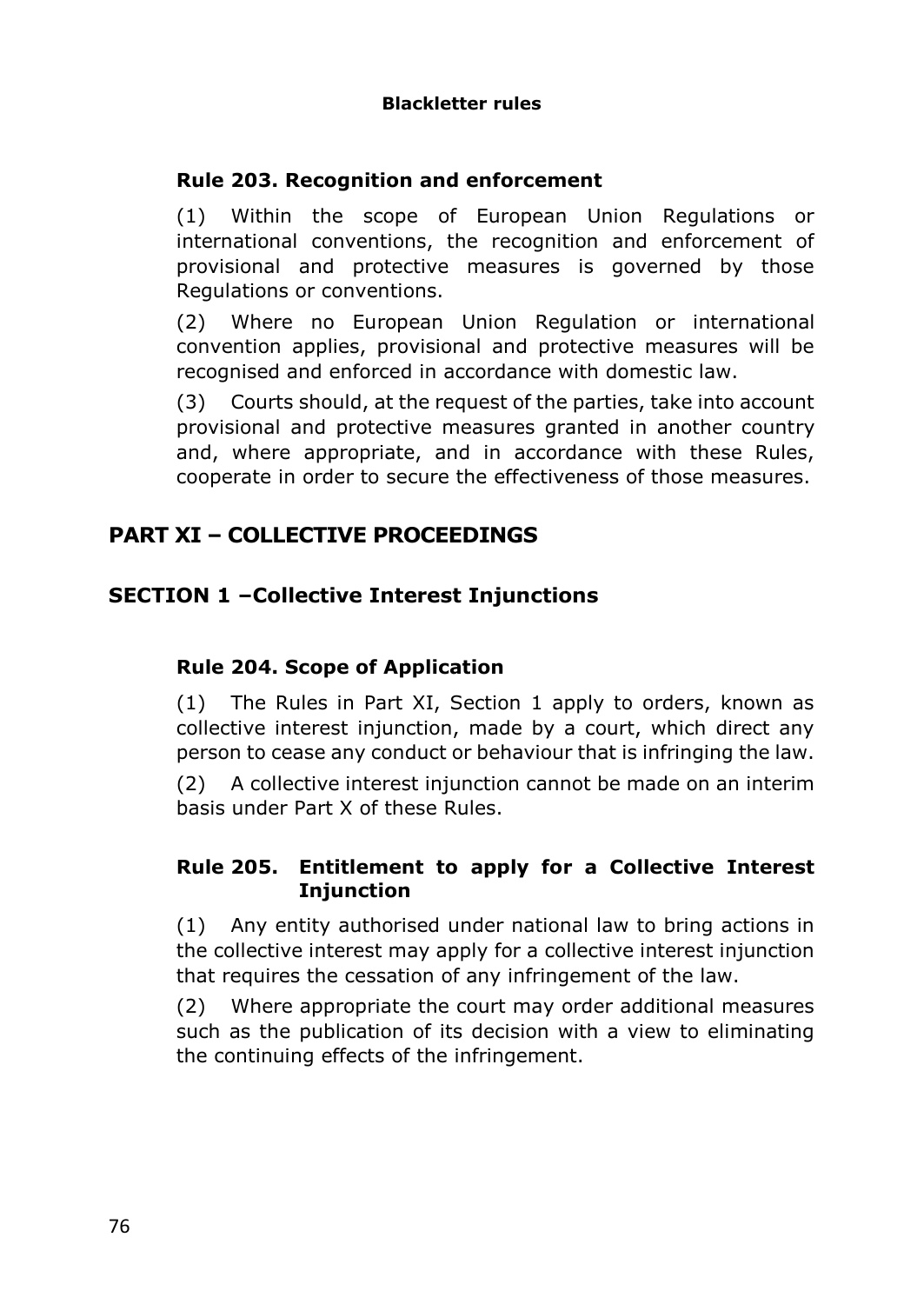**Blackletter rules**

### Rule 203. Recognition and enforcement

(1) Within the scope of European Union Regulations or international conventions, the recognition and enforcement of provisional and protective measures is governed by those Regulations or conventions.

(2) Where no European Union Regulation or international convention applies, provisional and protective measures will be recognised and enforced in accordance with domestic law.

(3) Courts should, at the request of the parties, take into account provisional and protective measures granted in another country and, where appropriate, and in accordance with these Rules, cooperate in order to secure the effectiveness of those measures.

# PART XI – COLLECTIVE PROCEEDINGS

## SECTION 1 –Collective Interest Injunctions

### Rule 204. Scope of Application

(1) The Rules in Part XI, Section 1 apply to orders, known as collective interest injunction, made by a court, which direct any person to cease any conduct or behaviour that is infringing the law.

(2) A collective interest injunction cannot be made on an interim basis under Part X of these Rules.

### Rule 205. Entitlement to apply for a Collective Interest Injunction

(1) Any entity authorised under national law to bring actions in the collective interest may apply for a collective interest injunction that requires the cessation of any infringement of the law.

(2) Where appropriate the court may order additional measures such as the publication of its decision with a view to eliminating the continuing effects of the infringement.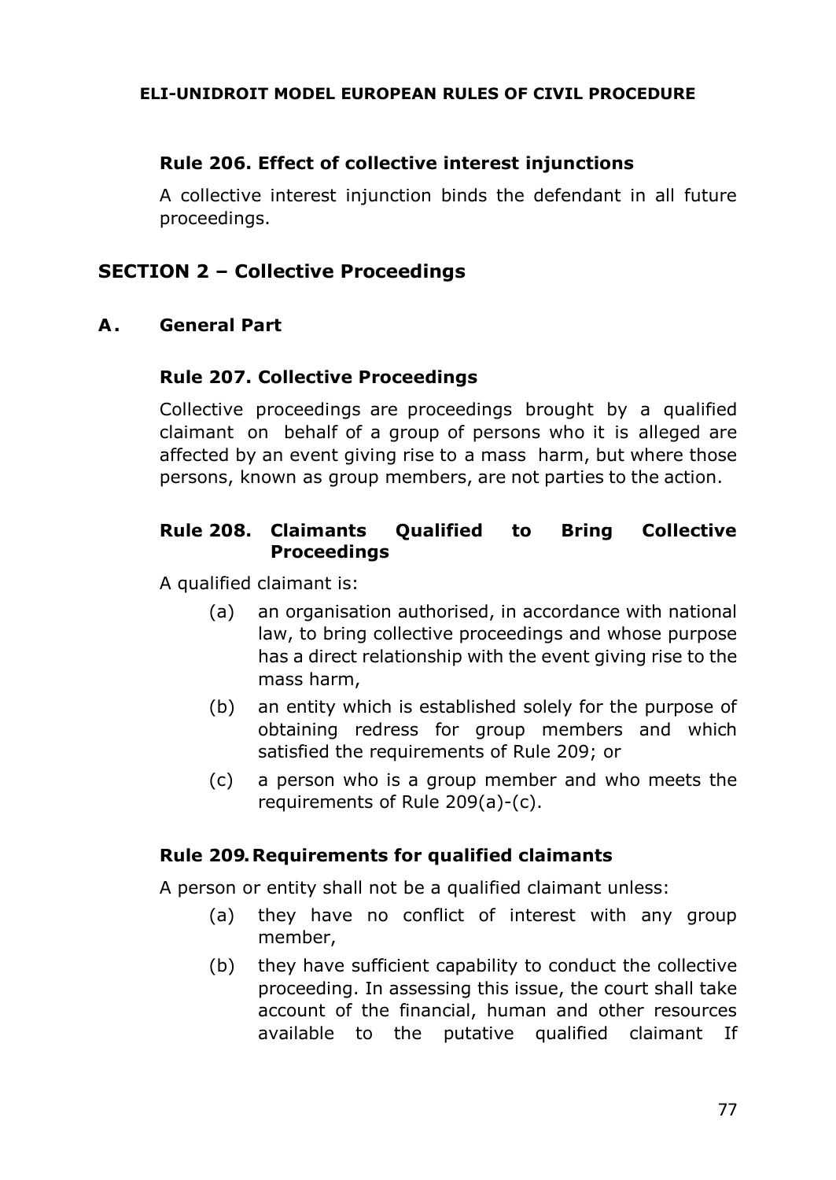#### Rule 206. Effect of collective interest injunctions

A collective interest injunction binds the defendant in all future proceedings.

## SECTION 2 – Collective Proceedings

### A. General Part

#### Rule 207. Collective Proceedings

Collective proceedings are proceedings brought by a qualified claimant on behalf of a group of persons who it is alleged are affected by an event giving rise to a mass harm, but where those persons, known as group members, are not parties to the action.

#### Rule 208. Claimants Qualified to Bring Collective Proceedings

A qualified claimant is:

- (a) an organisation authorised, in accordance with national law, to bring collective proceedings and whose purpose has a direct relationship with the event giving rise to the mass harm,
- (b) an entity which is established solely for the purpose of obtaining redress for group members and which satisfied the requirements of Rule 209; or
- (c) a person who is a group member and who meets the requirements of Rule 209(a)-(c).

#### Rule 209. Requirements for qualified claimants

A person or entity shall not be a qualified claimant unless:

- (a) they have no conflict of interest with any group member,
- (b) they have sufficient capability to conduct the collective proceeding. In assessing this issue, the court shall take account of the financial, human and other resources available to the putative qualified claimant If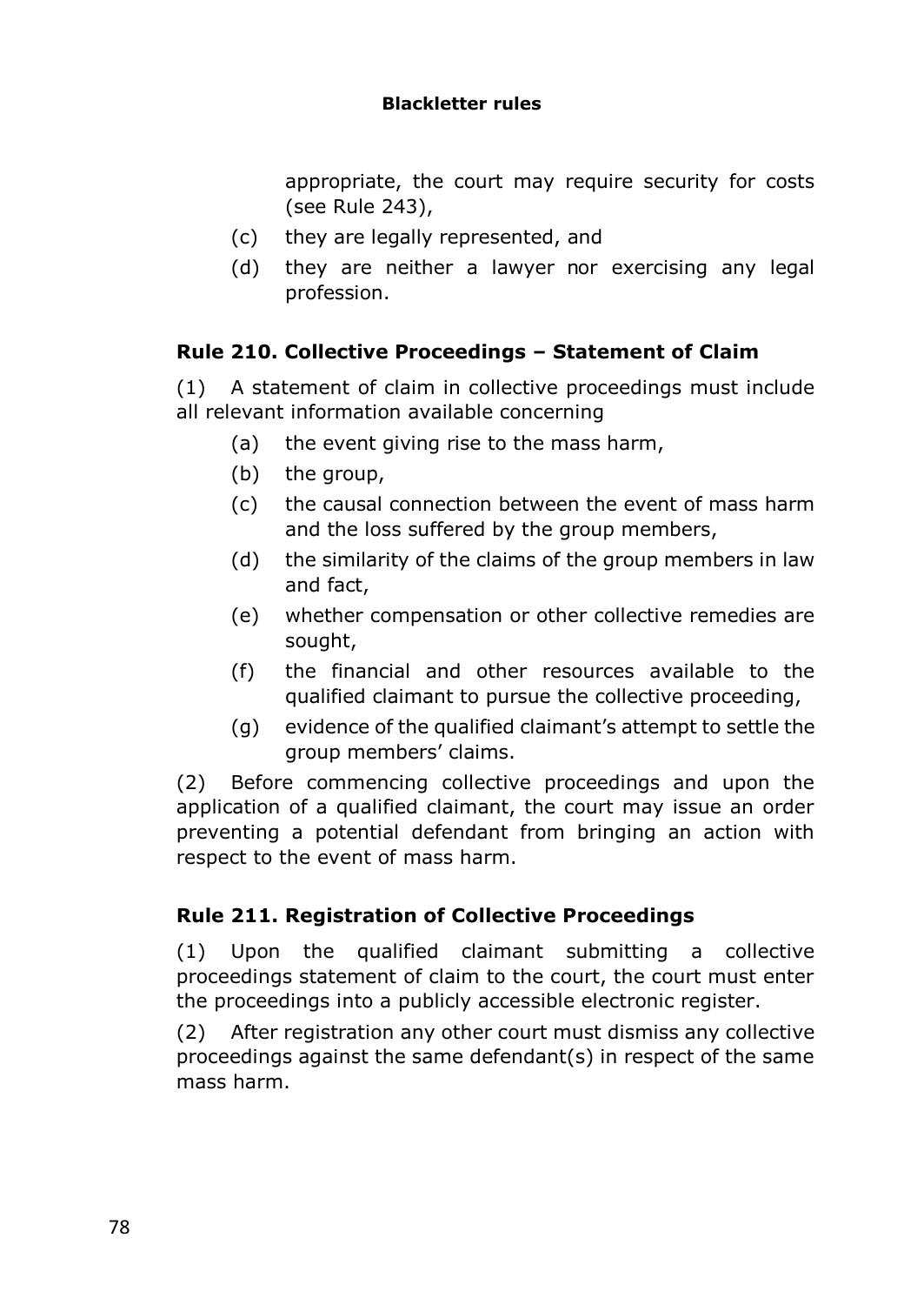appropriate, the court may require security for costs (see Rule 243),

(c) they are legally represented, and

(d) they are neither a lawyer nor exercising any legal profession.

### Rule 210. Collective Proceedings – Statement of Claim

(1) A statement of claim in collective proceedings must include all relevant information available concerning

(a) the event giving rise to the mass harm,

(b) the group,

(c) the causal connection between the event of mass harm and the loss suffered by the group members,

(d) the similarity of the claims of the group members in law and fact,

(e) whether compensation or other collective remedies are sought,

(f) the financial and other resources available to the qualified claimant to pursue the collective proceeding,

(g) evidence of the qualified claimant's attempt to settle the group members' claims.

(2) Before commencing collective proceedings and upon the application of a qualified claimant, the court may issue an order preventing a potential defendant from bringing an action with respect to the event of mass harm.

### Rule 211. Registration of Collective Proceedings

(1) Upon the qualified claimant submitting a collective proceedings statement of claim to the court, the court must enter the proceedings into a publicly accessible electronic register.

(2) After registration any other court must dismiss any collective proceedings against the same defendant(s) in respect of the same mass harm.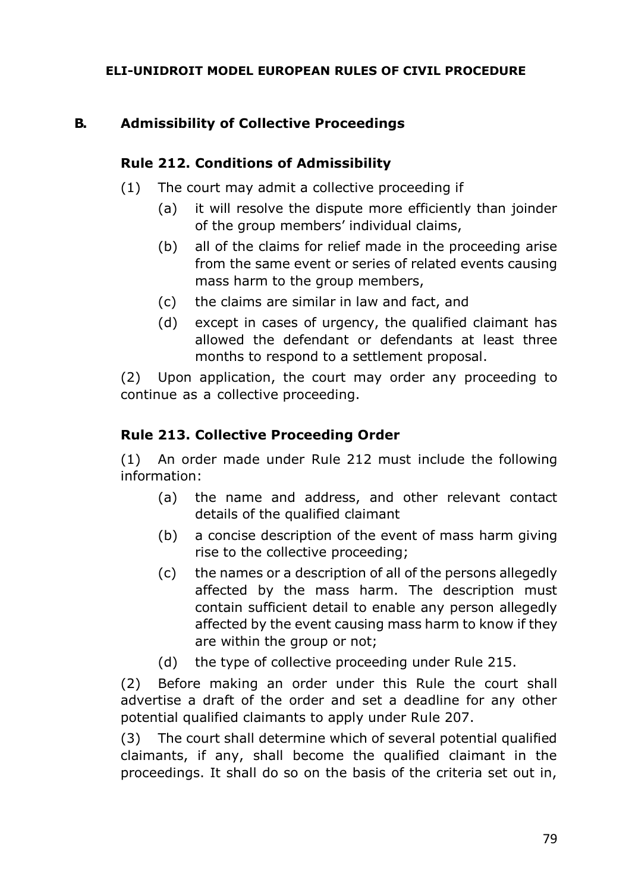## B. Admissibility of Collective Proceedings

### Rule 212. Conditions of Admissibility

(1) The court may admit a collective proceeding if

- (a) it will resolve the dispute more efficiently than joinder of the group members' individual claims,
- (b) all of the claims for relief made in the proceeding arise from the same event or series of related events causing mass harm to the group members,
- (c) the claims are similar in law and fact, and
- (d) except in cases of urgency, the qualified claimant has allowed the defendant or defendants at least three months to respond to a settlement proposal.

(2) Upon application, the court may order any proceeding to continue as a collective proceeding.

### Rule 213. Collective Proceeding Order

(1) An order made under Rule 212 must include the following information:

- (a) the name and address, and other relevant contact details of the qualified claimant
- (b) a concise description of the event of mass harm giving rise to the collective proceeding;
- (c) the names or a description of all of the persons allegedly affected by the mass harm. The description must contain sufficient detail to enable any person allegedly affected by the event causing mass harm to know if they are within the group or not;
- (d) the type of collective proceeding under Rule 215.

(2) Before making an order under this Rule the court shall advertise a draft of the order and set a deadline for any other potential qualified claimants to apply under Rule 207.

(3) The court shall determine which of several potential qualified claimants, if any, shall become the qualified claimant in the proceedings. It shall do so on the basis of the criteria set out in,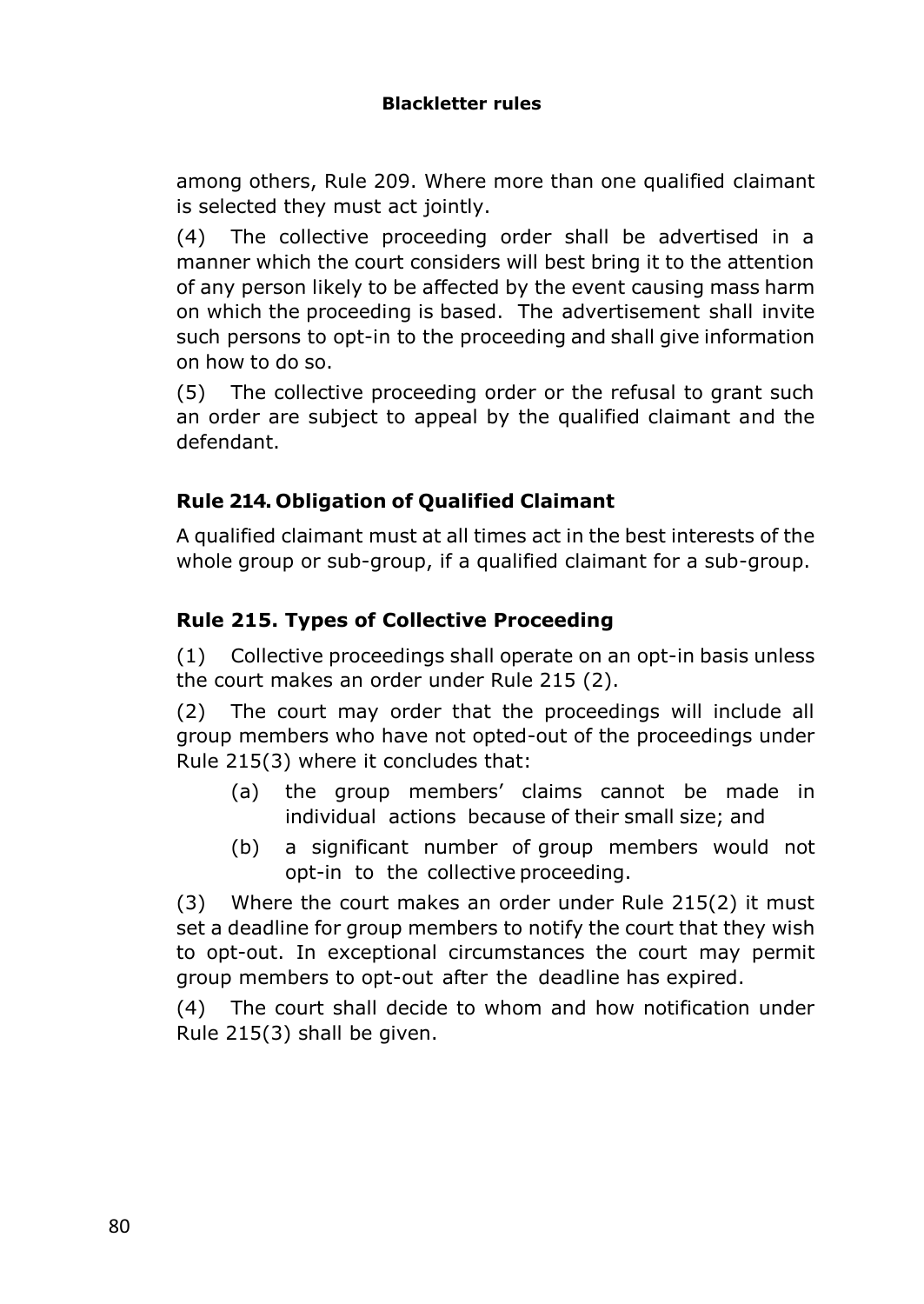among others, Rule 209. Where more than one qualified claimant is selected they must act jointly.

(4) The collective proceeding order shall be advertised in a manner which the court considers will best bring it to the attention of any person likely to be affected by the event causing mass harm on which the proceeding is based. The advertisement shall invite such persons to opt-in to the proceeding and shall give information on how to do so.

(5) The collective proceeding order or the refusal to grant such an order are subject to appeal by the qualified claimant and the defendant.

### Rule 214. Obligation of Qualified Claimant

A qualified claimant must at all times act in the best interests of the whole group or sub-group, if a qualified claimant for a sub-group.

### Rule 215. Types of Collective Proceeding

(1) Collective proceedings shall operate on an opt-in basis unless the court makes an order under Rule 215 (2).

(2) The court may order that the proceedings will include all group members who have not opted-out of the proceedings under Rule 215(3) where it concludes that:

- (a) the group members' claims cannot be made in individual actions because of their small size; and
- (b) a significant number of group members would not opt-in to the collective proceeding.

(3) Where the court makes an order under Rule 215(2) it must set a deadline for group members to notify the court that they wish to opt-out. In exceptional circumstances the court may permit group members to opt-out after the deadline has expired.

(4) The court shall decide to whom and how notification under Rule 215(3) shall be given.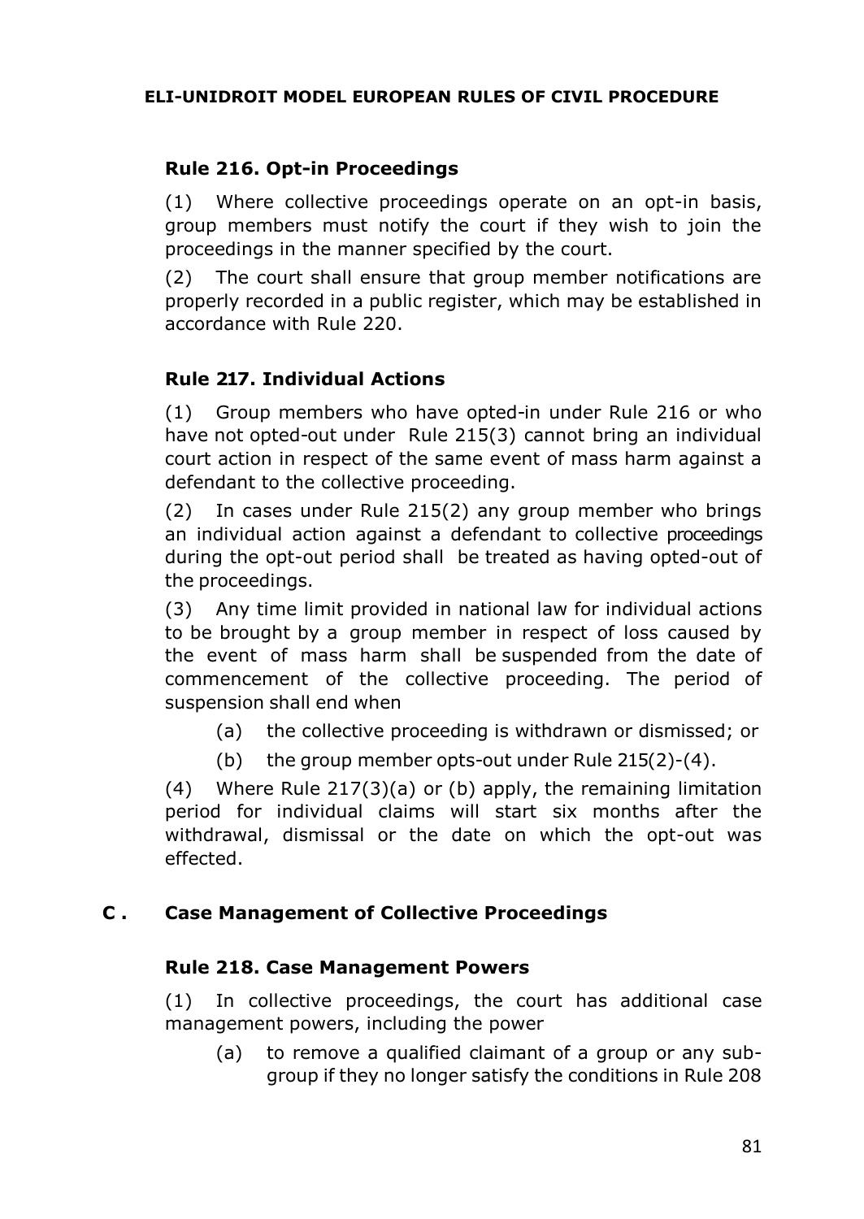### Rule 216. Opt-in Proceedings

(1) Where collective proceedings operate on an opt-in basis, group members must notify the court if they wish to join the proceedings in the manner specified by the court.

(2) The court shall ensure that group member notifications are properly recorded in a public register, which may be established in accordance with Rule 220.

### Rule 217. Individual Actions

(1) Group members who have opted-in under Rule 216 or who have not opted-out under Rule 215(3) cannot bring an individual court action in respect of the same event of mass harm against a defendant to the collective proceeding.

(2) In cases under Rule 215(2) any group member who brings an individual action against a defendant to collective proceedings during the opt-out period shall be treated as having opted-out of the proceedings.

(3) Any time limit provided in national law for individual actions to be brought by a group member in respect of loss caused by the event of mass harm shall be suspended from the date of commencement of the collective proceeding. The period of suspension shall end when

- (a) the collective proceeding is withdrawn or dismissed; or
- (b) the group member opts-out under Rule 215(2)-(4).

(4) Where Rule 217(3)(a) or (b) apply, the remaining limitation period for individual claims will start six months after the withdrawal, dismissal or the date on which the opt-out was effected.

## C . Case Management of Collective Proceedings

### Rule 218. Case Management Powers

(1) In collective proceedings, the court has additional case management powers, including the power

- (a) to remove a qualified claimant of a group or any sub-group if they no longer satisfy the conditions in Rule 208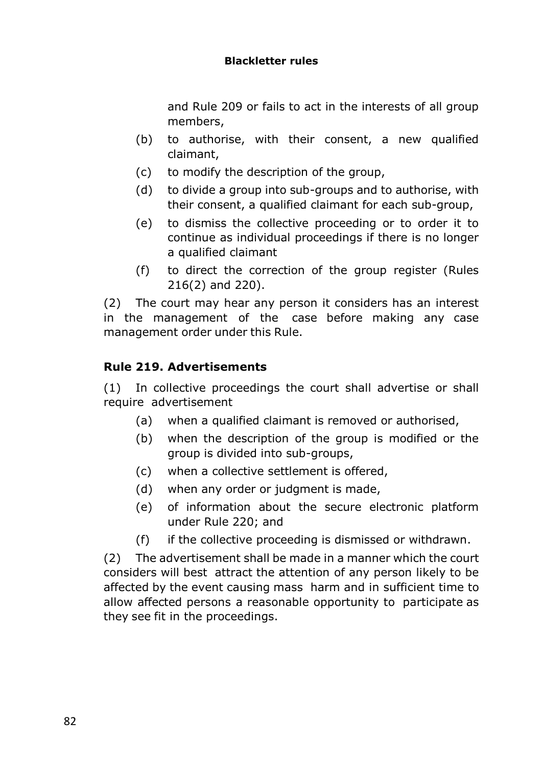and Rule 209 or fails to act in the interests of all group members,

- (b) to authorise, with their consent, a new qualified claimant,
- (c) to modify the description of the group,
- (d) to divide a group into sub-groups and to authorise, with their consent, a qualified claimant for each sub-group,
- (e) to dismiss the collective proceeding or to order it to continue as individual proceedings if there is no longer a qualified claimant
- (f) to direct the correction of the group register (Rules 216(2) and 220).

(2) The court may hear any person it considers has an interest in the management of the case before making any case management order under this Rule.

### Rule 219. Advertisements

(1) In collective proceedings the court shall advertise or shall require advertisement

- (a) when a qualified claimant is removed or authorised,
- (b) when the description of the group is modified or the group is divided into sub-groups,
- (c) when a collective settlement is offered,
- (d) when any order or judgment is made,
- (e) of information about the secure electronic platform under Rule 220; and
- (f) if the collective proceeding is dismissed or withdrawn.

(2) The advertisement shall be made in a manner which the court considers will best attract the attention of any person likely to be affected by the event causing mass harm and in sufficient time to allow affected persons a reasonable opportunity to participate as they see fit in the proceedings.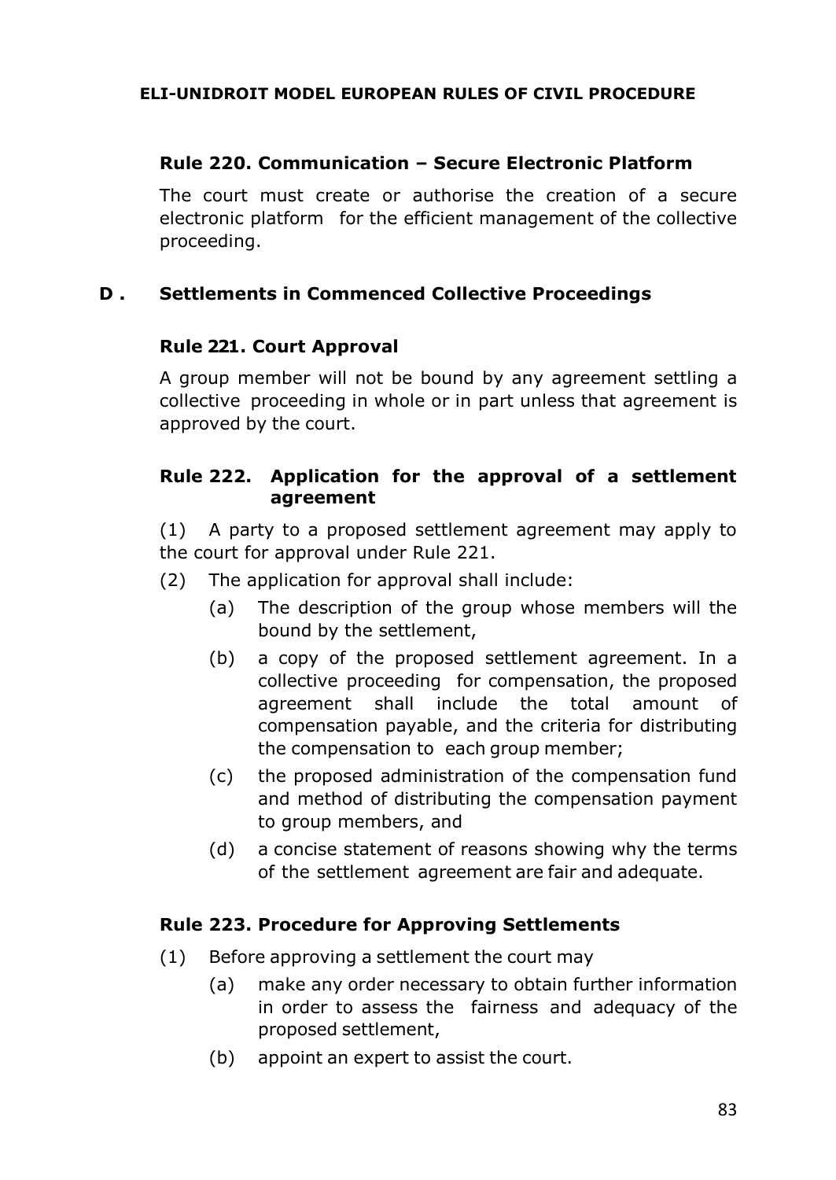### Rule 220. Communication – Secure Electronic Platform

The court must create or authorise the creation of a secure electronic platform for the efficient management of the collective proceeding.

## D . Settlements in Commenced Collective Proceedings

### Rule 221. Court Approval

A group member will not be bound by any agreement settling a collective proceeding in whole or in part unless that agreement is approved by the court.

### Rule 222. Application for the approval of a settlement agreement

(1) A party to a proposed settlement agreement may apply to the court for approval under Rule 221.

(2) The application for approval shall include:

- (a) The description of the group whose members will the bound by the settlement,
- (b) a copy of the proposed settlement agreement. In a collective proceeding for compensation, the proposed agreement shall include the total amount of compensation payable, and the criteria for distributing the compensation to each group member;
- (c) the proposed administration of the compensation fund and method of distributing the compensation payment to group members, and
- (d) a concise statement of reasons showing why the terms of the settlement agreement are fair and adequate.

### Rule 223. Procedure for Approving Settlements

(1) Before approving a settlement the court may

- (a) make any order necessary to obtain further information in order to assess the fairness and adequacy of the proposed settlement,
- (b) appoint an expert to assist the court.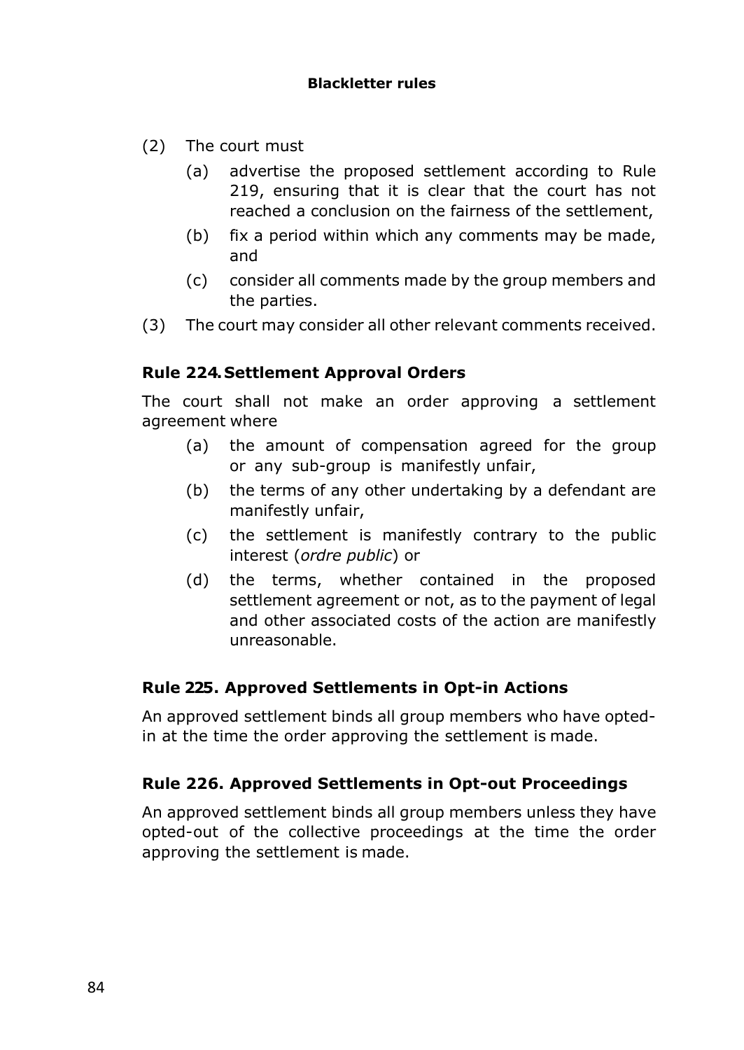(2) The court must

  (a) advertise the proposed settlement according to Rule 219, ensuring that it is clear that the court has not reached a conclusion on the fairness of the settlement,

  (b) fix a period within which any comments may be made, and

  (c) consider all comments made by the group members and the parties.

(3) The court may consider all other relevant comments received.

### Rule 224. Settlement Approval Orders

The court shall not make an order approving a settlement agreement where

  (a) the amount of compensation agreed for the group or any sub-group is manifestly unfair,

  (b) the terms of any other undertaking by a defendant are manifestly unfair,

  (c) the settlement is manifestly contrary to the public interest (*ordre public*) or

  (d) the terms, whether contained in the proposed settlement agreement or not, as to the payment of legal and other associated costs of the action are manifestly unreasonable.

### Rule 225. Approved Settlements in Opt-in Actions

An approved settlement binds all group members who have opted-in at the time the order approving the settlement is made.

### Rule 226. Approved Settlements in Opt-out Proceedings

An approved settlement binds all group members unless they have opted-out of the collective proceedings at the time the order approving the settlement is made.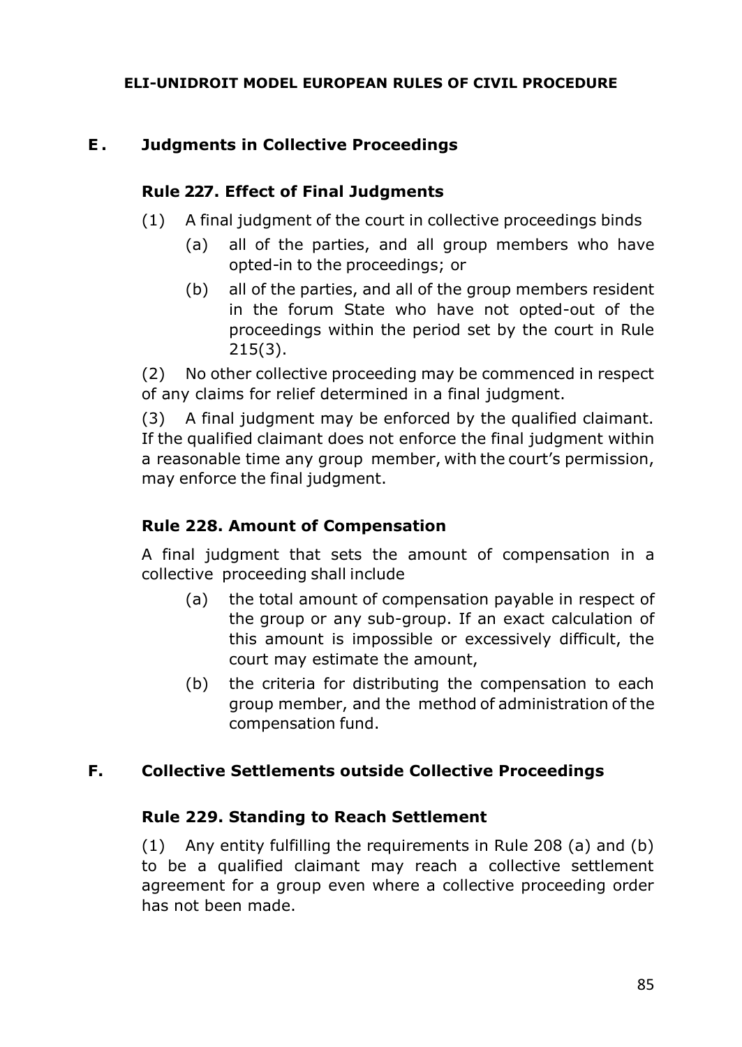## E. Judgments in Collective Proceedings

### Rule 227. Effect of Final Judgments

(1) A final judgment of the court in collective proceedings binds

- (a) all of the parties, and all group members who have opted-in to the proceedings; or
- (b) all of the parties, and all of the group members resident in the forum State who have not opted-out of the proceedings within the period set by the court in Rule 215(3).

(2) No other collective proceeding may be commenced in respect of any claims for relief determined in a final judgment.

(3) A final judgment may be enforced by the qualified claimant. If the qualified claimant does not enforce the final judgment within a reasonable time any group member, with the court's permission, may enforce the final judgment.

### Rule 228. Amount of Compensation

A final judgment that sets the amount of compensation in a collective proceeding shall include

- (a) the total amount of compensation payable in respect of the group or any sub-group. If an exact calculation of this amount is impossible or excessively difficult, the court may estimate the amount,
- (b) the criteria for distributing the compensation to each group member, and the method of administration of the compensation fund.

## F. Collective Settlements outside Collective Proceedings

### Rule 229. Standing to Reach Settlement

(1) Any entity fulfilling the requirements in Rule 208 (a) and (b) to be a qualified claimant may reach a collective settlement agreement for a group even where a collective proceeding order has not been made.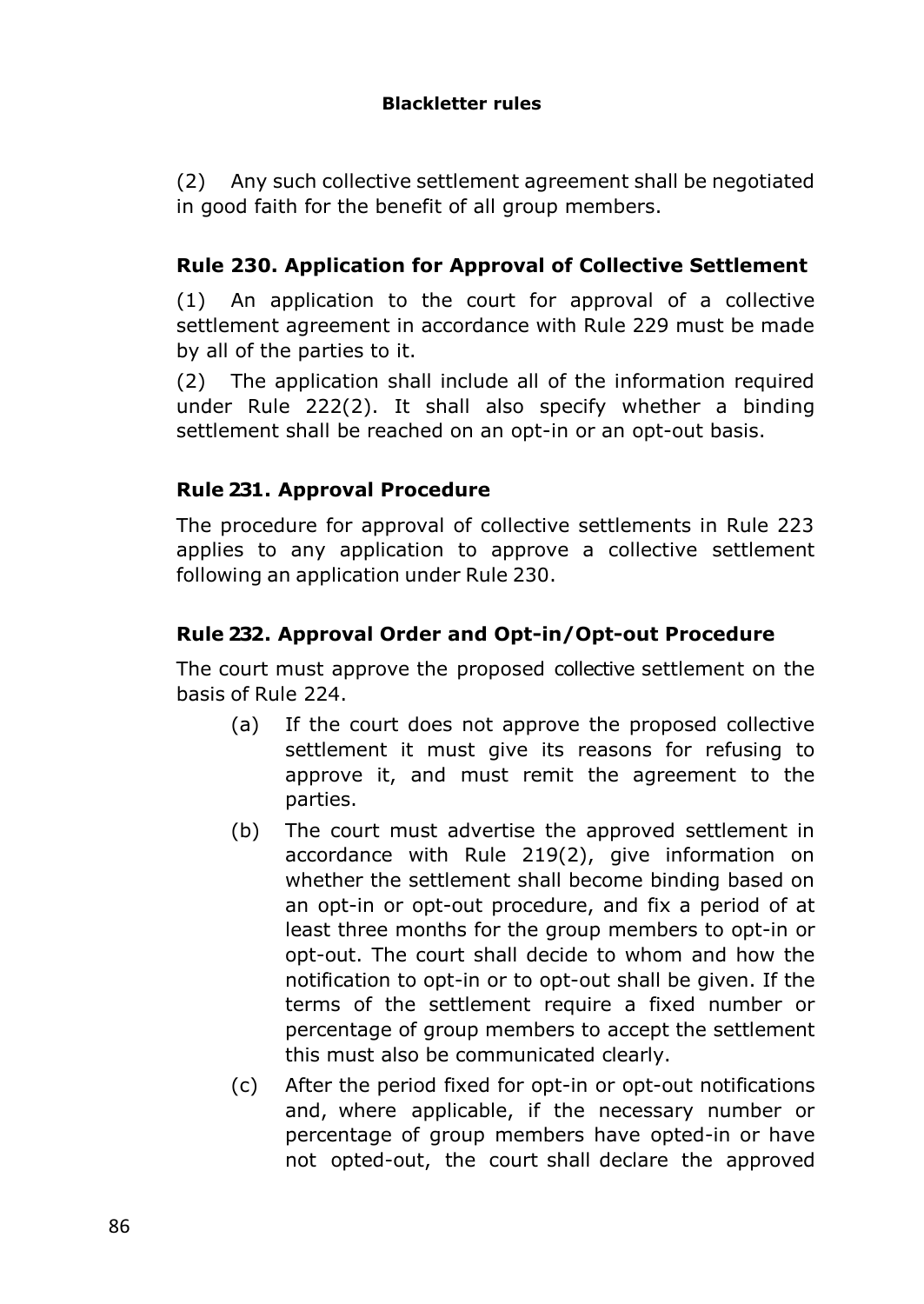(2) Any such collective settlement agreement shall be negotiated in good faith for the benefit of all group members.

### Rule 230. Application for Approval of Collective Settlement

(1) An application to the court for approval of a collective settlement agreement in accordance with Rule 229 must be made by all of the parties to it.

(2) The application shall include all of the information required under Rule 222(2). It shall also specify whether a binding settlement shall be reached on an opt-in or an opt-out basis.

### Rule 231. Approval Procedure

The procedure for approval of collective settlements in Rule 223 applies to any application to approve a collective settlement following an application under Rule 230.

### Rule 232. Approval Order and Opt-in/Opt-out Procedure

The court must approve the proposed collective settlement on the basis of Rule 224.

(a) If the court does not approve the proposed collective settlement it must give its reasons for refusing to approve it, and must remit the agreement to the parties.

(b) The court must advertise the approved settlement in accordance with Rule 219(2), give information on whether the settlement shall become binding based on an opt-in or opt-out procedure, and fix a period of at least three months for the group members to opt-in or opt-out. The court shall decide to whom and how the notification to opt-in or to opt-out shall be given. If the terms of the settlement require a fixed number or percentage of group members to accept the settlement this must also be communicated clearly.

(c) After the period fixed for opt-in or opt-out notifications and, where applicable, if the necessary number or percentage of group members have opted-in or have not opted-out, the court shall declare the approved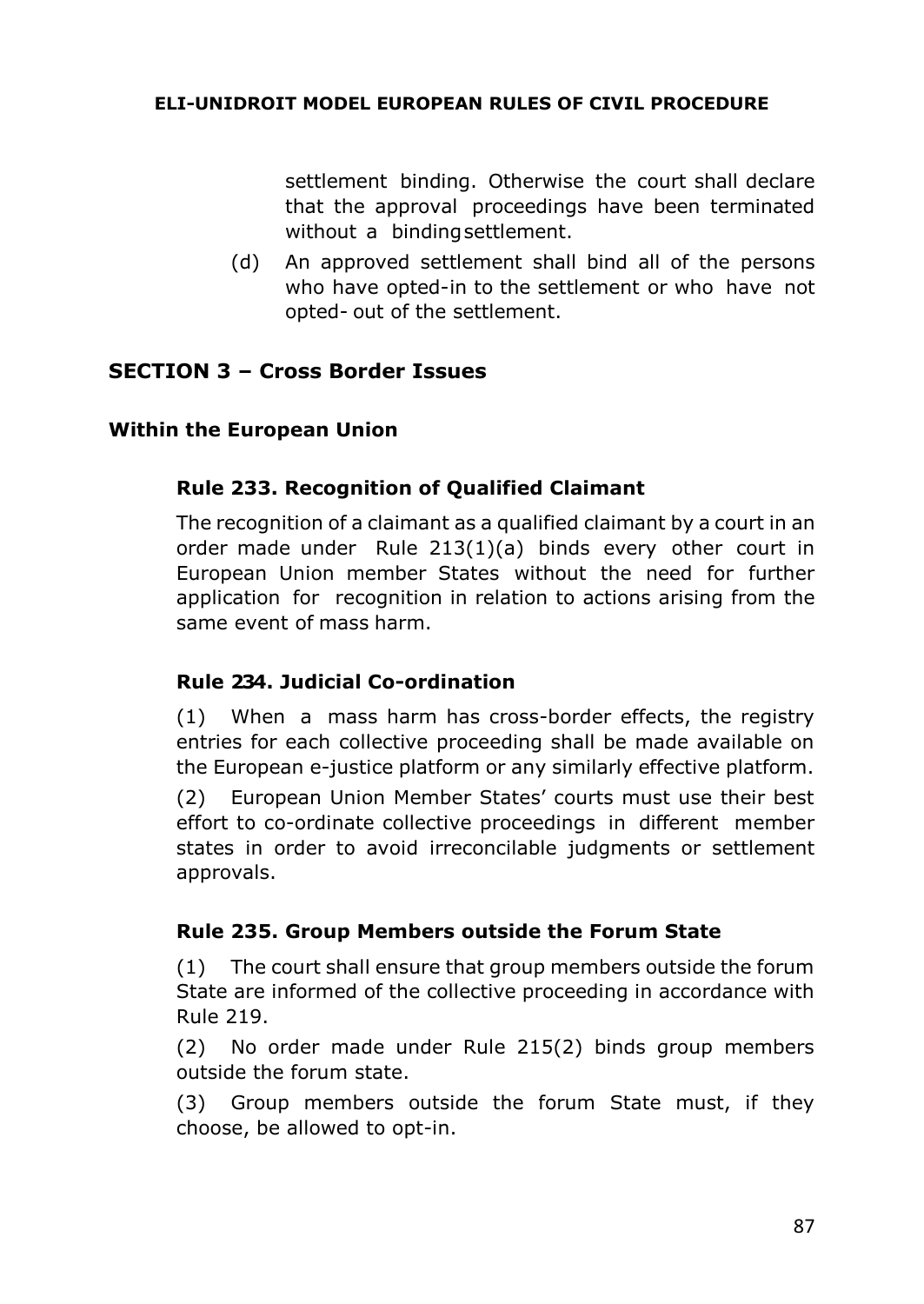settlement binding. Otherwise the court shall declare that the approval proceedings have been terminated without a binding settlement.

(d) An approved settlement shall bind all of the persons who have opted-in to the settlement or who have not opted- out of the settlement.

## SECTION 3 – Cross Border Issues

### Within the European Union

#### Rule 233. Recognition of Qualified Claimant

The recognition of a claimant as a qualified claimant by a court in an order made under Rule 213(1)(a) binds every other court in European Union member States without the need for further application for recognition in relation to actions arising from the same event of mass harm.

#### Rule 234. Judicial Co-ordination

(1) When a mass harm has cross-border effects, the registry entries for each collective proceeding shall be made available on the European e-justice platform or any similarly effective platform.

(2) European Union Member States' courts must use their best effort to co-ordinate collective proceedings in different member states in order to avoid irreconcilable judgments or settlement approvals.

#### Rule 235. Group Members outside the Forum State

(1) The court shall ensure that group members outside the forum State are informed of the collective proceeding in accordance with Rule 219.

(2) No order made under Rule 215(2) binds group members outside the forum state.

(3) Group members outside the forum State must, if they choose, be allowed to opt-in.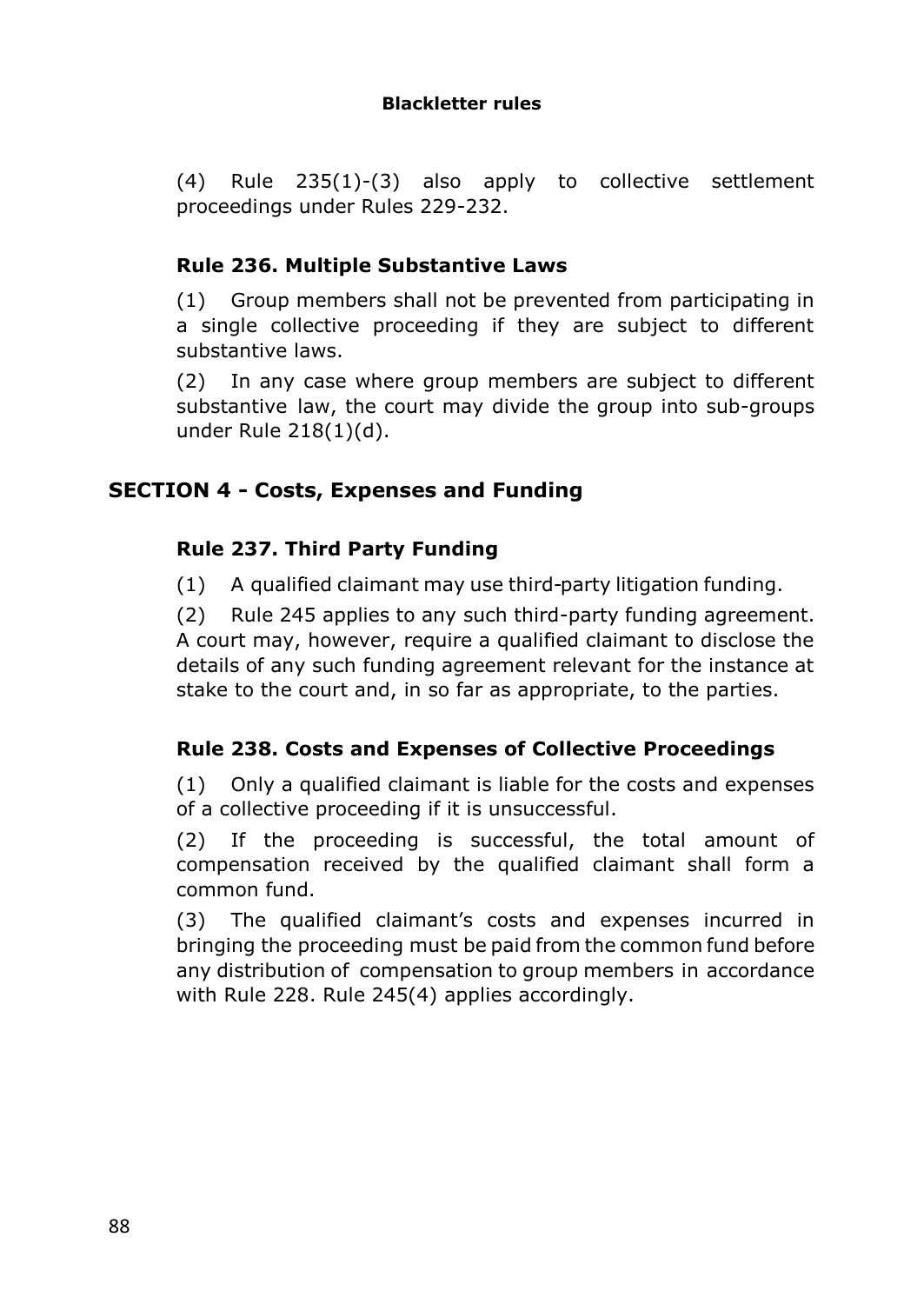(4) Rule 235(1)-(3) also apply to collective settlement proceedings under Rules 229-232.

### Rule 236. Multiple Substantive Laws

(1) Group members shall not be prevented from participating in a single collective proceeding if they are subject to different substantive laws.

(2) In any case where group members are subject to different substantive law, the court may divide the group into sub-groups under Rule 218(1)(d).

## SECTION 4 - Costs, Expenses and Funding

### Rule 237. Third Party Funding

(1) A qualified claimant may use third-party litigation funding.

(2) Rule 245 applies to any such third-party funding agreement. A court may, however, require a qualified claimant to disclose the details of any such funding agreement relevant for the instance at stake to the court and, in so far as appropriate, to the parties.

### Rule 238. Costs and Expenses of Collective Proceedings

(1) Only a qualified claimant is liable for the costs and expenses of a collective proceeding if it is unsuccessful.

(2) If the proceeding is successful, the total amount of compensation received by the qualified claimant shall form a common fund.

(3) The qualified claimant's costs and expenses incurred in bringing the proceeding must be paid from the common fund before any distribution of compensation to group members in accordance with Rule 228. Rule 245(4) applies accordingly.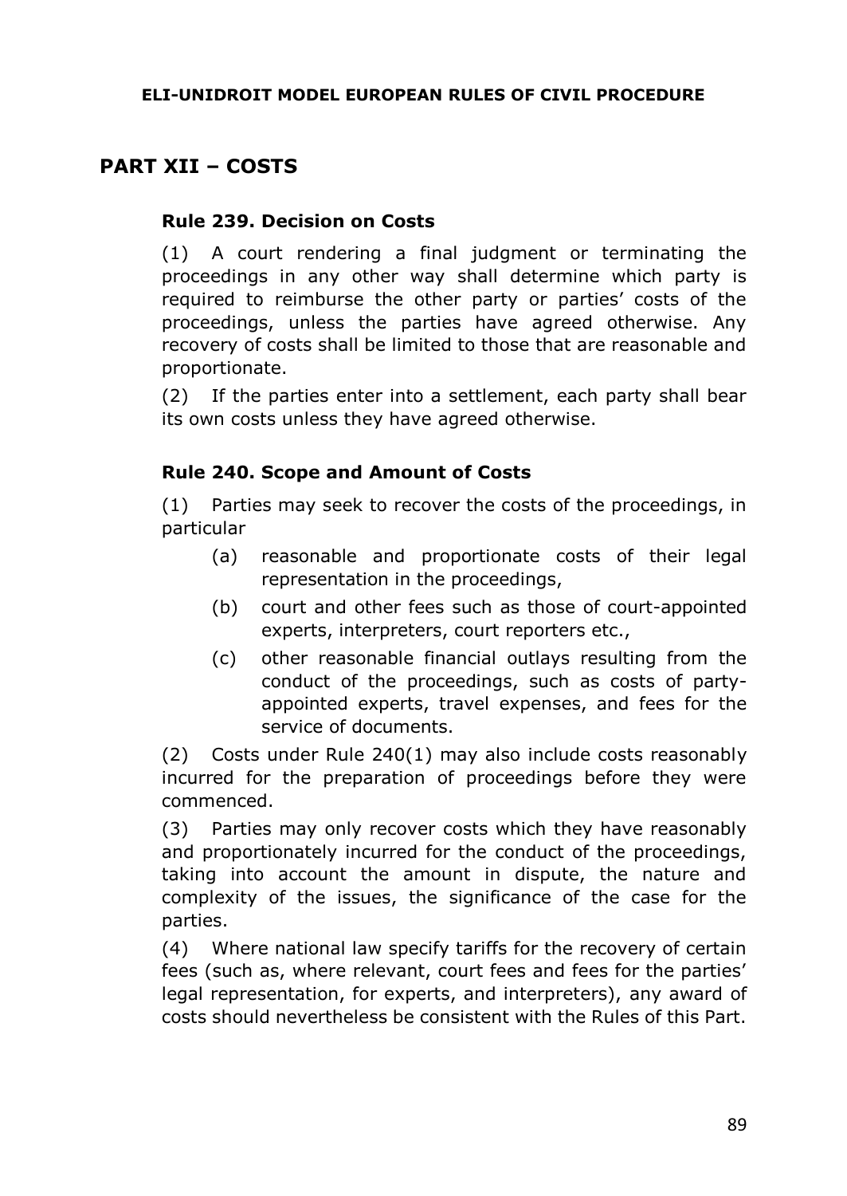# PART XII – COSTS

### Rule 239. Decision on Costs

(1) A court rendering a final judgment or terminating the proceedings in any other way shall determine which party is required to reimburse the other party or parties' costs of the proceedings, unless the parties have agreed otherwise. Any recovery of costs shall be limited to those that are reasonable and proportionate.

(2) If the parties enter into a settlement, each party shall bear its own costs unless they have agreed otherwise.

### Rule 240. Scope and Amount of Costs

(1) Parties may seek to recover the costs of the proceedings, in particular

- (a) reasonable and proportionate costs of their legal representation in the proceedings,
- (b) court and other fees such as those of court-appointed experts, interpreters, court reporters etc.,
- (c) other reasonable financial outlays resulting from the conduct of the proceedings, such as costs of party-appointed experts, travel expenses, and fees for the service of documents.

(2) Costs under Rule 240(1) may also include costs reasonably incurred for the preparation of proceedings before they were commenced.

(3) Parties may only recover costs which they have reasonably and proportionately incurred for the conduct of the proceedings, taking into account the amount in dispute, the nature and complexity of the issues, the significance of the case for the parties.

(4) Where national law specify tariffs for the recovery of certain fees (such as, where relevant, court fees and fees for the parties' legal representation, for experts, and interpreters), any award of costs should nevertheless be consistent with the Rules of this Part.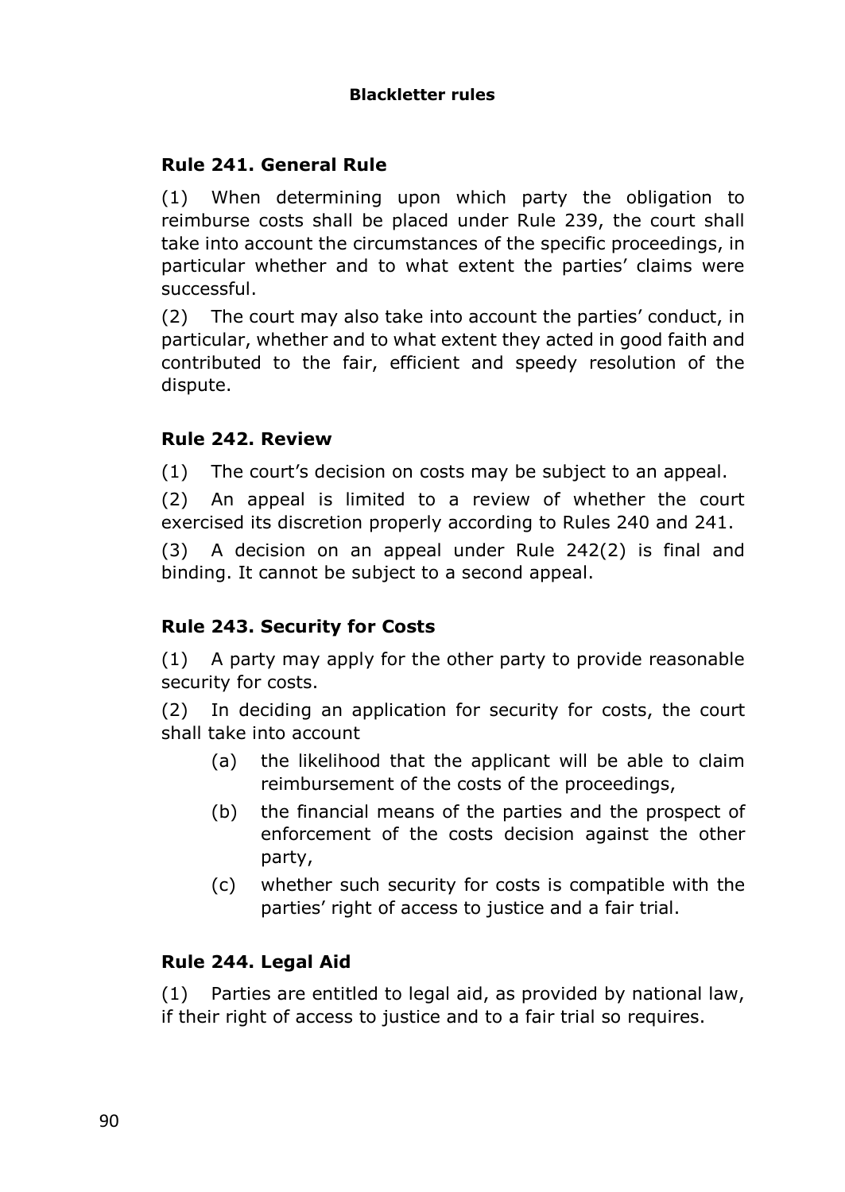**Blackletter rules**

## Rule 241. General Rule

(1) When determining upon which party the obligation to reimburse costs shall be placed under Rule 239, the court shall take into account the circumstances of the specific proceedings, in particular whether and to what extent the parties' claims were successful.

(2) The court may also take into account the parties' conduct, in particular, whether and to what extent they acted in good faith and contributed to the fair, efficient and speedy resolution of the dispute.

## Rule 242. Review

(1) The court's decision on costs may be subject to an appeal.

(2) An appeal is limited to a review of whether the court exercised its discretion properly according to Rules 240 and 241.

(3) A decision on an appeal under Rule 242(2) is final and binding. It cannot be subject to a second appeal.

## Rule 243. Security for Costs

(1) A party may apply for the other party to provide reasonable security for costs.

(2) In deciding an application for security for costs, the court shall take into account

- (a) the likelihood that the applicant will be able to claim reimbursement of the costs of the proceedings,
- (b) the financial means of the parties and the prospect of enforcement of the costs decision against the other party,
- (c) whether such security for costs is compatible with the parties' right of access to justice and a fair trial.

## Rule 244. Legal Aid

(1) Parties are entitled to legal aid, as provided by national law, if their right of access to justice and to a fair trial so requires.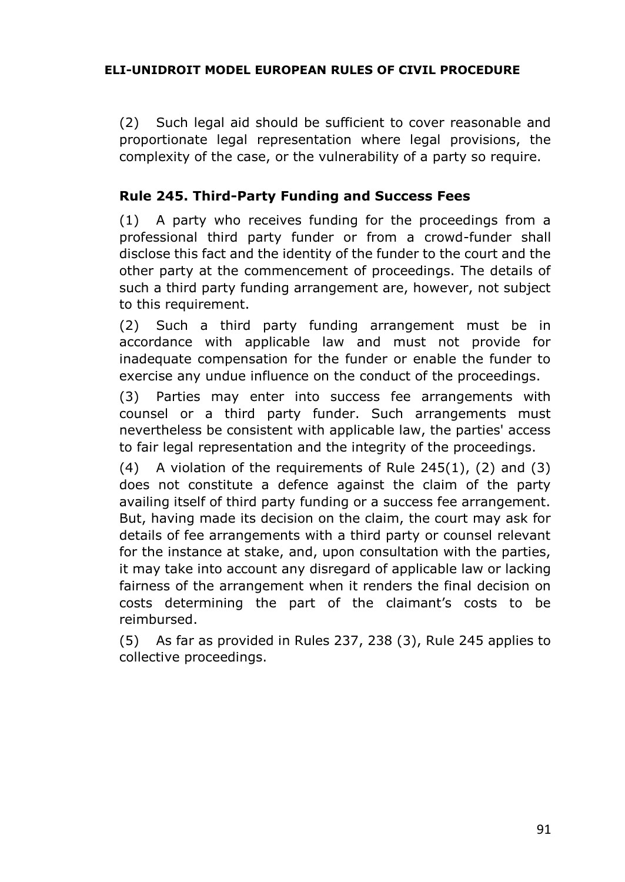(2) Such legal aid should be sufficient to cover reasonable and proportionate legal representation where legal provisions, the complexity of the case, or the vulnerability of a party so require.

### Rule 245. Third-Party Funding and Success Fees

(1) A party who receives funding for the proceedings from a professional third party funder or from a crowd-funder shall disclose this fact and the identity of the funder to the court and the other party at the commencement of proceedings. The details of such a third party funding arrangement are, however, not subject to this requirement.

(2) Such a third party funding arrangement must be in accordance with applicable law and must not provide for inadequate compensation for the funder or enable the funder to exercise any undue influence on the conduct of the proceedings.

(3) Parties may enter into success fee arrangements with counsel or a third party funder. Such arrangements must nevertheless be consistent with applicable law, the parties' access to fair legal representation and the integrity of the proceedings.

(4) A violation of the requirements of Rule 245(1), (2) and (3) does not constitute a defence against the claim of the party availing itself of third party funding or a success fee arrangement. But, having made its decision on the claim, the court may ask for details of fee arrangements with a third party or counsel relevant for the instance at stake, and, upon consultation with the parties, it may take into account any disregard of applicable law or lacking fairness of the arrangement when it renders the final decision on costs determining the part of the claimant's costs to be reimbursed.

(5) As far as provided in Rules 237, 238 (3), Rule 245 applies to collective proceedings.